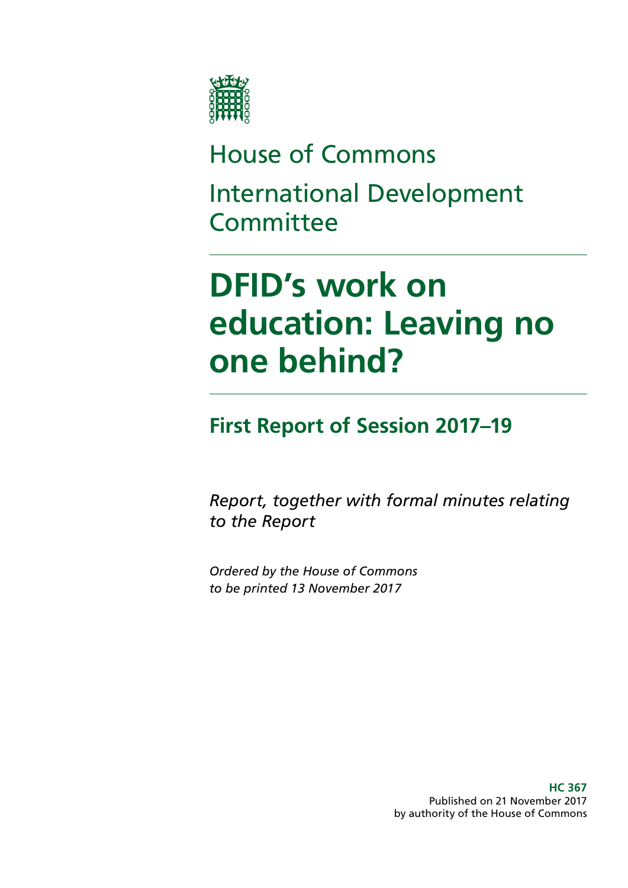House of Commons

International Development Committee

# DFID's work on education: Leaving no one behind?

## First Report of Session 2017–19

*Report, together with formal minutes relating to the Report*

*Ordered by the House of Commons to be printed 13 November 2017*

**HC 367**
Published on 21 November 2017
by authority of the House of Commons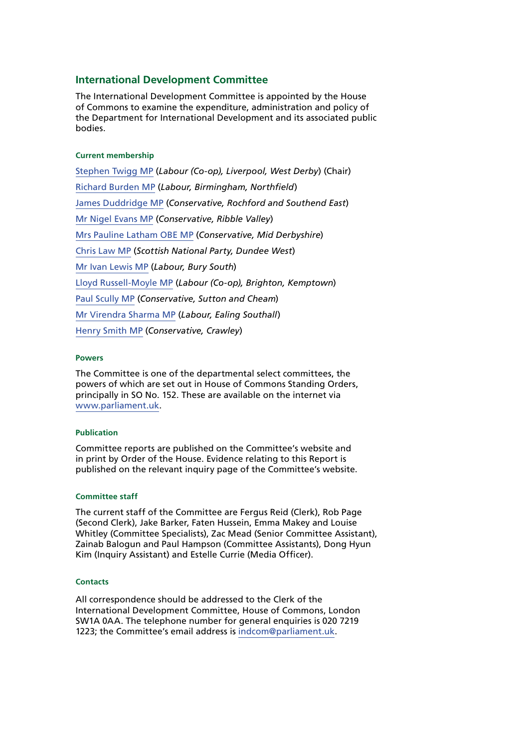## International Development Committee

The International Development Committee is appointed by the House of Commons to examine the expenditure, administration and policy of the Department for International Development and its associated public bodies.

### Current membership

[Stephen Twigg MP](#) (*Labour (Co-op), Liverpool, West Derby*) (Chair)

[Richard Burden MP](#) (*Labour, Birmingham, Northfield*)

[James Duddridge MP](#) (*Conservative, Rochford and Southend East*)

[Mr Nigel Evans MP](#) (*Conservative, Ribble Valley*)

[Mrs Pauline Latham OBE MP](#) (*Conservative, Mid Derbyshire*)

[Chris Law MP](#) (*Scottish National Party, Dundee West*)

[Mr Ivan Lewis MP](#) (*Labour, Bury South*)

[Lloyd Russell-Moyle MP](#) (*Labour (Co-op), Brighton, Kemptown*)

[Paul Scully MP](#) (*Conservative, Sutton and Cheam*)

[Mr Virendra Sharma MP](#) (*Labour, Ealing Southall*)

[Henry Smith MP](#) (*Conservative, Crawley*)

### Powers

The Committee is one of the departmental select committees, the powers of which are set out in House of Commons Standing Orders, principally in SO No. 152. These are available on the internet via [www.parliament.uk](www.parliament.uk).

### Publication

Committee reports are published on the Committee's website and in print by Order of the House. Evidence relating to this Report is published on the relevant inquiry page of the Committee's website.

### Committee staff

The current staff of the Committee are Fergus Reid (Clerk), Rob Page (Second Clerk), Jake Barker, Faten Hussein, Emma Makey and Louise Whitley (Committee Specialists), Zac Mead (Senior Committee Assistant), Zainab Balogun and Paul Hampson (Committee Assistants), Dong Hyun Kim (Inquiry Assistant) and Estelle Currie (Media Officer).

### Contacts

All correspondence should be addressed to the Clerk of the International Development Committee, House of Commons, London SW1A 0AA. The telephone number for general enquiries is 020 7219 1223; the Committee's email address is [indcom@parliament.uk](mailto:indcom@parliament.uk).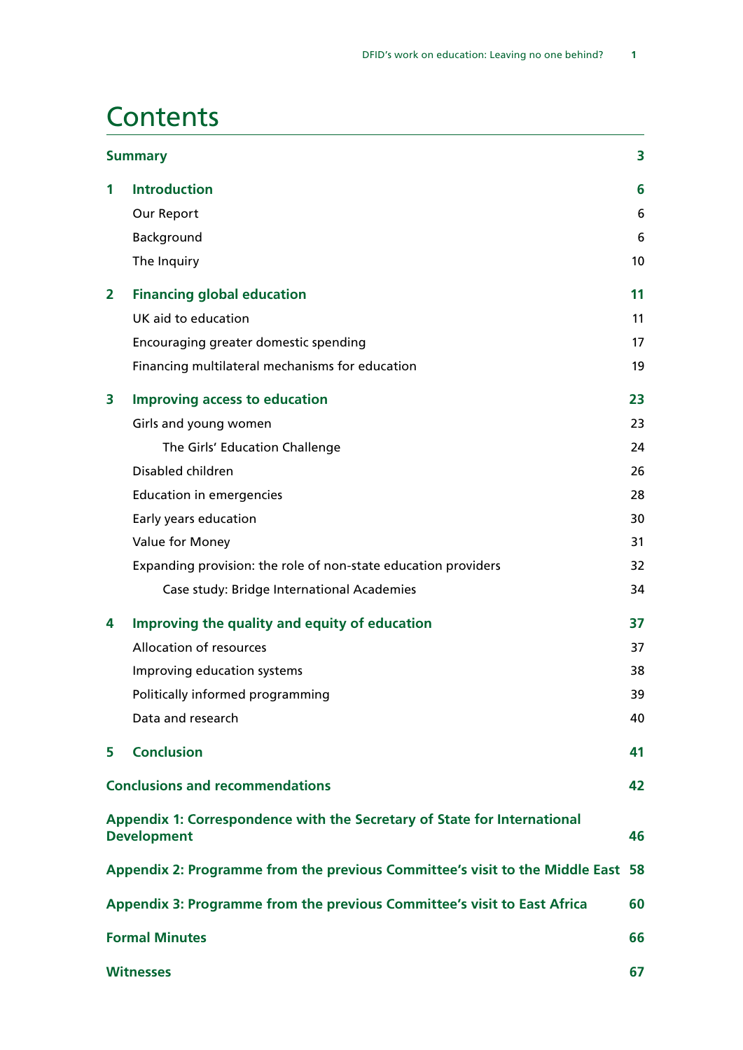# Contents

| | | |
|---|---|---|
| **Summary** | | **3** |
| **1** | **Introduction** | **6** |
| | Our Report | 6 |
| | Background | 6 |
| | The Inquiry | 10 |
| **2** | **Financing global education** | **11** |
| | UK aid to education | 11 |
| | Encouraging greater domestic spending | 17 |
| | Financing multilateral mechanisms for education | 19 |
| **3** | **Improving access to education** | **23** |
| | Girls and young women | 23 |
| | The Girls' Education Challenge | 24 |
| | Disabled children | 26 |
| | Education in emergencies | 28 |
| | Early years education | 30 |
| | Value for Money | 31 |
| | Expanding provision: the role of non-state education providers | 32 |
| | Case study: Bridge International Academies | 34 |
| **4** | **Improving the quality and equity of education** | **37** |
| | Allocation of resources | 37 |
| | Improving education systems | 38 |
| | Politically informed programming | 39 |
| | Data and research | 40 |
| **5** | **Conclusion** | **41** |
| **Conclusions and recommendations** | | **42** |
| **Appendix 1: Correspondence with the Secretary of State for International Development** | | **46** |
| **Appendix 2: Programme from the previous Committee's visit to the Middle East** | | **58** |
| **Appendix 3: Programme from the previous Committee's visit to East Africa** | | **60** |
| **Formal Minutes** | | **66** |
| **Witnesses** | | **67** |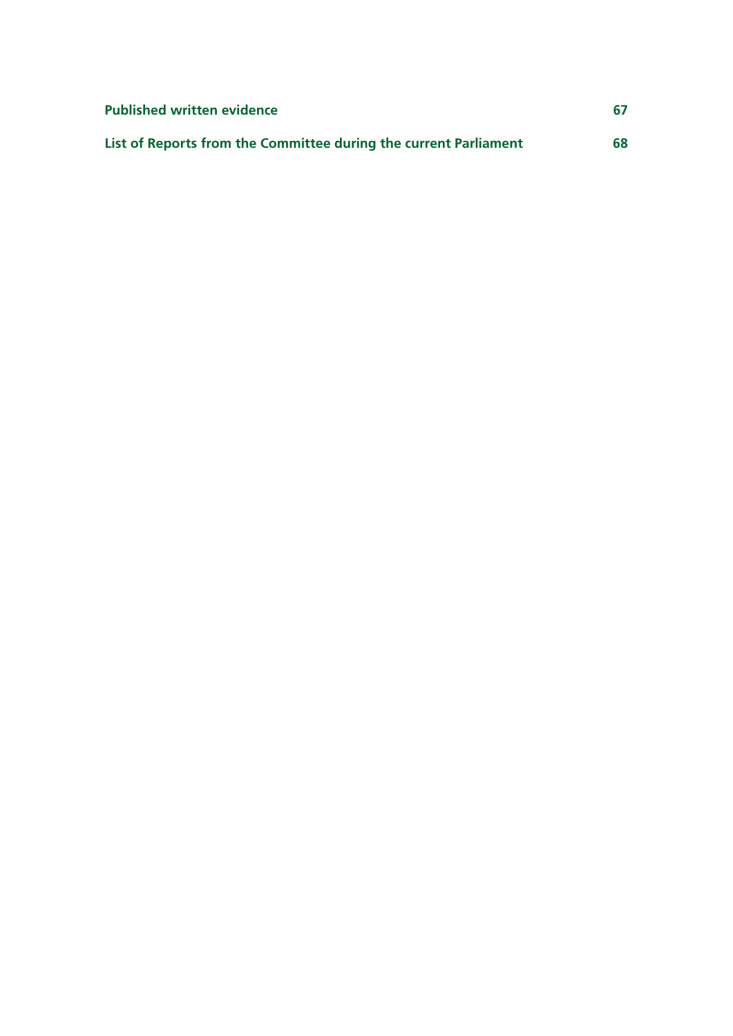**Published written evidence** 67

**List of Reports from the Committee during the current Parliament** 68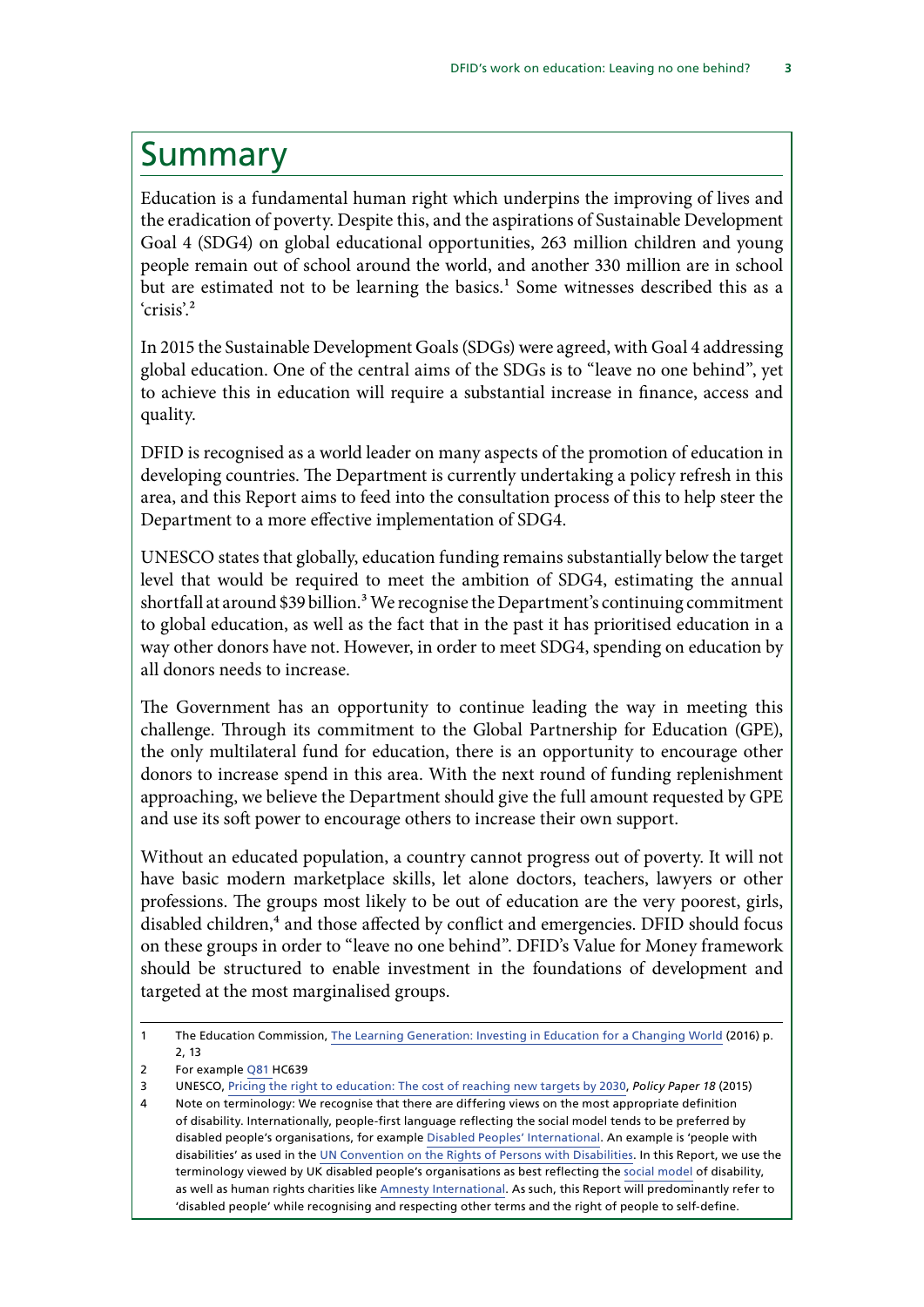# Summary

Education is a fundamental human right which underpins the improving of lives and the eradication of poverty. Despite this, and the aspirations of Sustainable Development Goal 4 (SDG4) on global educational opportunities, 263 million children and young people remain out of school around the world, and another 330 million are in school but are estimated not to be learning the basics.[1] Some witnesses described this as a 'crisis'.[2]

In 2015 the Sustainable Development Goals (SDGs) were agreed, with Goal 4 addressing global education. One of the central aims of the SDGs is to "leave no one behind", yet to achieve this in education will require a substantial increase in finance, access and quality.

DFID is recognised as a world leader on many aspects of the promotion of education in developing countries. The Department is currently undertaking a policy refresh in this area, and this Report aims to feed into the consultation process of this to help steer the Department to a more effective implementation of SDG4.

UNESCO states that globally, education funding remains substantially below the target level that would be required to meet the ambition of SDG4, estimating the annual shortfall at around $39 billion.[3] We recognise the Department's continuing commitment to global education, as well as the fact that in the past it has prioritised education in a way other donors have not. However, in order to meet SDG4, spending on education by all donors needs to increase.

The Government has an opportunity to continue leading the way in meeting this challenge. Through its commitment to the Global Partnership for Education (GPE), the only multilateral fund for education, there is an opportunity to encourage other donors to increase spend in this area. With the next round of funding replenishment approaching, we believe the Department should give the full amount requested by GPE and use its soft power to encourage others to increase their own support.

Without an educated population, a country cannot progress out of poverty. It will not have basic modern marketplace skills, let alone doctors, teachers, lawyers or other professions. The groups most likely to be out of education are the very poorest, girls, disabled children,[4] and those affected by conflict and emergencies. DFID should focus on these groups in order to "leave no one behind". DFID's Value for Money framework should be structured to enable investment in the foundations of development and targeted at the most marginalised groups.

---

1 The Education Commission, The Learning Generation: Investing in Education for a Changing World (2016) p. 2, 13

2 For example Q81 HC639

3 UNESCO, Pricing the right to education: The cost of reaching new targets by 2030, *Policy Paper 18* (2015)

4 Note on terminology: We recognise that there are differing views on the most appropriate definition of disability. Internationally, people-first language reflecting the social model tends to be preferred by disabled people's organisations, for example Disabled Peoples' International. An example is 'people with disabilities' as used in the UN Convention on the Rights of Persons with Disabilities. In this Report, we use the terminology viewed by UK disabled people's organisations as best reflecting the social model of disability, as well as human rights charities like Amnesty International. As such, this Report will predominantly refer to 'disabled people' while recognising and respecting other terms and the right of people to self-define.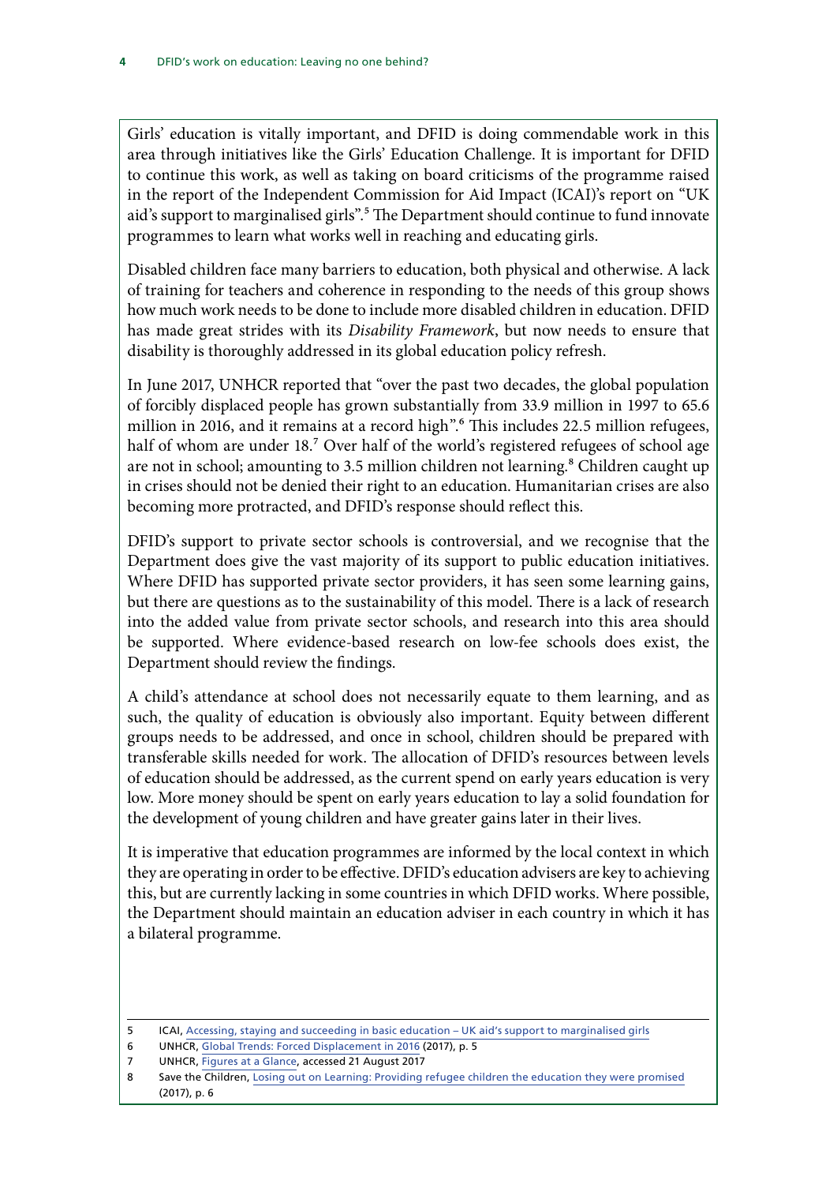Girls' education is vitally important, and DFID is doing commendable work in this area through initiatives like the Girls' Education Challenge. It is important for DFID to continue this work, as well as taking on board criticisms of the programme raised in the report of the Independent Commission for Aid Impact (ICAI)'s report on "UK aid's support to marginalised girls".[5] The Department should continue to fund innovate programmes to learn what works well in reaching and educating girls.

Disabled children face many barriers to education, both physical and otherwise. A lack of training for teachers and coherence in responding to the needs of this group shows how much work needs to be done to include more disabled children in education. DFID has made great strides with its *Disability Framework*, but now needs to ensure that disability is thoroughly addressed in its global education policy refresh.

In June 2017, UNHCR reported that "over the past two decades, the global population of forcibly displaced people has grown substantially from 33.9 million in 1997 to 65.6 million in 2016, and it remains at a record high".[6] This includes 22.5 million refugees, half of whom are under 18.[7] Over half of the world's registered refugees of school age are not in school; amounting to 3.5 million children not learning.[8] Children caught up in crises should not be denied their right to an education. Humanitarian crises are also becoming more protracted, and DFID's response should reflect this.

DFID's support to private sector schools is controversial, and we recognise that the Department does give the vast majority of its support to public education initiatives. Where DFID has supported private sector providers, it has seen some learning gains, but there are questions as to the sustainability of this model. There is a lack of research into the added value from private sector schools, and research into this area should be supported. Where evidence-based research on low-fee schools does exist, the Department should review the findings.

A child's attendance at school does not necessarily equate to them learning, and as such, the quality of education is obviously also important. Equity between different groups needs to be addressed, and once in school, children should be prepared with transferable skills needed for work. The allocation of DFID's resources between levels of education should be addressed, as the current spend on early years education is very low. More money should be spent on early years education to lay a solid foundation for the development of young children and have greater gains later in their lives.

It is imperative that education programmes are informed by the local context in which they are operating in order to be effective. DFID's education advisers are key to achieving this, but are currently lacking in some countries in which DFID works. Where possible, the Department should maintain an education adviser in each country in which it has a bilateral programme.

---

5 ICAI, Accessing, staying and succeeding in basic education – UK aid's support to marginalised girls

6 UNHCR, Global Trends: Forced Displacement in 2016 (2017), p. 5

7 UNHCR, Figures at a Glance, accessed 21 August 2017

8 Save the Children, Losing out on Learning: Providing refugee children the education they were promised (2017), p. 6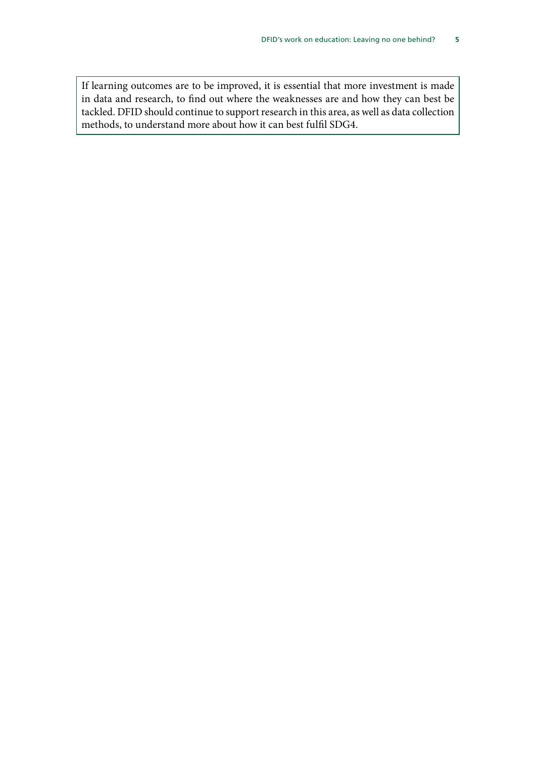If learning outcomes are to be improved, it is essential that more investment is made in data and research, to find out where the weaknesses are and how they can best be tackled. DFID should continue to support research in this area, as well as data collection methods, to understand more about how it can best fulfil SDG4.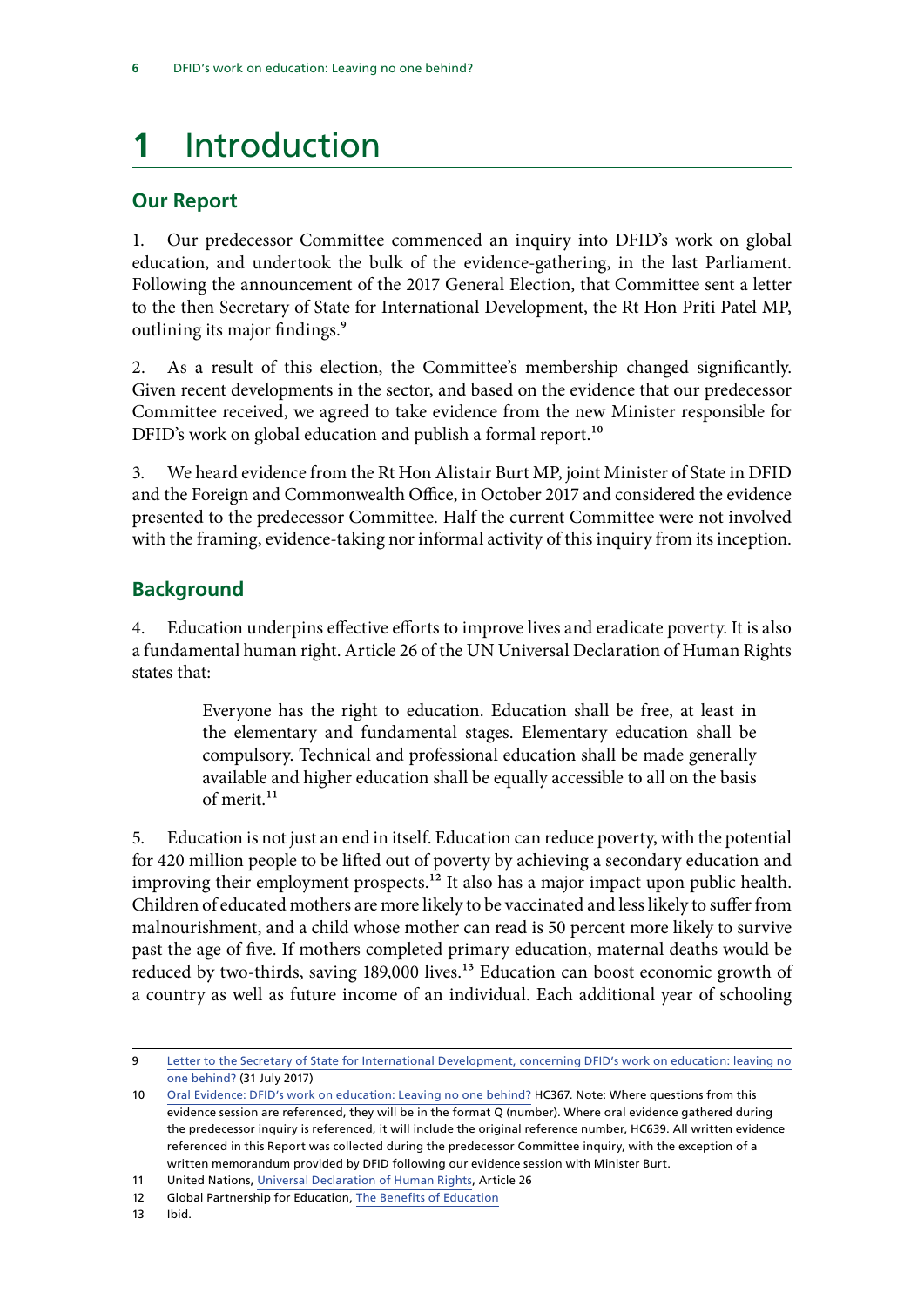# 1 Introduction

## Our Report

1. Our predecessor Committee commenced an inquiry into DFID's work on global education, and undertook the bulk of the evidence-gathering, in the last Parliament. Following the announcement of the 2017 General Election, that Committee sent a letter to the then Secretary of State for International Development, the Rt Hon Priti Patel MP, outlining its major findings.[9]

2. As a result of this election, the Committee's membership changed significantly. Given recent developments in the sector, and based on the evidence that our predecessor Committee received, we agreed to take evidence from the new Minister responsible for DFID's work on global education and publish a formal report.[10]

3. We heard evidence from the Rt Hon Alistair Burt MP, joint Minister of State in DFID and the Foreign and Commonwealth Office, in October 2017 and considered the evidence presented to the predecessor Committee. Half the current Committee were not involved with the framing, evidence-taking nor informal activity of this inquiry from its inception.

## Background

4. Education underpins effective efforts to improve lives and eradicate poverty. It is also a fundamental human right. Article 26 of the UN Universal Declaration of Human Rights states that:

> Everyone has the right to education. Education shall be free, at least in the elementary and fundamental stages. Elementary education shall be compulsory. Technical and professional education shall be made generally available and higher education shall be equally accessible to all on the basis of merit.[11]

5. Education is not just an end in itself. Education can reduce poverty, with the potential for 420 million people to be lifted out of poverty by achieving a secondary education and improving their employment prospects.[12] It also has a major impact upon public health. Children of educated mothers are more likely to be vaccinated and less likely to suffer from malnourishment, and a child whose mother can read is 50 percent more likely to survive past the age of five. If mothers completed primary education, maternal deaths would be reduced by two-thirds, saving 189,000 lives.[13] Education can boost economic growth of a country as well as future income of an individual. Each additional year of schooling

---

9 Letter to the Secretary of State for International Development, concerning DFID's work on education: leaving no one behind? (31 July 2017)

10 Oral Evidence: DFID's work on education: Leaving no one behind? HC367. Note: Where questions from this evidence session are referenced, they will be in the format Q (number). Where oral evidence gathered during the predecessor inquiry is referenced, it will include the original reference number, HC639. All written evidence referenced in this Report was collected during the predecessor Committee inquiry, with the exception of a written memorandum provided by DFID following our evidence session with Minister Burt.

11 United Nations, Universal Declaration of Human Rights, Article 26

12 Global Partnership for Education, The Benefits of Education

13 Ibid.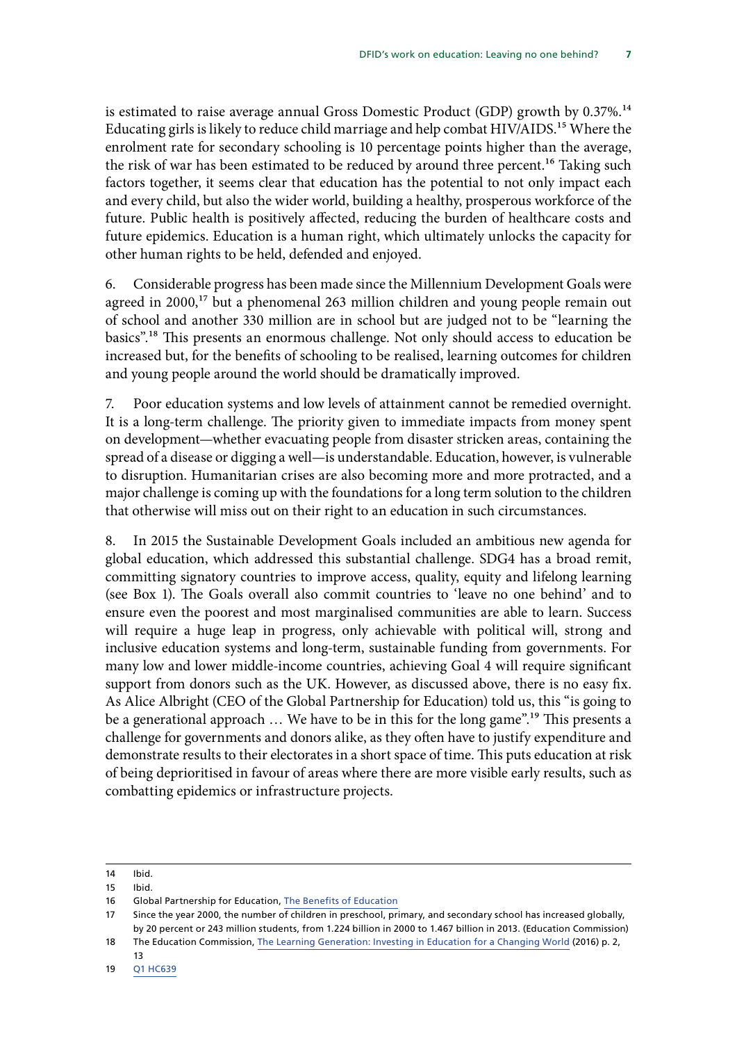is estimated to raise average annual Gross Domestic Product (GDP) growth by 0.37%.[14] Educating girls is likely to reduce child marriage and help combat HIV/AIDS.[15] Where the enrolment rate for secondary schooling is 10 percentage points higher than the average, the risk of war has been estimated to be reduced by around three percent.[16] Taking such factors together, it seems clear that education has the potential to not only impact each and every child, but also the wider world, building a healthy, prosperous workforce of the future. Public health is positively affected, reducing the burden of healthcare costs and future epidemics. Education is a human right, which ultimately unlocks the capacity for other human rights to be held, defended and enjoyed.

6. Considerable progress has been made since the Millennium Development Goals were agreed in 2000,[17] but a phenomenal 263 million children and young people remain out of school and another 330 million are in school but are judged not to be "learning the basics".[18] This presents an enormous challenge. Not only should access to education be increased but, for the benefits of schooling to be realised, learning outcomes for children and young people around the world should be dramatically improved.

7. Poor education systems and low levels of attainment cannot be remedied overnight. It is a long-term challenge. The priority given to immediate impacts from money spent on development—whether evacuating people from disaster stricken areas, containing the spread of a disease or digging a well—is understandable. Education, however, is vulnerable to disruption. Humanitarian crises are also becoming more and more protracted, and a major challenge is coming up with the foundations for a long term solution to the children that otherwise will miss out on their right to an education in such circumstances.

8. In 2015 the Sustainable Development Goals included an ambitious new agenda for global education, which addressed this substantial challenge. SDG4 has a broad remit, committing signatory countries to improve access, quality, equity and lifelong learning (see Box 1). The Goals overall also commit countries to 'leave no one behind' and to ensure even the poorest and most marginalised communities are able to learn. Success will require a huge leap in progress, only achievable with political will, strong and inclusive education systems and long-term, sustainable funding from governments. For many low and lower middle-income countries, achieving Goal 4 will require significant support from donors such as the UK. However, as discussed above, there is no easy fix. As Alice Albright (CEO of the Global Partnership for Education) told us, this "is going to be a generational approach … We have to be in this for the long game".[19] This presents a challenge for governments and donors alike, as they often have to justify expenditure and demonstrate results to their electorates in a short space of time. This puts education at risk of being deprioritised in favour of areas where there are more visible early results, such as combatting epidemics or infrastructure projects.

14 Ibid.

15 Ibid.

16 Global Partnership for Education, The Benefits of Education

17 Since the year 2000, the number of children in preschool, primary, and secondary school has increased globally, by 20 percent or 243 million students, from 1.224 billion in 2000 to 1.467 billion in 2013. (Education Commission)

18 The Education Commission, The Learning Generation: Investing in Education for a Changing World (2016) p. 2, 13

19 Q1 HC639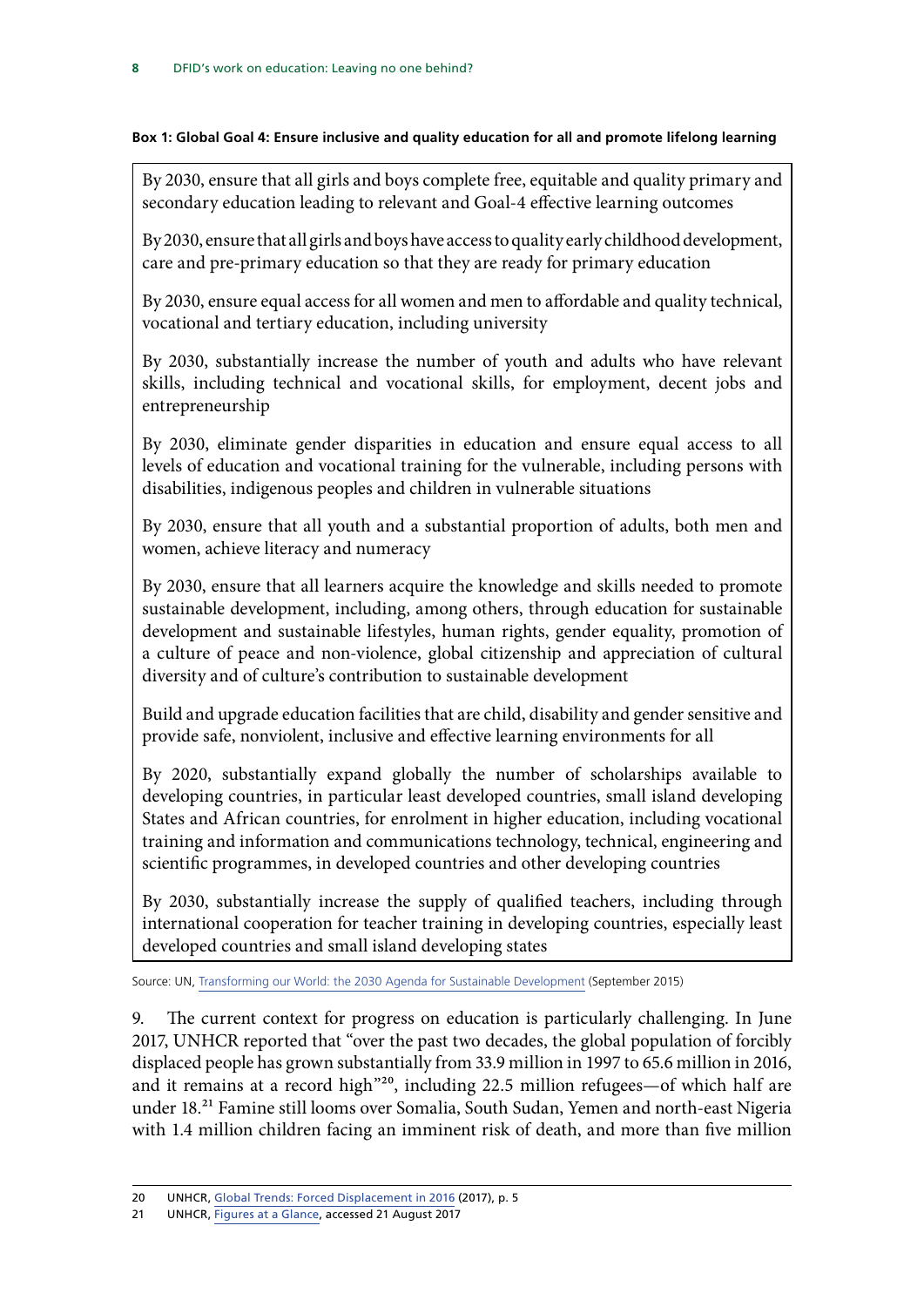**Box 1: Global Goal 4: Ensure inclusive and quality education for all and promote lifelong learning**

By 2030, ensure that all girls and boys complete free, equitable and quality primary and secondary education leading to relevant and Goal-4 effective learning outcomes

By 2030, ensure that all girls and boys have access to quality early childhood development, care and pre-primary education so that they are ready for primary education

By 2030, ensure equal access for all women and men to affordable and quality technical, vocational and tertiary education, including university

By 2030, substantially increase the number of youth and adults who have relevant skills, including technical and vocational skills, for employment, decent jobs and entrepreneurship

By 2030, eliminate gender disparities in education and ensure equal access to all levels of education and vocational training for the vulnerable, including persons with disabilities, indigenous peoples and children in vulnerable situations

By 2030, ensure that all youth and a substantial proportion of adults, both men and women, achieve literacy and numeracy

By 2030, ensure that all learners acquire the knowledge and skills needed to promote sustainable development, including, among others, through education for sustainable development and sustainable lifestyles, human rights, gender equality, promotion of a culture of peace and non-violence, global citizenship and appreciation of cultural diversity and of culture's contribution to sustainable development

Build and upgrade education facilities that are child, disability and gender sensitive and provide safe, nonviolent, inclusive and effective learning environments for all

By 2020, substantially expand globally the number of scholarships available to developing countries, in particular least developed countries, small island developing States and African countries, for enrolment in higher education, including vocational training and information and communications technology, technical, engineering and scientific programmes, in developed countries and other developing countries

By 2030, substantially increase the supply of qualified teachers, including through international cooperation for teacher training in developing countries, especially least developed countries and small island developing states

Source: UN, Transforming our World: the 2030 Agenda for Sustainable Development (September 2015)

9. The current context for progress on education is particularly challenging. In June 2017, UNHCR reported that "over the past two decades, the global population of forcibly displaced people has grown substantially from 33.9 million in 1997 to 65.6 million in 2016, and it remains at a record high"[20], including 22.5 million refugees—of which half are under 18.[21] Famine still looms over Somalia, South Sudan, Yemen and north-east Nigeria with 1.4 million children facing an imminent risk of death, and more than five million

20 UNHCR, Global Trends: Forced Displacement in 2016 (2017), p. 5

21 UNHCR, Figures at a Glance, accessed 21 August 2017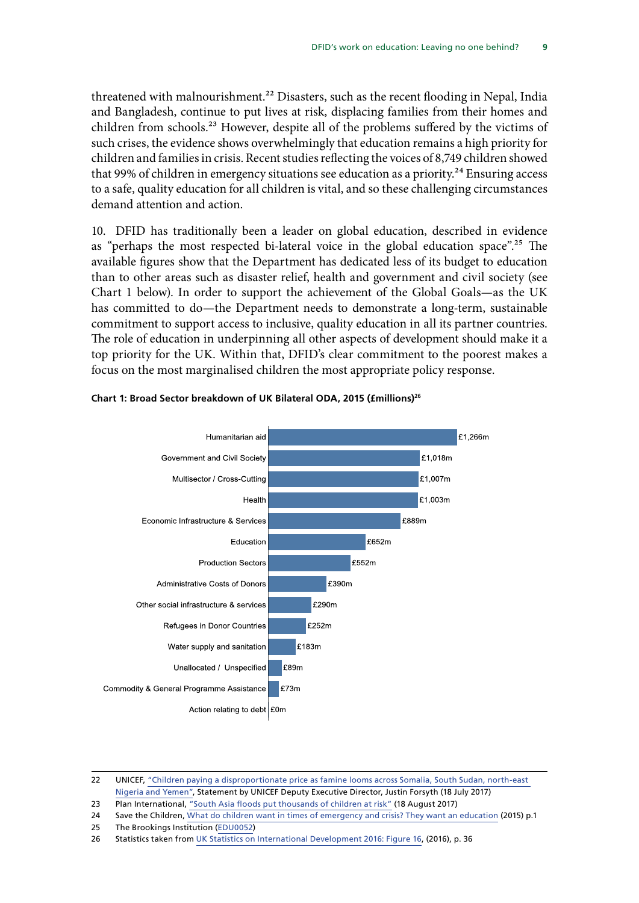threatened with malnourishment.[22] Disasters, such as the recent flooding in Nepal, India and Bangladesh, continue to put lives at risk, displacing families from their homes and children from schools.[23] However, despite all of the problems suffered by the victims of such crises, the evidence shows overwhelmingly that education remains a high priority for children and families in crisis. Recent studies reflecting the voices of 8,749 children showed that 99% of children in emergency situations see education as a priority.[24] Ensuring access to a safe, quality education for all children is vital, and so these challenging circumstances demand attention and action.

10. DFID has traditionally been a leader on global education, described in evidence as "perhaps the most respected bi-lateral voice in the global education space".[25] The available figures show that the Department has dedicated less of its budget to education than to other areas such as disaster relief, health and government and civil society (see Chart 1 below). In order to support the achievement of the Global Goals—as the UK has committed to do—the Department needs to demonstrate a long-term, sustainable commitment to support access to inclusive, quality education in all its partner countries. The role of education in underpinning all other aspects of development should make it a top priority for the UK. Within that, DFID's clear commitment to the poorest makes a focus on the most marginalised children the most appropriate policy response.

**Chart 1: Broad Sector breakdown of UK Bilateral ODA, 2015 (£millions)[26]**

| Sector | £millions |
|---|---|
| Humanitarian aid | £1,266m |
| Government and Civil Society | £1,018m |
| Multisector / Cross-Cutting | £1,007m |
| Health | £1,003m |
| Economic Infrastructure & Services | £889m |
| Education | £652m |
| Production Sectors | £552m |
| Administrative Costs of Donors | £390m |
| Other social infrastructure & services | £290m |
| Refugees in Donor Countries | £252m |
| Water supply and sanitation | £183m |
| Unallocated / Unspecified | £89m |
| Commodity & General Programme Assistance | £73m |
| Action relating to debt | £0m |

22 UNICEF, "Children paying a disproportionate price as famine looms across Somalia, South Sudan, north-east Nigeria and Yemen", Statement by UNICEF Deputy Executive Director, Justin Forsyth (18 July 2017)

23 Plan International, "South Asia floods put thousands of children at risk" (18 August 2017)

24 Save the Children, What do children want in times of emergency and crisis? They want an education (2015) p.1

25 The Brookings Institution (EDU0052)

26 Statistics taken from UK Statistics on International Development 2016: Figure 16, (2016), p. 36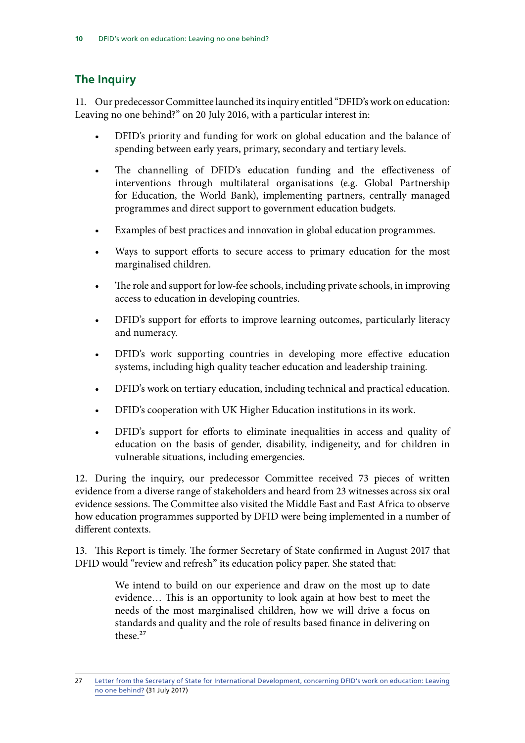## The Inquiry

11. Our predecessor Committee launched its inquiry entitled "DFID's work on education: Leaving no one behind?" on 20 July 2016, with a particular interest in:

- DFID's priority and funding for work on global education and the balance of spending between early years, primary, secondary and tertiary levels.
- The channelling of DFID's education funding and the effectiveness of interventions through multilateral organisations (e.g. Global Partnership for Education, the World Bank), implementing partners, centrally managed programmes and direct support to government education budgets.
- Examples of best practices and innovation in global education programmes.
- Ways to support efforts to secure access to primary education for the most marginalised children.
- The role and support for low-fee schools, including private schools, in improving access to education in developing countries.
- DFID's support for efforts to improve learning outcomes, particularly literacy and numeracy.
- DFID's work supporting countries in developing more effective education systems, including high quality teacher education and leadership training.
- DFID's work on tertiary education, including technical and practical education.
- DFID's cooperation with UK Higher Education institutions in its work.
- DFID's support for efforts to eliminate inequalities in access and quality of education on the basis of gender, disability, indigeneity, and for children in vulnerable situations, including emergencies.

12. During the inquiry, our predecessor Committee received 73 pieces of written evidence from a diverse range of stakeholders and heard from 23 witnesses across six oral evidence sessions. The Committee also visited the Middle East and East Africa to observe how education programmes supported by DFID were being implemented in a number of different contexts.

13. This Report is timely. The former Secretary of State confirmed in August 2017 that DFID would "review and refresh" its education policy paper. She stated that:

> We intend to build on our experience and draw on the most up to date evidence… This is an opportunity to look again at how best to meet the needs of the most marginalised children, how we will drive a focus on standards and quality and the role of results based finance in delivering on these.[27]

---

27 Letter from the Secretary of State for International Development, concerning DFID's work on education: Leaving no one behind? (31 July 2017)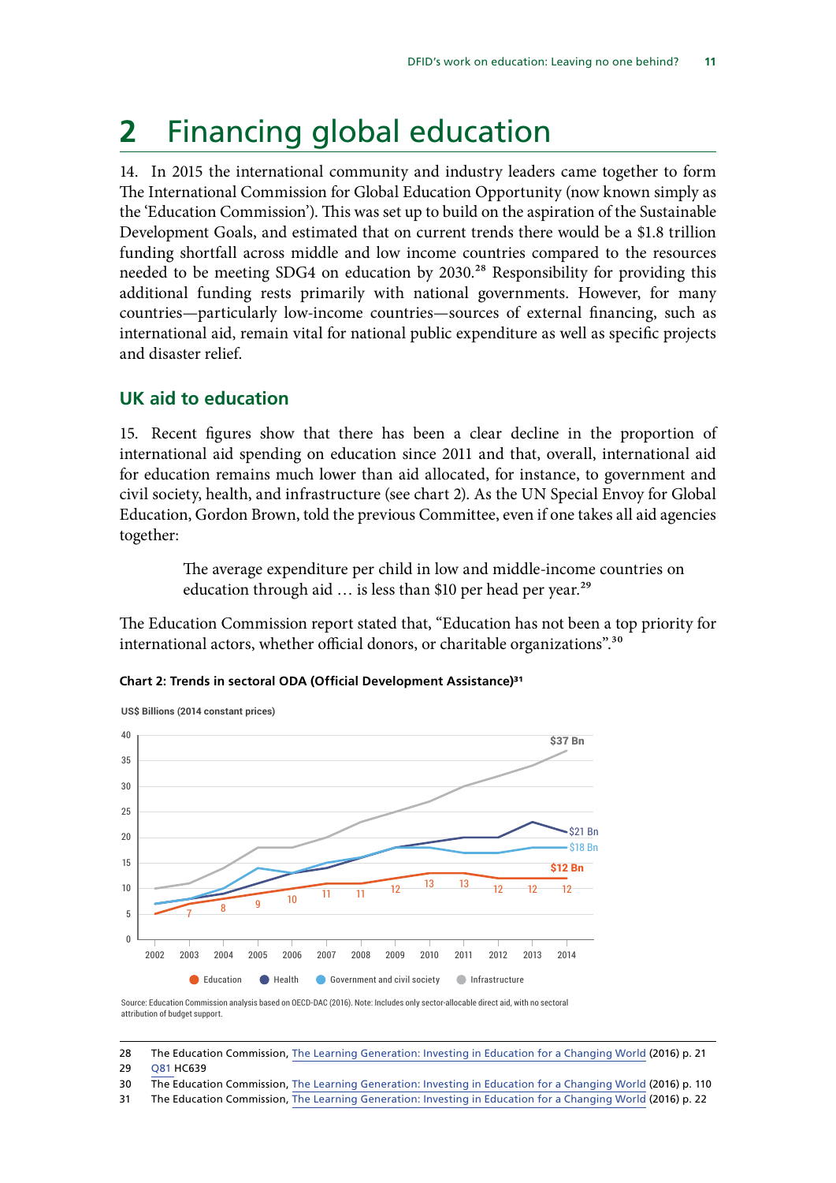# 2 Financing global education

14. In 2015 the international community and industry leaders came together to form The International Commission for Global Education Opportunity (now known simply as the 'Education Commission'). This was set up to build on the aspiration of the Sustainable Development Goals, and estimated that on current trends there would be a $1.8 trillion funding shortfall across middle and low income countries compared to the resources needed to be meeting SDG4 on education by 2030.[28] Responsibility for providing this additional funding rests primarily with national governments. However, for many countries—particularly low-income countries—sources of external financing, such as international aid, remain vital for national public expenditure as well as specific projects and disaster relief.

## UK aid to education

15. Recent figures show that there has been a clear decline in the proportion of international aid spending on education since 2011 and that, overall, international aid for education remains much lower than aid allocated, for instance, to government and civil society, health, and infrastructure (see chart 2). As the UN Special Envoy for Global Education, Gordon Brown, told the previous Committee, even if one takes all aid agencies together:

> The average expenditure per child in low and middle-income countries on education through aid … is less than $10 per head per year.[29]

The Education Commission report stated that, "Education has not been a top priority for international actors, whether official donors, or charitable organizations".[30]

**Chart 2: Trends in sectoral ODA (Official Development Assistance)[31]**

US$ Billions (2014 constant prices)

Education: 2002: 5; 2003: 7; 2004: 8; 2005: 9; 2006: 10; 2007: 11; 2008: 11; 2009: 12; 2010: 13; 2011: 13; 2012: 12; 2013: 12; 2014: 12 ($12 Bn)

Health: 2014: $21 Bn

Government and civil society: 2014: $18 Bn

Infrastructure: 2014: $37 Bn

Source: Education Commission analysis based on OECD-DAC (2016). Note: Includes only sector-allocable direct aid, with no sectoral attribution of budget support.

---

28 The Education Commission, The Learning Generation: Investing in Education for a Changing World (2016) p. 21

29 Q81 HC639

30 The Education Commission, The Learning Generation: Investing in Education for a Changing World (2016) p. 110

31 The Education Commission, The Learning Generation: Investing in Education for a Changing World (2016) p. 22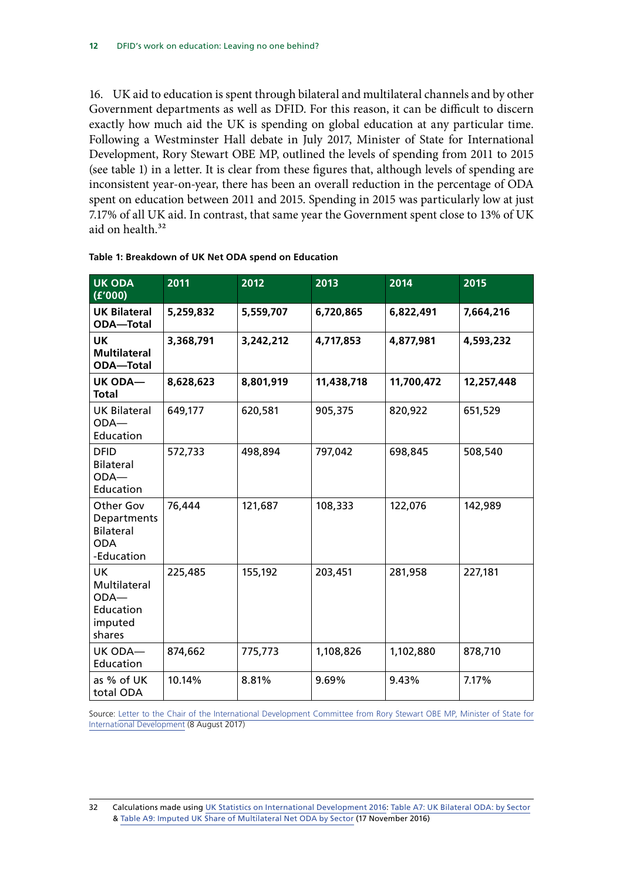16. UK aid to education is spent through bilateral and multilateral channels and by other Government departments as well as DFID. For this reason, it can be difficult to discern exactly how much aid the UK is spending on global education at any particular time. Following a Westminster Hall debate in July 2017, Minister of State for International Development, Rory Stewart OBE MP, outlined the levels of spending from 2011 to 2015 (see table 1) in a letter. It is clear from these figures that, although levels of spending are inconsistent year-on-year, there has been an overall reduction in the percentage of ODA spent on education between 2011 and 2015. Spending in 2015 was particularly low at just 7.17% of all UK aid. In contrast, that same year the Government spent close to 13% of UK aid on health.[32]

**Table 1: Breakdown of UK Net ODA spend on Education**

| UK ODA (£'000) | 2011 | 2012 | 2013 | 2014 | 2015 |
|---|---|---|---|---|---|
| **UK Bilateral ODA—Total** | **5,259,832** | **5,559,707** | **6,720,865** | **6,822,491** | **7,664,216** |
| **UK Multilateral ODA—Total** | **3,368,791** | **3,242,212** | **4,717,853** | **4,877,981** | **4,593,232** |
| **UK ODA—Total** | **8,628,623** | **8,801,919** | **11,438,718** | **11,700,472** | **12,257,448** |
| UK Bilateral ODA—Education | 649,177 | 620,581 | 905,375 | 820,922 | 651,529 |
| DFID Bilateral ODA—Education | 572,733 | 498,894 | 797,042 | 698,845 | 508,540 |
| Other Gov Departments Bilateral ODA -Education | 76,444 | 121,687 | 108,333 | 122,076 | 142,989 |
| UK Multilateral ODA—Education imputed shares | 225,485 | 155,192 | 203,451 | 281,958 | 227,181 |
| UK ODA—Education | 874,662 | 775,773 | 1,108,826 | 1,102,880 | 878,710 |
| as % of UK total ODA | 10.14% | 8.81% | 9.69% | 9.43% | 7.17% |

Source: Letter to the Chair of the International Development Committee from Rory Stewart OBE MP, Minister of State for International Development (8 August 2017)

32 Calculations made using UK Statistics on International Development 2016: Table A7: UK Bilateral ODA: by Sector & Table A9: Imputed UK Share of Multilateral Net ODA by Sector (17 November 2016)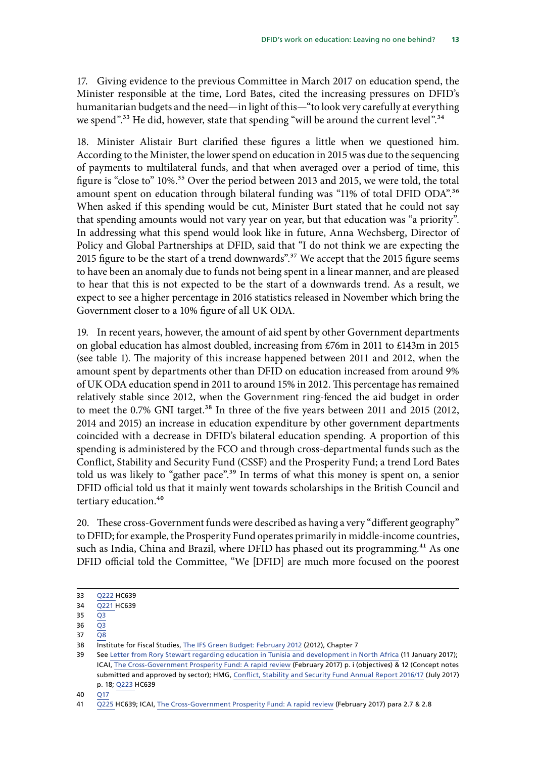17. Giving evidence to the previous Committee in March 2017 on education spend, the Minister responsible at the time, Lord Bates, cited the increasing pressures on DFID's humanitarian budgets and the need—in light of this—"to look very carefully at everything we spend".[33] He did, however, state that spending "will be around the current level".[34]

18. Minister Alistair Burt clarified these figures a little when we questioned him. According to the Minister, the lower spend on education in 2015 was due to the sequencing of payments to multilateral funds, and that when averaged over a period of time, this figure is "close to" 10%.[35] Over the period between 2013 and 2015, we were told, the total amount spent on education through bilateral funding was "11% of total DFID ODA".[36] When asked if this spending would be cut, Minister Burt stated that he could not say that spending amounts would not vary year on year, but that education was "a priority". In addressing what this spend would look like in future, Anna Wechsberg, Director of Policy and Global Partnerships at DFID, said that "I do not think we are expecting the 2015 figure to be the start of a trend downwards".[37] We accept that the 2015 figure seems to have been an anomaly due to funds not being spent in a linear manner, and are pleased to hear that this is not expected to be the start of a downwards trend. As a result, we expect to see a higher percentage in 2016 statistics released in November which bring the Government closer to a 10% figure of all UK ODA.

19. In recent years, however, the amount of aid spent by other Government departments on global education has almost doubled, increasing from £76m in 2011 to £143m in 2015 (see table 1). The majority of this increase happened between 2011 and 2012, when the amount spent by departments other than DFID on education increased from around 9% of UK ODA education spend in 2011 to around 15% in 2012. This percentage has remained relatively stable since 2012, when the Government ring-fenced the aid budget in order to meet the 0.7% GNI target.[38] In three of the five years between 2011 and 2015 (2012, 2014 and 2015) an increase in education expenditure by other government departments coincided with a decrease in DFID's bilateral education spending. A proportion of this spending is administered by the FCO and through cross-departmental funds such as the Conflict, Stability and Security Fund (CSSF) and the Prosperity Fund; a trend Lord Bates told us was likely to "gather pace".[39] In terms of what this money is spent on, a senior DFID official told us that it mainly went towards scholarships in the British Council and tertiary education.[40]

20. These cross-Government funds were described as having a very "different geography" to DFID; for example, the Prosperity Fund operates primarily in middle-income countries, such as India, China and Brazil, where DFID has phased out its programming.[41] As one DFID official told the Committee, "We [DFID] are much more focused on the poorest

---

33 Q222 HC639

34 Q221 HC639

35 Q3

36 Q3

37 Q8

38 Institute for Fiscal Studies, The IFS Green Budget: February 2012 (2012), Chapter 7

39 See Letter from Rory Stewart regarding education in Tunisia and development in North Africa (11 January 2017); ICAI, The Cross-Government Prosperity Fund: A rapid review (February 2017) p. i (objectives) & 12 (Concept notes submitted and approved by sector); HMG, Conflict, Stability and Security Fund Annual Report 2016/17 (July 2017) p. 18; Q223 HC639

40 Q17

41 Q225 HC639; ICAI, The Cross-Government Prosperity Fund: A rapid review (February 2017) para 2.7 & 2.8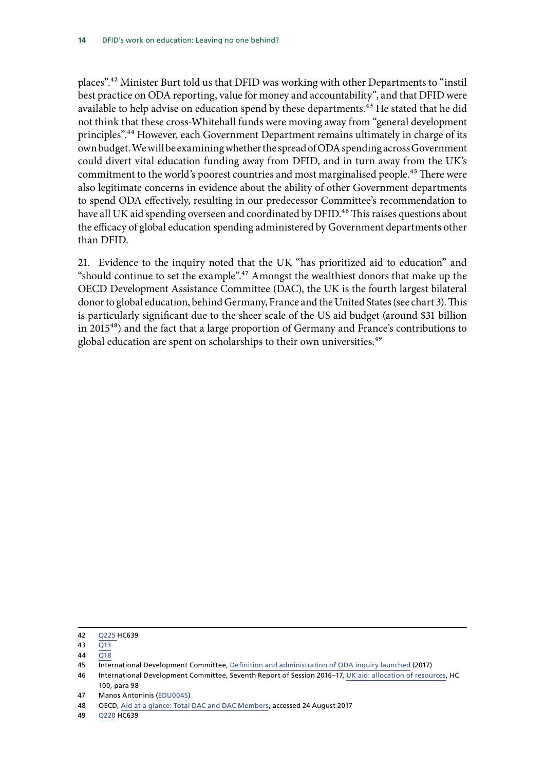places".[42] Minister Burt told us that DFID was working with other Departments to "instil best practice on ODA reporting, value for money and accountability", and that DFID were available to help advise on education spend by these departments.[43] He stated that he did not think that these cross-Whitehall funds were moving away from "general development principles".[44] However, each Government Department remains ultimately in charge of its own budget. We will be examining whether the spread of ODA spending across Government could divert vital education funding away from DFID, and in turn away from the UK's commitment to the world's poorest countries and most marginalised people.[45] There were also legitimate concerns in evidence about the ability of other Government departments to spend ODA effectively, resulting in our predecessor Committee's recommendation to have all UK aid spending overseen and coordinated by DFID.[46] This raises questions about the efficacy of global education spending administered by Government departments other than DFID.

21. Evidence to the inquiry noted that the UK "has prioritized aid to education" and "should continue to set the example".[47] Amongst the wealthiest donors that make up the OECD Development Assistance Committee (DAC), the UK is the fourth largest bilateral donor to global education, behind Germany, France and the United States (see chart 3). This is particularly significant due to the sheer scale of the US aid budget (around $31 billion in 2015[48]) and the fact that a large proportion of Germany and France's contributions to global education are spent on scholarships to their own universities.[49]

---

42 Q225 HC639

43 Q13

44 Q18

45 International Development Committee, Definition and administration of ODA inquiry launched (2017)

46 International Development Committee, Seventh Report of Session 2016–17, UK aid: allocation of resources, HC 100, para 98

47 Manos Antoninis (EDU0045)

48 OECD, Aid at a glance: Total DAC and DAC Members, accessed 24 August 2017

49 Q220 HC639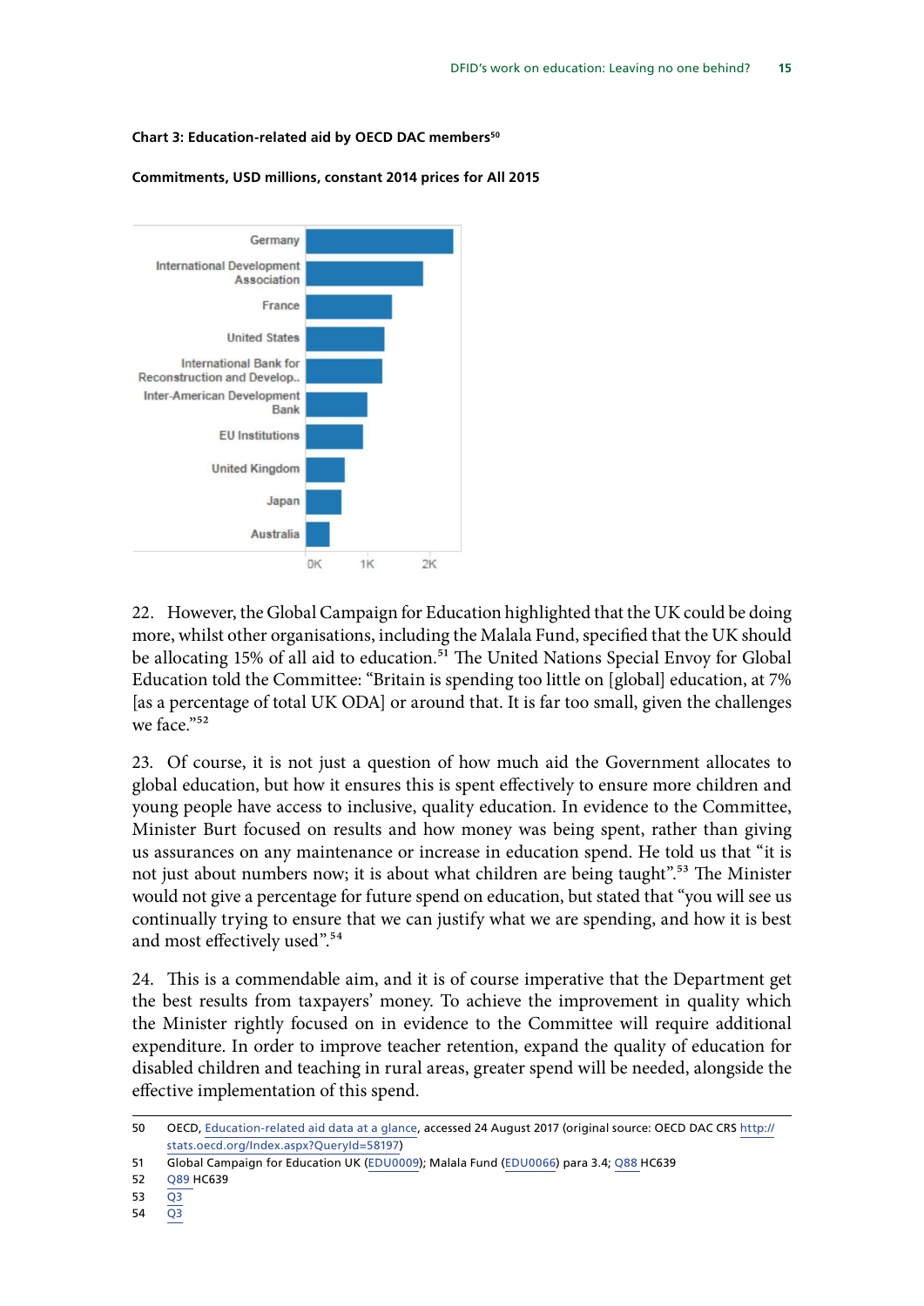**Chart 3: Education-related aid by OECD DAC members[50]**

**Commitments, USD millions, constant 2014 prices for All 2015**

Germany

International Development Association

France

United States

International Bank for Reconstruction and Develop..

Inter-American Development Bank

EU Institutions

United Kingdom

Japan

Australia

0K 1K 2K

22. However, the Global Campaign for Education highlighted that the UK could be doing more, whilst other organisations, including the Malala Fund, specified that the UK should be allocating 15% of all aid to education.[51] The United Nations Special Envoy for Global Education told the Committee: "Britain is spending too little on [global] education, at 7% [as a percentage of total UK ODA] or around that. It is far too small, given the challenges we face."[52]

23. Of course, it is not just a question of how much aid the Government allocates to global education, but how it ensures this is spent effectively to ensure more children and young people have access to inclusive, quality education. In evidence to the Committee, Minister Burt focused on results and how money was being spent, rather than giving us assurances on any maintenance or increase in education spend. He told us that "it is not just about numbers now; it is about what children are being taught".[53] The Minister would not give a percentage for future spend on education, but stated that "you will see us continually trying to ensure that we can justify what we are spending, and how it is best and most effectively used".[54]

24. This is a commendable aim, and it is of course imperative that the Department get the best results from taxpayers' money. To achieve the improvement in quality which the Minister rightly focused on in evidence to the Committee will require additional expenditure. In order to improve teacher retention, expand the quality of education for disabled children and teaching in rural areas, greater spend will be needed, alongside the effective implementation of this spend.

---

50 OECD, Education-related aid data at a glance, accessed 24 August 2017 (original source: OECD DAC CRS http://stats.oecd.org/Index.aspx?QueryId=58197)

51 Global Campaign for Education UK (EDU0009); Malala Fund (EDU0066) para 3.4; Q88 HC639

52 Q89 HC639

53 Q3

54 Q3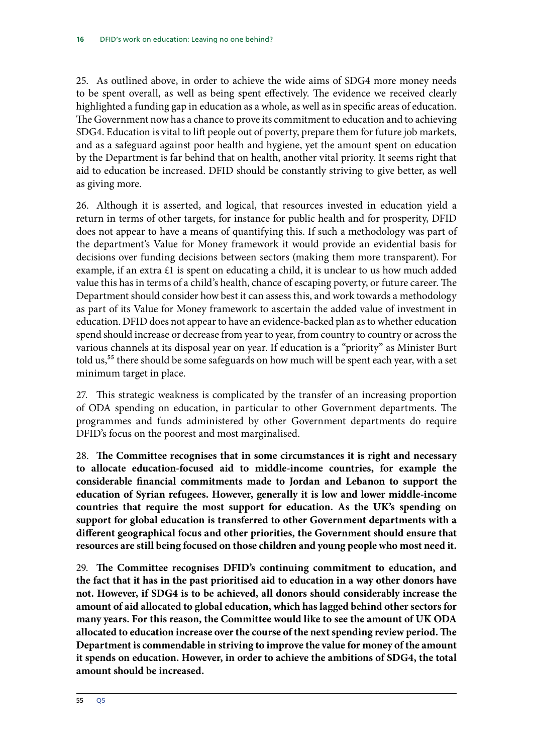25. As outlined above, in order to achieve the wide aims of SDG4 more money needs to be spent overall, as well as being spent effectively. The evidence we received clearly highlighted a funding gap in education as a whole, as well as in specific areas of education. The Government now has a chance to prove its commitment to education and to achieving SDG4. Education is vital to lift people out of poverty, prepare them for future job markets, and as a safeguard against poor health and hygiene, yet the amount spent on education by the Department is far behind that on health, another vital priority. It seems right that aid to education be increased. DFID should be constantly striving to give better, as well as giving more.

26. Although it is asserted, and logical, that resources invested in education yield a return in terms of other targets, for instance for public health and for prosperity, DFID does not appear to have a means of quantifying this. If such a methodology was part of the department's Value for Money framework it would provide an evidential basis for decisions over funding decisions between sectors (making them more transparent). For example, if an extra £1 is spent on educating a child, it is unclear to us how much added value this has in terms of a child's health, chance of escaping poverty, or future career. The Department should consider how best it can assess this, and work towards a methodology as part of its Value for Money framework to ascertain the added value of investment in education. DFID does not appear to have an evidence-backed plan as to whether education spend should increase or decrease from year to year, from country to country or across the various channels at its disposal year on year. If education is a "priority" as Minister Burt told us,[55] there should be some safeguards on how much will be spent each year, with a set minimum target in place.

27. This strategic weakness is complicated by the transfer of an increasing proportion of ODA spending on education, in particular to other Government departments. The programmes and funds administered by other Government departments do require DFID's focus on the poorest and most marginalised.

28. **The Committee recognises that in some circumstances it is right and necessary to allocate education-focused aid to middle-income countries, for example the considerable financial commitments made to Jordan and Lebanon to support the education of Syrian refugees. However, generally it is low and lower middle-income countries that require the most support for education. As the UK's spending on support for global education is transferred to other Government departments with a different geographical focus and other priorities, the Government should ensure that resources are still being focused on those children and young people who most need it.**

29. **The Committee recognises DFID's continuing commitment to education, and the fact that it has in the past prioritised aid to education in a way other donors have not. However, if SDG4 is to be achieved, all donors should considerably increase the amount of aid allocated to global education, which has lagged behind other sectors for many years. For this reason, the Committee would like to see the amount of UK ODA allocated to education increase over the course of the next spending review period. The Department is commendable in striving to improve the value for money of the amount it spends on education. However, in order to achieve the ambitions of SDG4, the total amount should be increased.**

55 Q5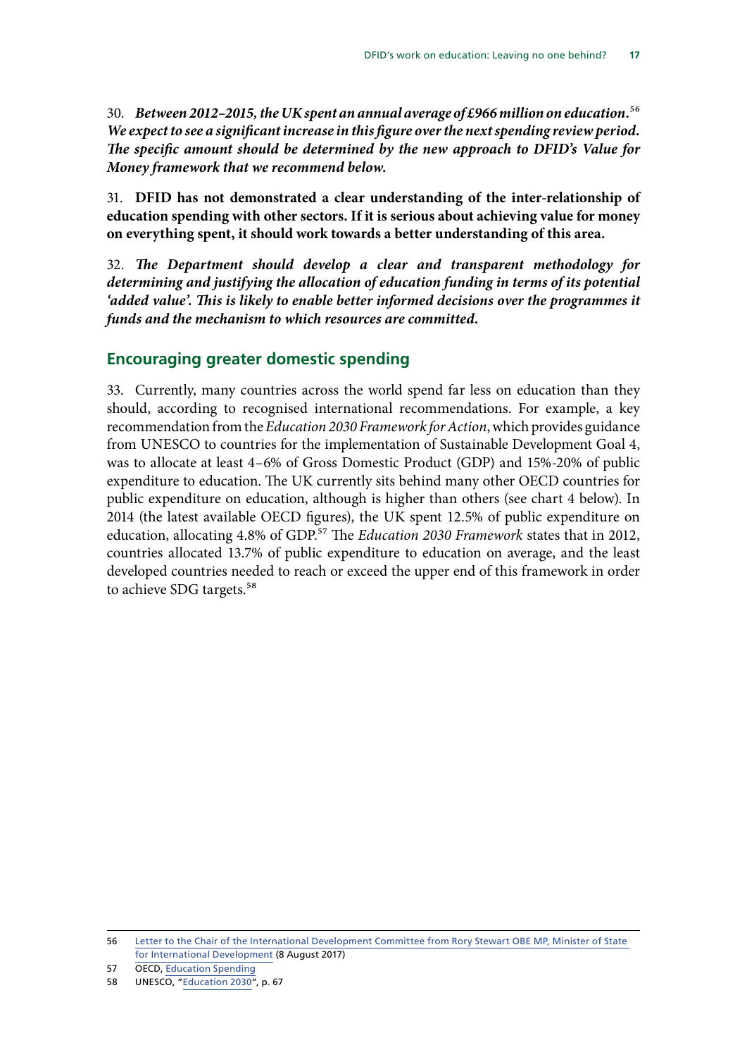30. ***Between 2012–2015, the UK spent an annual average of £966 million on education.***[56] ***We expect to see a significant increase in this figure over the next spending review period. The specific amount should be determined by the new approach to DFID's Value for Money framework that we recommend below.***

31. **DFID has not demonstrated a clear understanding of the inter-relationship of education spending with other sectors. If it is serious about achieving value for money on everything spent, it should work towards a better understanding of this area.**

32. ***The Department should develop a clear and transparent methodology for determining and justifying the allocation of education funding in terms of its potential 'added value'. This is likely to enable better informed decisions over the programmes it funds and the mechanism to which resources are committed.***

## Encouraging greater domestic spending

33. Currently, many countries across the world spend far less on education than they should, according to recognised international recommendations. For example, a key recommendation from the *Education 2030 Framework for Action*, which provides guidance from UNESCO to countries for the implementation of Sustainable Development Goal 4, was to allocate at least 4–6% of Gross Domestic Product (GDP) and 15%-20% of public expenditure to education. The UK currently sits behind many other OECD countries for public expenditure on education, although is higher than others (see chart 4 below). In 2014 (the latest available OECD figures), the UK spent 12.5% of public expenditure on education, allocating 4.8% of GDP.[57] The *Education 2030 Framework* states that in 2012, countries allocated 13.7% of public expenditure to education on average, and the least developed countries needed to reach or exceed the upper end of this framework in order to achieve SDG targets.[58]

---

56 Letter to the Chair of the International Development Committee from Rory Stewart OBE MP, Minister of State for International Development (8 August 2017)

57 OECD, Education Spending

58 UNESCO, "Education 2030", p. 67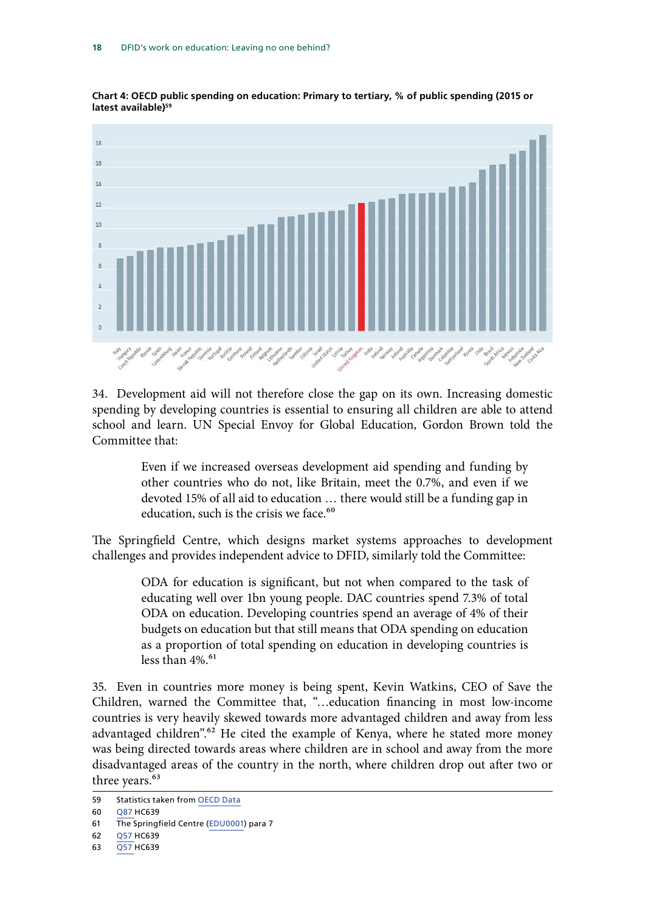**Chart 4: OECD public spending on education: Primary to tertiary, % of public spending (2015 or latest available)**[59]

34. Development aid will not therefore close the gap on its own. Increasing domestic spending by developing countries is essential to ensuring all children are able to attend school and learn. UN Special Envoy for Global Education, Gordon Brown told the Committee that:

> Even if we increased overseas development aid spending and funding by other countries who do not, like Britain, meet the 0.7%, and even if we devoted 15% of all aid to education … there would still be a funding gap in education, such is the crisis we face.[60]

The Springfield Centre, which designs market systems approaches to development challenges and provides independent advice to DFID, similarly told the Committee:

> ODA for education is significant, but not when compared to the task of educating well over 1bn young people. DAC countries spend 7.3% of total ODA on education. Developing countries spend an average of 4% of their budgets on education but that still means that ODA spending on education as a proportion of total spending on education in developing countries is less than 4%.[61]

35. Even in countries more money is being spent, Kevin Watkins, CEO of Save the Children, warned the Committee that, "…education financing in most low-income countries is very heavily skewed towards more advantaged children and away from less advantaged children".[62] He cited the example of Kenya, where he stated more money was being directed towards areas where children are in school and away from the more disadvantaged areas of the country in the north, where children drop out after two or three years.[63]

---

59 Statistics taken from OECD Data

60 Q87 HC639

61 The Springfield Centre (EDU0001) para 7

62 Q57 HC639

63 Q57 HC639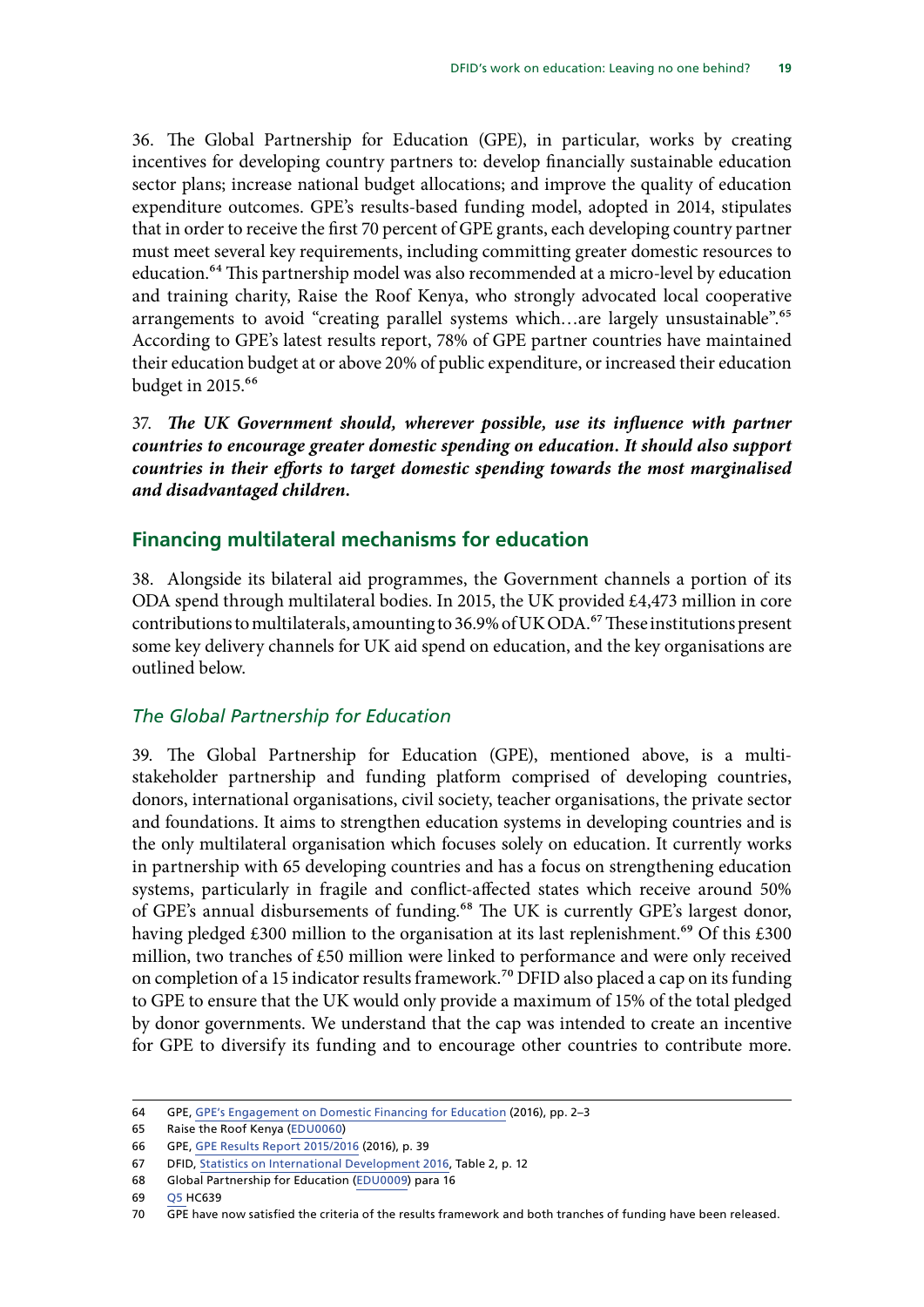36. The Global Partnership for Education (GPE), in particular, works by creating incentives for developing country partners to: develop financially sustainable education sector plans; increase national budget allocations; and improve the quality of education expenditure outcomes. GPE's results-based funding model, adopted in 2014, stipulates that in order to receive the first 70 percent of GPE grants, each developing country partner must meet several key requirements, including committing greater domestic resources to education.[64] This partnership model was also recommended at a micro-level by education and training charity, Raise the Roof Kenya, who strongly advocated local cooperative arrangements to avoid "creating parallel systems which…are largely unsustainable".[65] According to GPE's latest results report, 78% of GPE partner countries have maintained their education budget at or above 20% of public expenditure, or increased their education budget in 2015.[66]

37. ***The UK Government should, wherever possible, use its influence with partner countries to encourage greater domestic spending on education. It should also support countries in their efforts to target domestic spending towards the most marginalised and disadvantaged children.***

## Financing multilateral mechanisms for education

38. Alongside its bilateral aid programmes, the Government channels a portion of its ODA spend through multilateral bodies. In 2015, the UK provided £4,473 million in core contributions to multilaterals, amounting to 36.9% of UK ODA.[67] These institutions present some key delivery channels for UK aid spend on education, and the key organisations are outlined below.

### *The Global Partnership for Education*

39. The Global Partnership for Education (GPE), mentioned above, is a multi-stakeholder partnership and funding platform comprised of developing countries, donors, international organisations, civil society, teacher organisations, the private sector and foundations. It aims to strengthen education systems in developing countries and is the only multilateral organisation which focuses solely on education. It currently works in partnership with 65 developing countries and has a focus on strengthening education systems, particularly in fragile and conflict-affected states which receive around 50% of GPE's annual disbursements of funding.[68] The UK is currently GPE's largest donor, having pledged £300 million to the organisation at its last replenishment.[69] Of this £300 million, two tranches of £50 million were linked to performance and were only received on completion of a 15 indicator results framework.[70] DFID also placed a cap on its funding to GPE to ensure that the UK would only provide a maximum of 15% of the total pledged by donor governments. We understand that the cap was intended to create an incentive for GPE to diversify its funding and to encourage other countries to contribute more.

---

64 GPE, GPE's Engagement on Domestic Financing for Education (2016), pp. 2–3

65 Raise the Roof Kenya (EDU0060)

66 GPE, GPE Results Report 2015/2016 (2016), p. 39

67 DFID, Statistics on International Development 2016, Table 2, p. 12

68 Global Partnership for Education (EDU0009) para 16

69 Q5 HC639

70 GPE have now satisfied the criteria of the results framework and both tranches of funding have been released.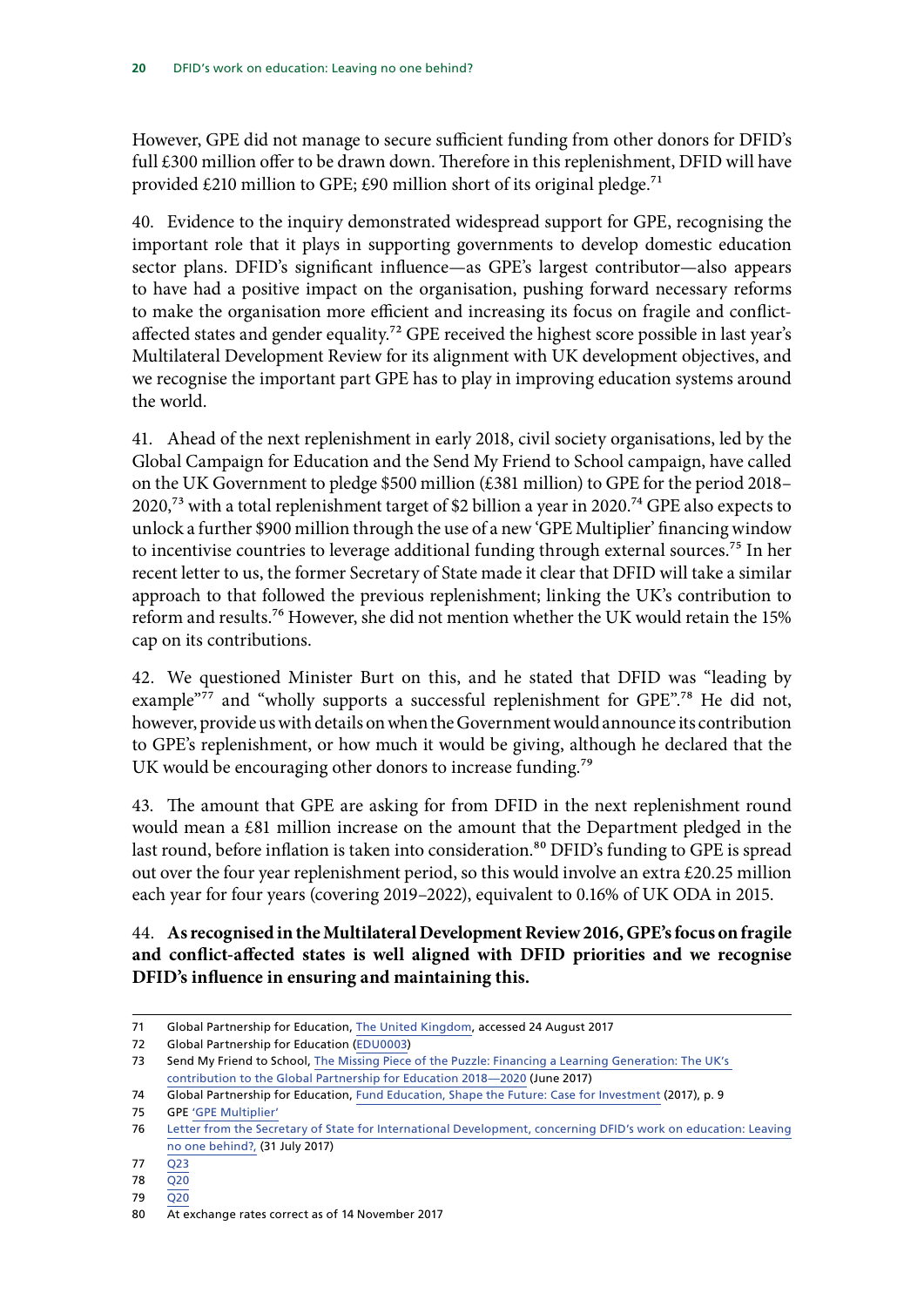However, GPE did not manage to secure sufficient funding from other donors for DFID's full £300 million offer to be drawn down. Therefore in this replenishment, DFID will have provided £210 million to GPE; £90 million short of its original pledge.[71]

40. Evidence to the inquiry demonstrated widespread support for GPE, recognising the important role that it plays in supporting governments to develop domestic education sector plans. DFID's significant influence—as GPE's largest contributor—also appears to have had a positive impact on the organisation, pushing forward necessary reforms to make the organisation more efficient and increasing its focus on fragile and conflict-affected states and gender equality.[72] GPE received the highest score possible in last year's Multilateral Development Review for its alignment with UK development objectives, and we recognise the important part GPE has to play in improving education systems around the world.

41. Ahead of the next replenishment in early 2018, civil society organisations, led by the Global Campaign for Education and the Send My Friend to School campaign, have called on the UK Government to pledge $500 million (£381 million) to GPE for the period 2018–2020,[73] with a total replenishment target of $2 billion a year in 2020.[74] GPE also expects to unlock a further $900 million through the use of a new 'GPE Multiplier' financing window to incentivise countries to leverage additional funding through external sources.[75] In her recent letter to us, the former Secretary of State made it clear that DFID will take a similar approach to that followed the previous replenishment; linking the UK's contribution to reform and results.[76] However, she did not mention whether the UK would retain the 15% cap on its contributions.

42. We questioned Minister Burt on this, and he stated that DFID was "leading by example"[77] and "wholly supports a successful replenishment for GPE".[78] He did not, however, provide us with details on when the Government would announce its contribution to GPE's replenishment, or how much it would be giving, although he declared that the UK would be encouraging other donors to increase funding.[79]

43. The amount that GPE are asking for from DFID in the next replenishment round would mean a £81 million increase on the amount that the Department pledged in the last round, before inflation is taken into consideration.[80] DFID's funding to GPE is spread out over the four year replenishment period, so this would involve an extra £20.25 million each year for four years (covering 2019–2022), equivalent to 0.16% of UK ODA in 2015.

44. **As recognised in the Multilateral Development Review 2016, GPE's focus on fragile and conflict-affected states is well aligned with DFID priorities and we recognise DFID's influence in ensuring and maintaining this.**

---

71 Global Partnership for Education, The United Kingdom, accessed 24 August 2017

72 Global Partnership for Education (EDU0003)

73 Send My Friend to School, The Missing Piece of the Puzzle: Financing a Learning Generation: The UK's contribution to the Global Partnership for Education 2018—2020 (June 2017)

74 Global Partnership for Education, Fund Education, Shape the Future: Case for Investment (2017), p. 9

75 GPE 'GPE Multiplier'

76 Letter from the Secretary of State for International Development, concerning DFID's work on education: Leaving no one behind?, (31 July 2017)

77 Q23

78 Q20

79 Q20

80 At exchange rates correct as of 14 November 2017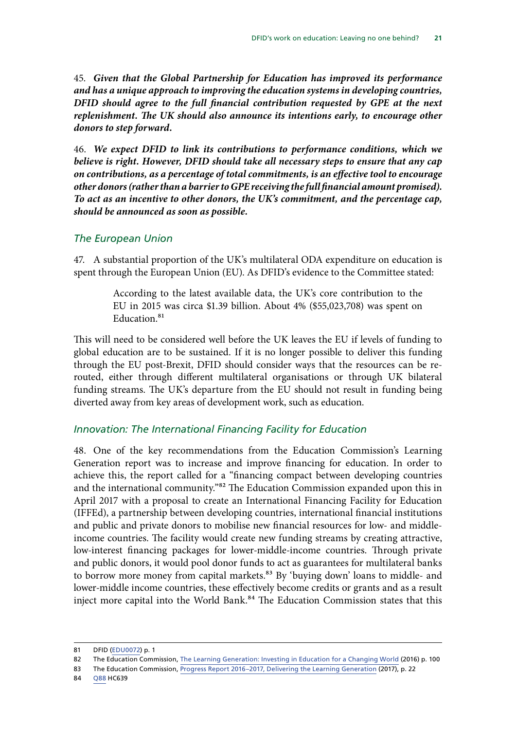45. ***Given that the Global Partnership for Education has improved its performance and has a unique approach to improving the education systems in developing countries, DFID should agree to the full financial contribution requested by GPE at the next replenishment. The UK should also announce its intentions early, to encourage other donors to step forward.***

46. ***We expect DFID to link its contributions to performance conditions, which we believe is right. However, DFID should take all necessary steps to ensure that any cap on contributions, as a percentage of total commitments, is an effective tool to encourage other donors (rather than a barrier to GPE receiving the full financial amount promised). To act as an incentive to other donors, the UK's commitment, and the percentage cap, should be announced as soon as possible.***

### *The European Union*

47. A substantial proportion of the UK's multilateral ODA expenditure on education is spent through the European Union (EU). As DFID's evidence to the Committee stated:

> According to the latest available data, the UK's core contribution to the EU in 2015 was circa $1.39 billion. About 4% ($55,023,708) was spent on Education.[81]

This will need to be considered well before the UK leaves the EU if levels of funding to global education are to be sustained. If it is no longer possible to deliver this funding through the EU post-Brexit, DFID should consider ways that the resources can be re-routed, either through different multilateral organisations or through UK bilateral funding streams. The UK's departure from the EU should not result in funding being diverted away from key areas of development work, such as education.

### *Innovation: The International Financing Facility for Education*

48. One of the key recommendations from the Education Commission's Learning Generation report was to increase and improve financing for education. In order to achieve this, the report called for a "financing compact between developing countries and the international community."[82] The Education Commission expanded upon this in April 2017 with a proposal to create an International Financing Facility for Education (IFFEd), a partnership between developing countries, international financial institutions and public and private donors to mobilise new financial resources for low- and middle-income countries. The facility would create new funding streams by creating attractive, low-interest financing packages for lower-middle-income countries. Through private and public donors, it would pool donor funds to act as guarantees for multilateral banks to borrow more money from capital markets.[83] By 'buying down' loans to middle- and lower-middle income countries, these effectively become credits or grants and as a result inject more capital into the World Bank.[84] The Education Commission states that this

---

81 DFID (EDU0072) p. 1

82 The Education Commission, The Learning Generation: Investing in Education for a Changing World (2016) p. 100

83 The Education Commission, Progress Report 2016–2017, Delivering the Learning Generation (2017), p. 22

84 Q88 HC639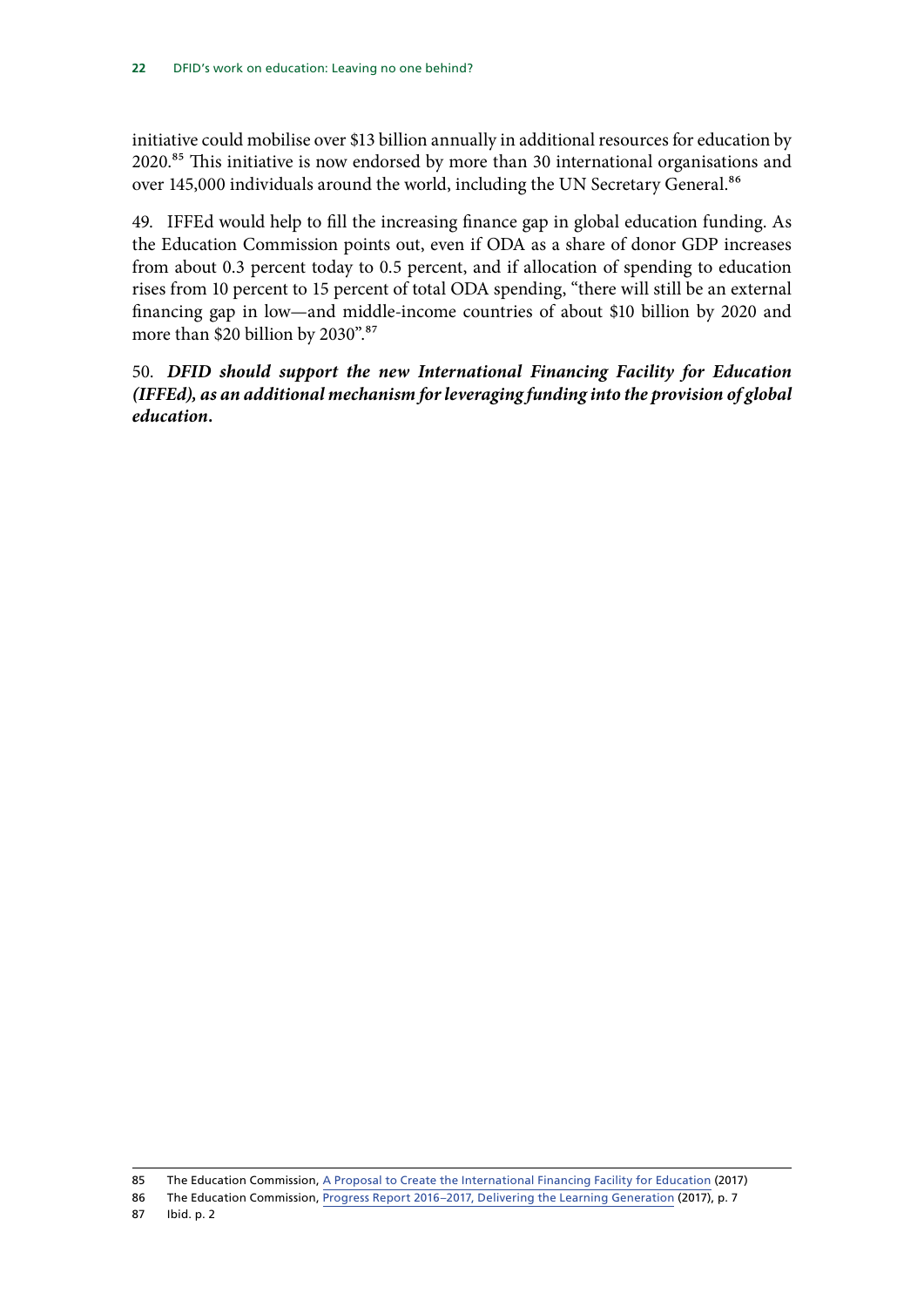initiative could mobilise over $13 billion annually in additional resources for education by 2020.[85] This initiative is now endorsed by more than 30 international organisations and over 145,000 individuals around the world, including the UN Secretary General.[86]

49. IFFEd would help to fill the increasing finance gap in global education funding. As the Education Commission points out, even if ODA as a share of donor GDP increases from about 0.3 percent today to 0.5 percent, and if allocation of spending to education rises from 10 percent to 15 percent of total ODA spending, "there will still be an external financing gap in low—and middle-income countries of about $10 billion by 2020 and more than $20 billion by 2030".[87]

50. ***DFID should support the new International Financing Facility for Education (IFFEd), as an additional mechanism for leveraging funding into the provision of global education.***

---

85 The Education Commission, A Proposal to Create the International Financing Facility for Education (2017)

86 The Education Commission, Progress Report 2016–2017, Delivering the Learning Generation (2017), p. 7

87 Ibid. p. 2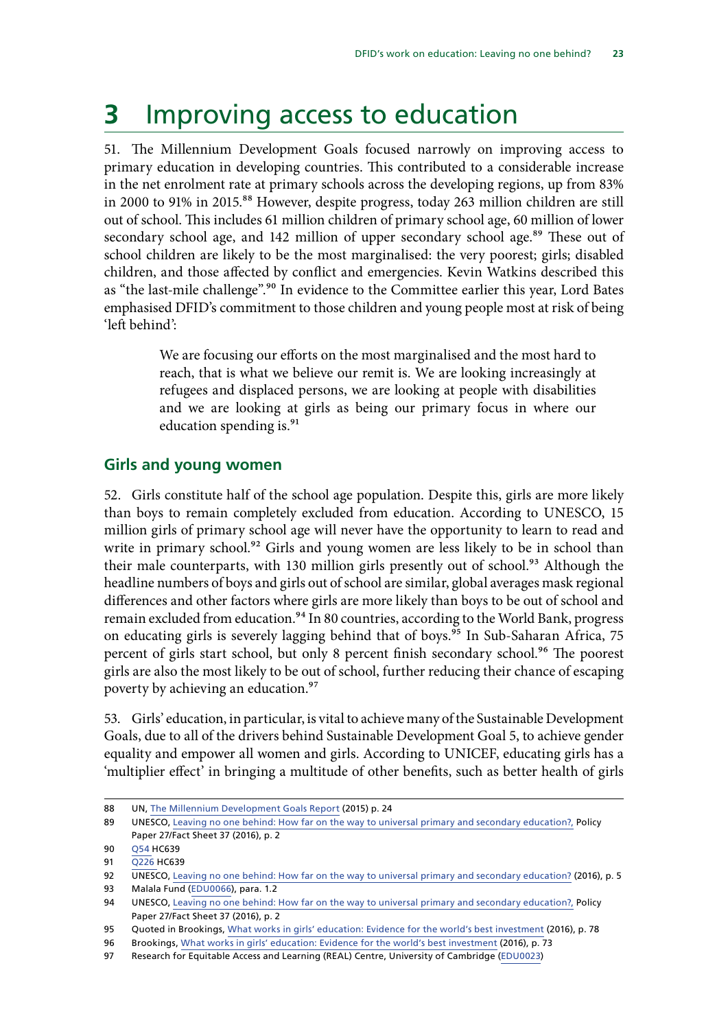# 3 Improving access to education

51. The Millennium Development Goals focused narrowly on improving access to primary education in developing countries. This contributed to a considerable increase in the net enrolment rate at primary schools across the developing regions, up from 83% in 2000 to 91% in 2015.[88] However, despite progress, today 263 million children are still out of school. This includes 61 million children of primary school age, 60 million of lower secondary school age, and 142 million of upper secondary school age.[89] These out of school children are likely to be the most marginalised: the very poorest; girls; disabled children, and those affected by conflict and emergencies. Kevin Watkins described this as "the last-mile challenge".[90] In evidence to the Committee earlier this year, Lord Bates emphasised DFID's commitment to those children and young people most at risk of being 'left behind':

> We are focusing our efforts on the most marginalised and the most hard to reach, that is what we believe our remit is. We are looking increasingly at refugees and displaced persons, we are looking at people with disabilities and we are looking at girls as being our primary focus in where our education spending is.[91]

## Girls and young women

52. Girls constitute half of the school age population. Despite this, girls are more likely than boys to remain completely excluded from education. According to UNESCO, 15 million girls of primary school age will never have the opportunity to learn to read and write in primary school.[92] Girls and young women are less likely to be in school than their male counterparts, with 130 million girls presently out of school.[93] Although the headline numbers of boys and girls out of school are similar, global averages mask regional differences and other factors where girls are more likely than boys to be out of school and remain excluded from education.[94] In 80 countries, according to the World Bank, progress on educating girls is severely lagging behind that of boys.[95] In Sub-Saharan Africa, 75 percent of girls start school, but only 8 percent finish secondary school.[96] The poorest girls are also the most likely to be out of school, further reducing their chance of escaping poverty by achieving an education.[97]

53. Girls' education, in particular, is vital to achieve many of the Sustainable Development Goals, due to all of the drivers behind Sustainable Development Goal 5, to achieve gender equality and empower all women and girls. According to UNICEF, educating girls has a 'multiplier effect' in bringing a multitude of other benefits, such as better health of girls

---

88 UN, The Millennium Development Goals Report (2015) p. 24

89 UNESCO, Leaving no one behind: How far on the way to universal primary and secondary education?, Policy Paper 27/Fact Sheet 37 (2016), p. 2

90 Q54 HC639

91 Q226 HC639

92 UNESCO, Leaving no one behind: How far on the way to universal primary and secondary education? (2016), p. 5

93 Malala Fund (EDU0066), para. 1.2

94 UNESCO, Leaving no one behind: How far on the way to universal primary and secondary education?, Policy Paper 27/Fact Sheet 37 (2016), p. 2

95 Quoted in Brookings, What works in girls' education: Evidence for the world's best investment (2016), p. 78

96 Brookings, What works in girls' education: Evidence for the world's best investment (2016), p. 73

97 Research for Equitable Access and Learning (REAL) Centre, University of Cambridge (EDU0023)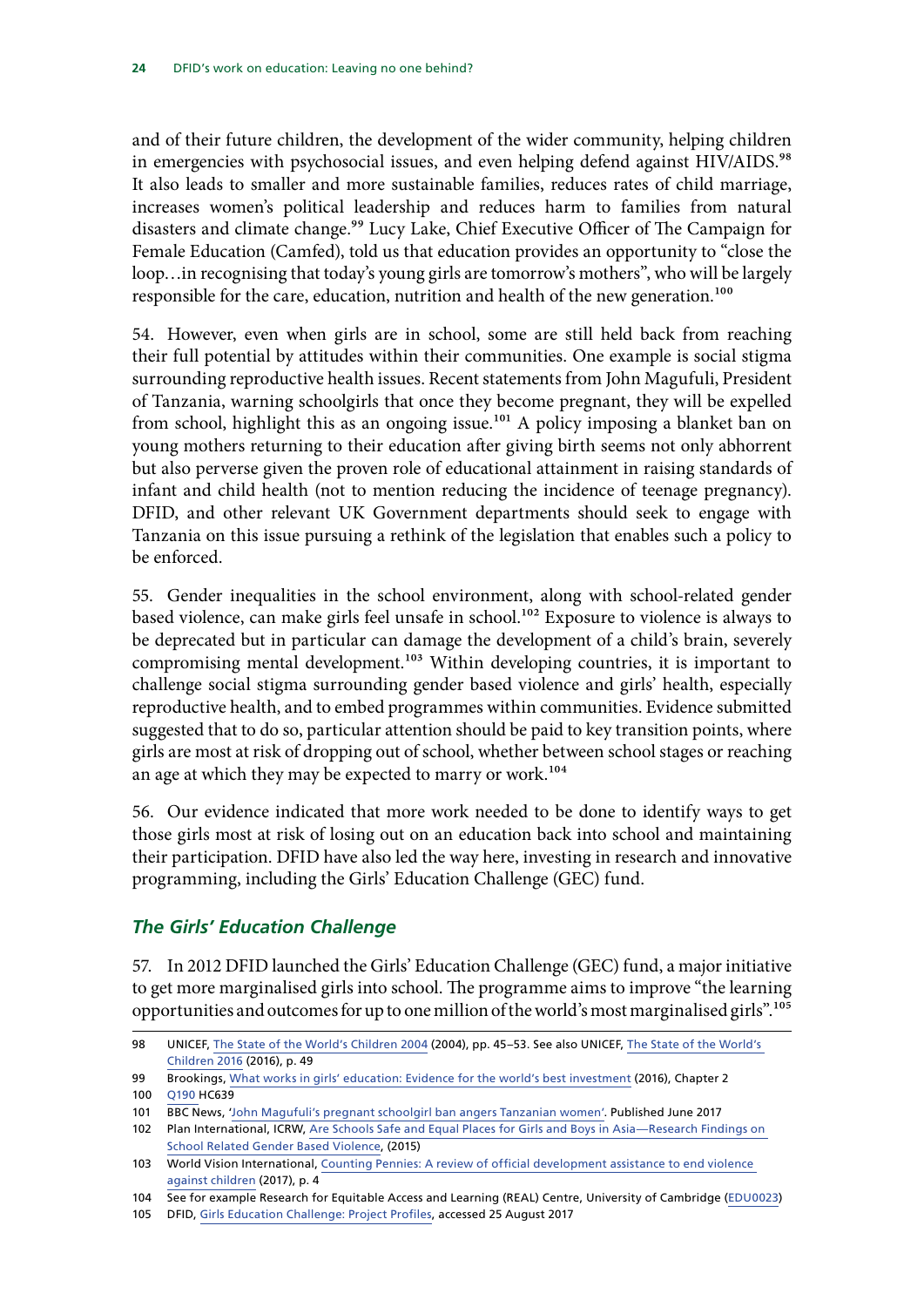and of their future children, the development of the wider community, helping children in emergencies with psychosocial issues, and even helping defend against HIV/AIDS.[98] It also leads to smaller and more sustainable families, reduces rates of child marriage, increases women's political leadership and reduces harm to families from natural disasters and climate change.[99] Lucy Lake, Chief Executive Officer of The Campaign for Female Education (Camfed), told us that education provides an opportunity to "close the loop…in recognising that today's young girls are tomorrow's mothers", who will be largely responsible for the care, education, nutrition and health of the new generation.[100]

54. However, even when girls are in school, some are still held back from reaching their full potential by attitudes within their communities. One example is social stigma surrounding reproductive health issues. Recent statements from John Magufuli, President of Tanzania, warning schoolgirls that once they become pregnant, they will be expelled from school, highlight this as an ongoing issue.[101] A policy imposing a blanket ban on young mothers returning to their education after giving birth seems not only abhorrent but also perverse given the proven role of educational attainment in raising standards of infant and child health (not to mention reducing the incidence of teenage pregnancy). DFID, and other relevant UK Government departments should seek to engage with Tanzania on this issue pursuing a rethink of the legislation that enables such a policy to be enforced.

55. Gender inequalities in the school environment, along with school-related gender based violence, can make girls feel unsafe in school.[102] Exposure to violence is always to be deprecated but in particular can damage the development of a child's brain, severely compromising mental development.[103] Within developing countries, it is important to challenge social stigma surrounding gender based violence and girls' health, especially reproductive health, and to embed programmes within communities. Evidence submitted suggested that to do so, particular attention should be paid to key transition points, where girls are most at risk of dropping out of school, whether between school stages or reaching an age at which they may be expected to marry or work.[104]

56. Our evidence indicated that more work needed to be done to identify ways to get those girls most at risk of losing out on an education back into school and maintaining their participation. DFID have also led the way here, investing in research and innovative programming, including the Girls' Education Challenge (GEC) fund.

### *The Girls' Education Challenge*

57. In 2012 DFID launched the Girls' Education Challenge (GEC) fund, a major initiative to get more marginalised girls into school. The programme aims to improve "the learning opportunities and outcomes for up to one million of the world's most marginalised girls".[105]

---

98 UNICEF, The State of the World's Children 2004 (2004), pp. 45–53. See also UNICEF, The State of the World's Children 2016 (2016), p. 49

99 Brookings, What works in girls' education: Evidence for the world's best investment (2016), Chapter 2

100 Q190 HC639

101 BBC News, 'John Magufuli's pregnant schoolgirl ban angers Tanzanian women'. Published June 2017

102 Plan International, ICRW, Are Schools Safe and Equal Places for Girls and Boys in Asia—Research Findings on School Related Gender Based Violence, (2015)

103 World Vision International, Counting Pennies: A review of official development assistance to end violence against children (2017), p. 4

104 See for example Research for Equitable Access and Learning (REAL) Centre, University of Cambridge (EDU0023)

105 DFID, Girls Education Challenge: Project Profiles, accessed 25 August 2017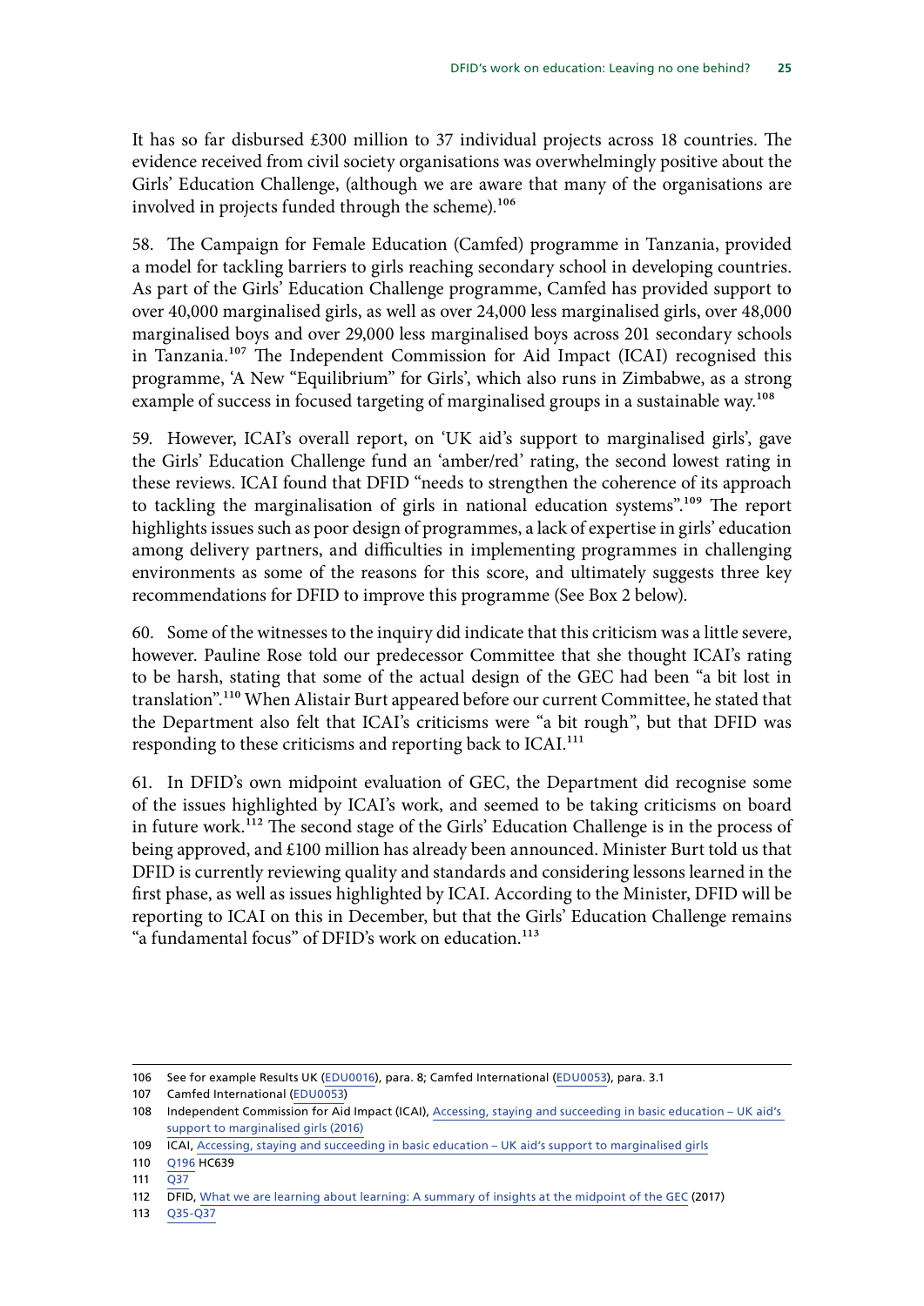It has so far disbursed £300 million to 37 individual projects across 18 countries. The evidence received from civil society organisations was overwhelmingly positive about the Girls' Education Challenge, (although we are aware that many of the organisations are involved in projects funded through the scheme).[106]

58. The Campaign for Female Education (Camfed) programme in Tanzania, provided a model for tackling barriers to girls reaching secondary school in developing countries. As part of the Girls' Education Challenge programme, Camfed has provided support to over 40,000 marginalised girls, as well as over 24,000 less marginalised girls, over 48,000 marginalised boys and over 29,000 less marginalised boys across 201 secondary schools in Tanzania.[107] The Independent Commission for Aid Impact (ICAI) recognised this programme, 'A New "Equilibrium" for Girls', which also runs in Zimbabwe, as a strong example of success in focused targeting of marginalised groups in a sustainable way.[108]

59. However, ICAI's overall report, on 'UK aid's support to marginalised girls', gave the Girls' Education Challenge fund an 'amber/red' rating, the second lowest rating in these reviews. ICAI found that DFID "needs to strengthen the coherence of its approach to tackling the marginalisation of girls in national education systems".[109] The report highlights issues such as poor design of programmes, a lack of expertise in girls' education among delivery partners, and difficulties in implementing programmes in challenging environments as some of the reasons for this score, and ultimately suggests three key recommendations for DFID to improve this programme (See Box 2 below).

60. Some of the witnesses to the inquiry did indicate that this criticism was a little severe, however. Pauline Rose told our predecessor Committee that she thought ICAI's rating to be harsh, stating that some of the actual design of the GEC had been "a bit lost in translation".[110] When Alistair Burt appeared before our current Committee, he stated that the Department also felt that ICAI's criticisms were "a bit rough", but that DFID was responding to these criticisms and reporting back to ICAI.[111]

61. In DFID's own midpoint evaluation of GEC, the Department did recognise some of the issues highlighted by ICAI's work, and seemed to be taking criticisms on board in future work.[112] The second stage of the Girls' Education Challenge is in the process of being approved, and £100 million has already been announced. Minister Burt told us that DFID is currently reviewing quality and standards and considering lessons learned in the first phase, as well as issues highlighted by ICAI. According to the Minister, DFID will be reporting to ICAI on this in December, but that the Girls' Education Challenge remains "a fundamental focus" of DFID's work on education.[113]

---

106 See for example Results UK (EDU0016), para. 8; Camfed International (EDU0053), para. 3.1

107 Camfed International (EDU0053)

108 Independent Commission for Aid Impact (ICAI), Accessing, staying and succeeding in basic education – UK aid's support to marginalised girls (2016)

109 ICAI, Accessing, staying and succeeding in basic education – UK aid's support to marginalised girls

110 Q196 HC639

111 Q37

112 DFID, What we are learning about learning: A summary of insights at the midpoint of the GEC (2017)

113 Q35-Q37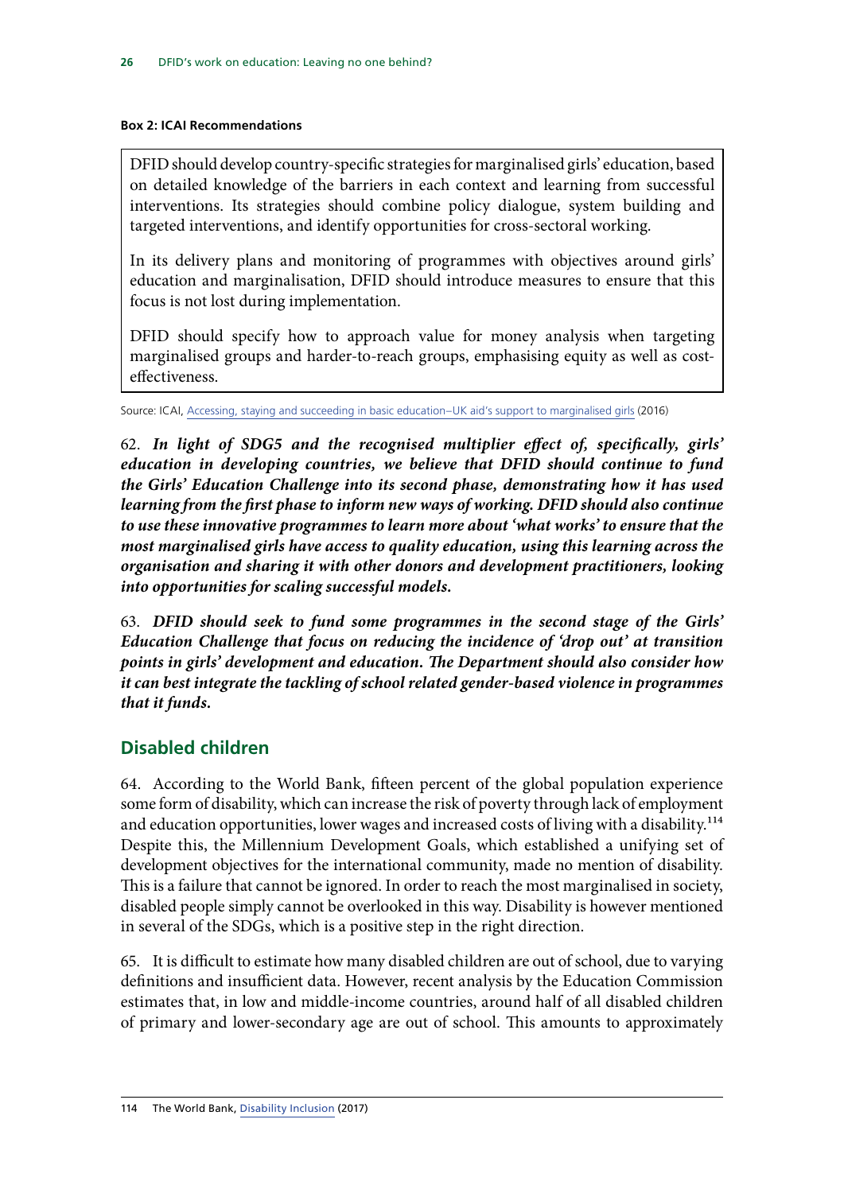**Box 2: ICAI Recommendations**

> DFID should develop country-specific strategies for marginalised girls' education, based on detailed knowledge of the barriers in each context and learning from successful interventions. Its strategies should combine policy dialogue, system building and targeted interventions, and identify opportunities for cross-sectoral working.
>
> In its delivery plans and monitoring of programmes with objectives around girls' education and marginalisation, DFID should introduce measures to ensure that this focus is not lost during implementation.
>
> DFID should specify how to approach value for money analysis when targeting marginalised groups and harder-to-reach groups, emphasising equity as well as cost-effectiveness.

Source: ICAI, Accessing, staying and succeeding in basic education–UK aid's support to marginalised girls (2016)

62. ***In light of SDG5 and the recognised multiplier effect of, specifically, girls' education in developing countries, we believe that DFID should continue to fund the Girls' Education Challenge into its second phase, demonstrating how it has used learning from the first phase to inform new ways of working. DFID should also continue to use these innovative programmes to learn more about 'what works' to ensure that the most marginalised girls have access to quality education, using this learning across the organisation and sharing it with other donors and development practitioners, looking into opportunities for scaling successful models.***

63. ***DFID should seek to fund some programmes in the second stage of the Girls' Education Challenge that focus on reducing the incidence of 'drop out' at transition points in girls' development and education. The Department should also consider how it can best integrate the tackling of school related gender-based violence in programmes that it funds.***

## Disabled children

64. According to the World Bank, fifteen percent of the global population experience some form of disability, which can increase the risk of poverty through lack of employment and education opportunities, lower wages and increased costs of living with a disability.[114] Despite this, the Millennium Development Goals, which established a unifying set of development objectives for the international community, made no mention of disability. This is a failure that cannot be ignored. In order to reach the most marginalised in society, disabled people simply cannot be overlooked in this way. Disability is however mentioned in several of the SDGs, which is a positive step in the right direction.

65. It is difficult to estimate how many disabled children are out of school, due to varying definitions and insufficient data. However, recent analysis by the Education Commission estimates that, in low and middle-income countries, around half of all disabled children of primary and lower-secondary age are out of school. This amounts to approximately

---

114 The World Bank, Disability Inclusion (2017)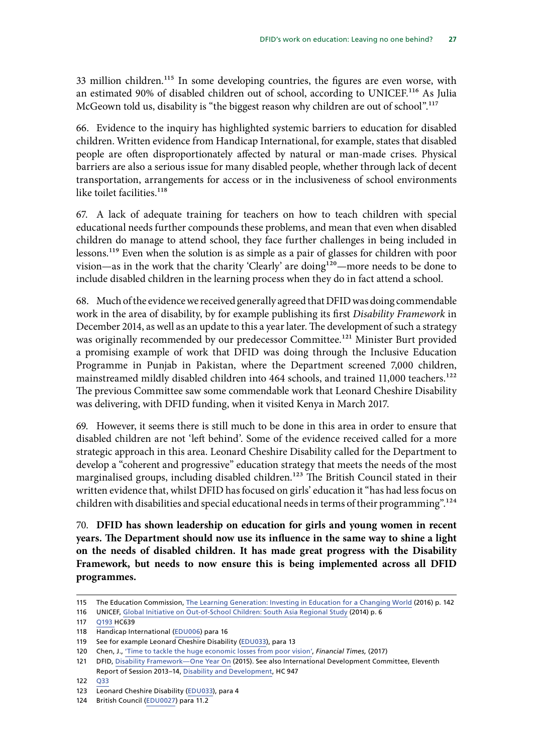33 million children.[115] In some developing countries, the figures are even worse, with an estimated 90% of disabled children out of school, according to UNICEF.[116] As Julia McGeown told us, disability is "the biggest reason why children are out of school".[117]

66. Evidence to the inquiry has highlighted systemic barriers to education for disabled children. Written evidence from Handicap International, for example, states that disabled people are often disproportionately affected by natural or man-made crises. Physical barriers are also a serious issue for many disabled people, whether through lack of decent transportation, arrangements for access or in the inclusiveness of school environments like toilet facilities.[118]

67. A lack of adequate training for teachers on how to teach children with special educational needs further compounds these problems, and mean that even when disabled children do manage to attend school, they face further challenges in being included in lessons.[119] Even when the solution is as simple as a pair of glasses for children with poor vision—as in the work that the charity 'Clearly' are doing[120]—more needs to be done to include disabled children in the learning process when they do in fact attend a school.

68. Much of the evidence we received generally agreed that DFID was doing commendable work in the area of disability, by for example publishing its first *Disability Framework* in December 2014, as well as an update to this a year later. The development of such a strategy was originally recommended by our predecessor Committee.[121] Minister Burt provided a promising example of work that DFID was doing through the Inclusive Education Programme in Punjab in Pakistan, where the Department screened 7,000 children, mainstreamed mildly disabled children into 464 schools, and trained 11,000 teachers.[122] The previous Committee saw some commendable work that Leonard Cheshire Disability was delivering, with DFID funding, when it visited Kenya in March 2017.

69. However, it seems there is still much to be done in this area in order to ensure that disabled children are not 'left behind'. Some of the evidence received called for a more strategic approach in this area. Leonard Cheshire Disability called for the Department to develop a "coherent and progressive" education strategy that meets the needs of the most marginalised groups, including disabled children.[123] The British Council stated in their written evidence that, whilst DFID has focused on girls' education it "has had less focus on children with disabilities and special educational needs in terms of their programming".[124]

70. **DFID has shown leadership on education for girls and young women in recent years. The Department should now use its influence in the same way to shine a light on the needs of disabled children. It has made great progress with the Disability Framework, but needs to now ensure this is being implemented across all DFID programmes.**

---

115 The Education Commission, The Learning Generation: Investing in Education for a Changing World (2016) p. 142

116 UNICEF, Global Initiative on Out-of-School Children: South Asia Regional Study (2014) p. 6

117 Q193 HC639

118 Handicap International (EDU006) para 16

119 See for example Leonard Cheshire Disability (EDU033), para 13

120 Chen, J., 'Time to tackle the huge economic losses from poor vision', *Financial Times,* (2017)

121 DFID, Disability Framework—One Year On (2015). See also International Development Committee, Eleventh Report of Session 2013–14, Disability and Development, HC 947

122 Q33

123 Leonard Cheshire Disability (EDU033), para 4

124 British Council (EDU0027) para 11.2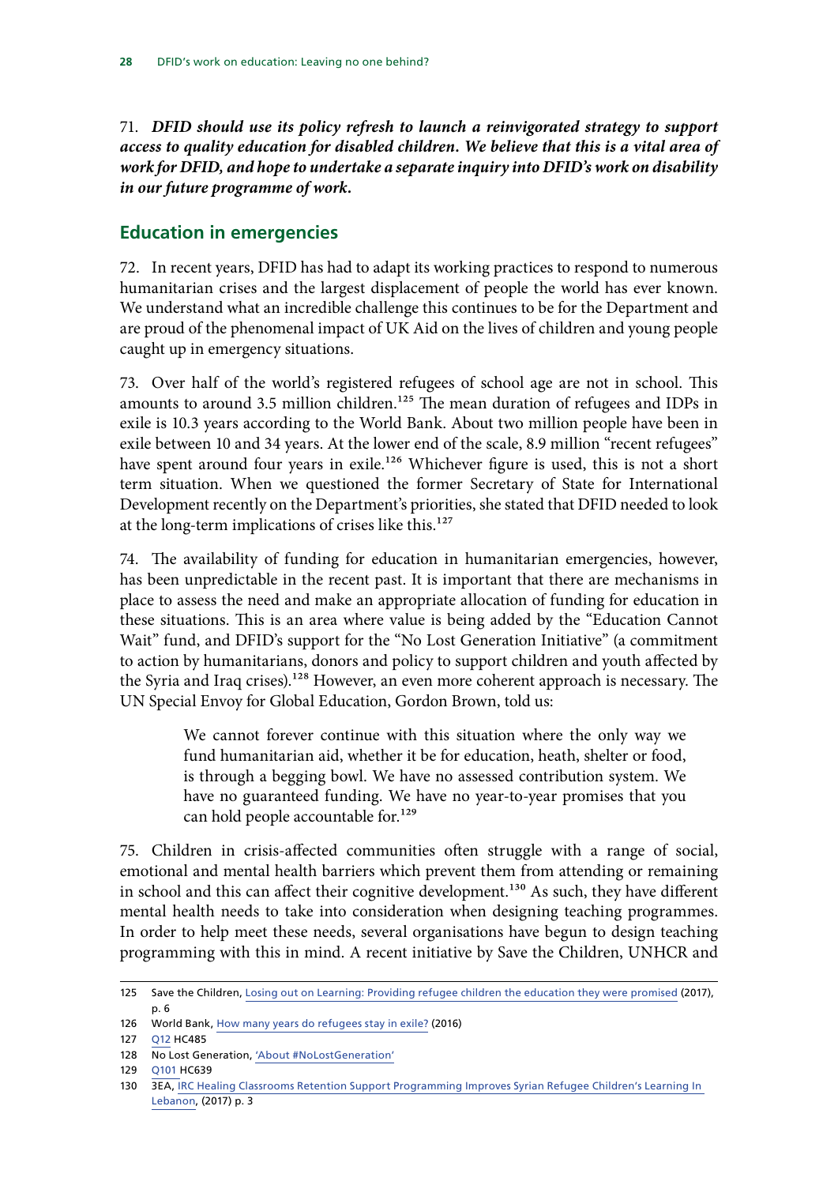71. ***DFID should use its policy refresh to launch a reinvigorated strategy to support access to quality education for disabled children. We believe that this is a vital area of work for DFID, and hope to undertake a separate inquiry into DFID's work on disability in our future programme of work.***

## Education in emergencies

72. In recent years, DFID has had to adapt its working practices to respond to numerous humanitarian crises and the largest displacement of people the world has ever known. We understand what an incredible challenge this continues to be for the Department and are proud of the phenomenal impact of UK Aid on the lives of children and young people caught up in emergency situations.

73. Over half of the world's registered refugees of school age are not in school. This amounts to around 3.5 million children.[125] The mean duration of refugees and IDPs in exile is 10.3 years according to the World Bank. About two million people have been in exile between 10 and 34 years. At the lower end of the scale, 8.9 million "recent refugees" have spent around four years in exile.[126] Whichever figure is used, this is not a short term situation. When we questioned the former Secretary of State for International Development recently on the Department's priorities, she stated that DFID needed to look at the long-term implications of crises like this.[127]

74. The availability of funding for education in humanitarian emergencies, however, has been unpredictable in the recent past. It is important that there are mechanisms in place to assess the need and make an appropriate allocation of funding for education in these situations. This is an area where value is being added by the "Education Cannot Wait" fund, and DFID's support for the "No Lost Generation Initiative" (a commitment to action by humanitarians, donors and policy to support children and youth affected by the Syria and Iraq crises).[128] However, an even more coherent approach is necessary. The UN Special Envoy for Global Education, Gordon Brown, told us:

> We cannot forever continue with this situation where the only way we fund humanitarian aid, whether it be for education, heath, shelter or food, is through a begging bowl. We have no assessed contribution system. We have no guaranteed funding. We have no year-to-year promises that you can hold people accountable for.[129]

75. Children in crisis-affected communities often struggle with a range of social, emotional and mental health barriers which prevent them from attending or remaining in school and this can affect their cognitive development.[130] As such, they have different mental health needs to take into consideration when designing teaching programmes. In order to help meet these needs, several organisations have begun to design teaching programming with this in mind. A recent initiative by Save the Children, UNHCR and

---

125 Save the Children, Losing out on Learning: Providing refugee children the education they were promised (2017), p. 6

126 World Bank, How many years do refugees stay in exile? (2016)

127 Q12 HC485

128 No Lost Generation, 'About #NoLostGeneration'

129 Q101 HC639

130 3EA, IRC Healing Classrooms Retention Support Programming Improves Syrian Refugee Children's Learning In Lebanon, (2017) p. 3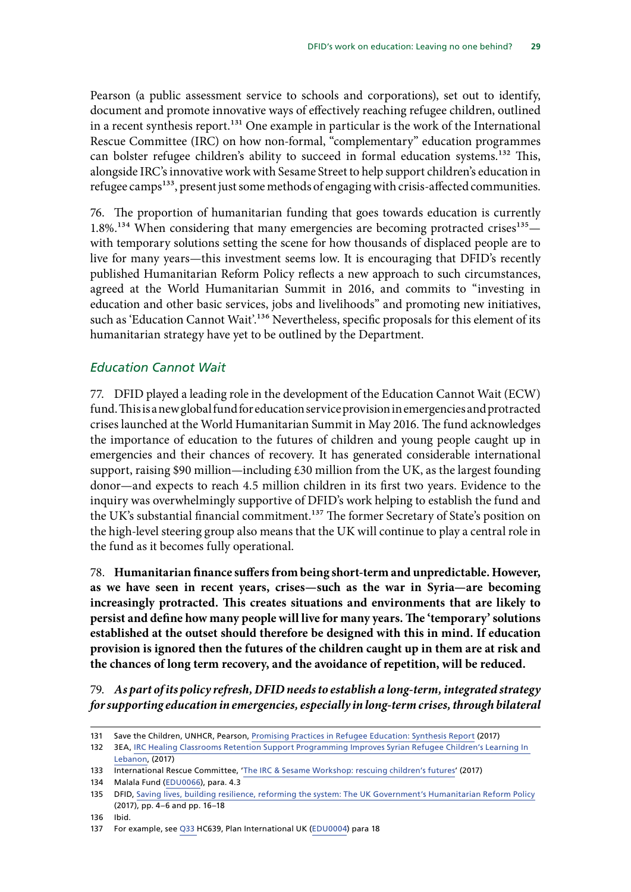Pearson (a public assessment service to schools and corporations), set out to identify, document and promote innovative ways of effectively reaching refugee children, outlined in a recent synthesis report.[131] One example in particular is the work of the International Rescue Committee (IRC) on how non-formal, "complementary" education programmes can bolster refugee children's ability to succeed in formal education systems.[132] This, alongside IRC's innovative work with Sesame Street to help support children's education in refugee camps[133], present just some methods of engaging with crisis-affected communities.

76. The proportion of humanitarian funding that goes towards education is currently 1.8%.[134] When considering that many emergencies are becoming protracted crises[135]—with temporary solutions setting the scene for how thousands of displaced people are to live for many years—this investment seems low. It is encouraging that DFID's recently published Humanitarian Reform Policy reflects a new approach to such circumstances, agreed at the World Humanitarian Summit in 2016, and commits to "investing in education and other basic services, jobs and livelihoods" and promoting new initiatives, such as 'Education Cannot Wait'.[136] Nevertheless, specific proposals for this element of its humanitarian strategy have yet to be outlined by the Department.

### *Education Cannot Wait*

77. DFID played a leading role in the development of the Education Cannot Wait (ECW) fund. This is a new global fund for education service provision in emergencies and protracted crises launched at the World Humanitarian Summit in May 2016. The fund acknowledges the importance of education to the futures of children and young people caught up in emergencies and their chances of recovery. It has generated considerable international support, raising $90 million—including £30 million from the UK, as the largest founding donor—and expects to reach 4.5 million children in its first two years. Evidence to the inquiry was overwhelmingly supportive of DFID's work helping to establish the fund and the UK's substantial financial commitment.[137] The former Secretary of State's position on the high-level steering group also means that the UK will continue to play a central role in the fund as it becomes fully operational.

78. **Humanitarian finance suffers from being short-term and unpredictable. However, as we have seen in recent years, crises—such as the war in Syria—are becoming increasingly protracted. This creates situations and environments that are likely to persist and define how many people will live for many years. The 'temporary' solutions established at the outset should therefore be designed with this in mind. If education provision is ignored then the futures of the children caught up in them are at risk and the chances of long term recovery, and the avoidance of repetition, will be reduced.**

79. ***As part of its policy refresh, DFID needs to establish a long-term, integrated strategy for supporting education in emergencies, especially in long-term crises, through bilateral***

---

131 Save the Children, UNHCR, Pearson, Promising Practices in Refugee Education: Synthesis Report (2017)

132 3EA, IRC Healing Classrooms Retention Support Programming Improves Syrian Refugee Children's Learning In Lebanon, (2017)

133 International Rescue Committee, 'The IRC & Sesame Workshop: rescuing children's futures' (2017)

134 Malala Fund (EDU0066), para. 4.3

135 DFID, Saving lives, building resilience, reforming the system: The UK Government's Humanitarian Reform Policy (2017), pp. 4–6 and pp. 16–18

136 Ibid.

137 For example, see Q33 HC639, Plan International UK (EDU0004) para 18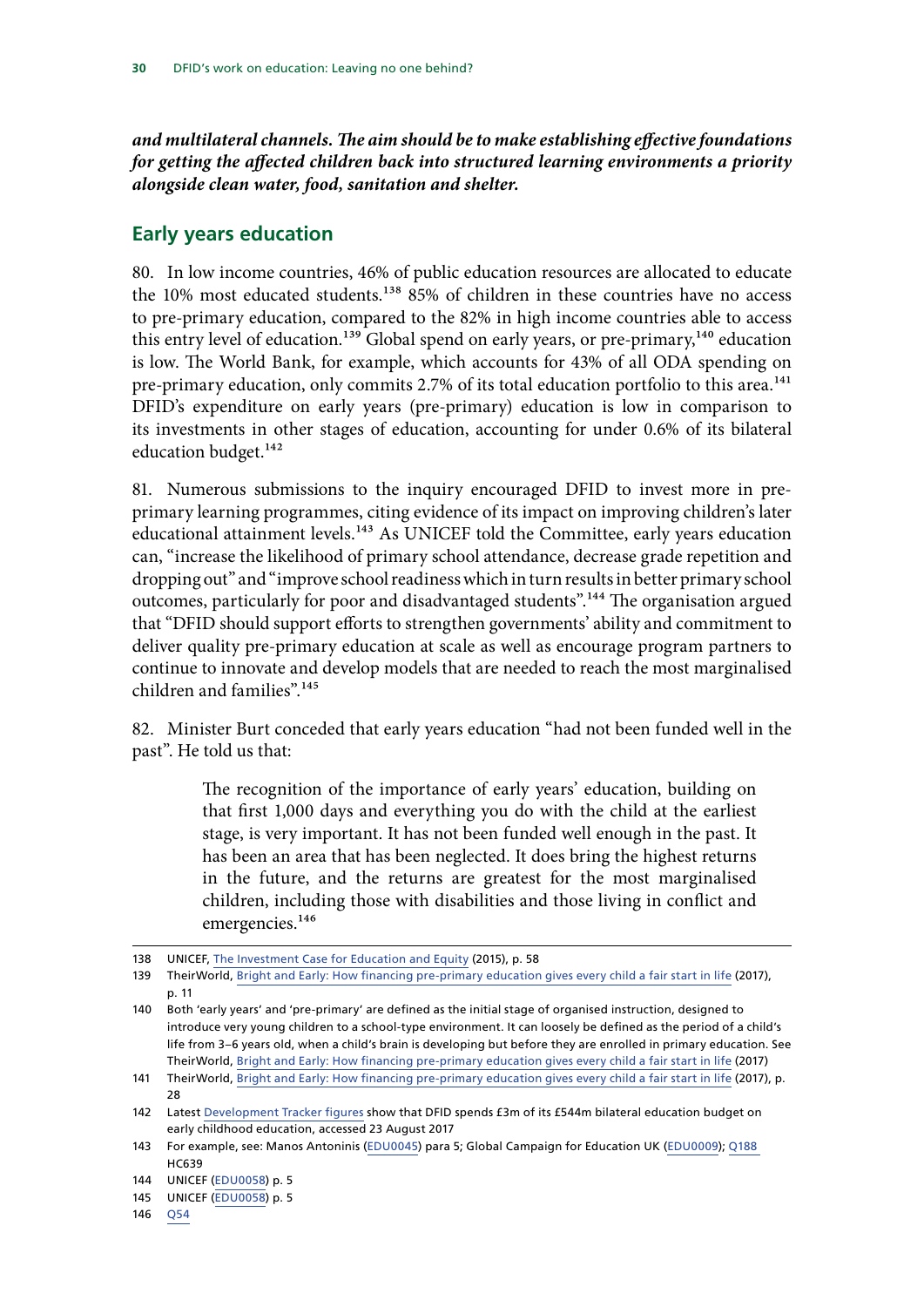***and multilateral channels. The aim should be to make establishing effective foundations for getting the affected children back into structured learning environments a priority alongside clean water, food, sanitation and shelter.***

## Early years education

80. In low income countries, 46% of public education resources are allocated to educate the 10% most educated students.[138] 85% of children in these countries have no access to pre-primary education, compared to the 82% in high income countries able to access this entry level of education.[139] Global spend on early years, or pre-primary,[140] education is low. The World Bank, for example, which accounts for 43% of all ODA spending on pre-primary education, only commits 2.7% of its total education portfolio to this area.[141] DFID's expenditure on early years (pre-primary) education is low in comparison to its investments in other stages of education, accounting for under 0.6% of its bilateral education budget.[142]

81. Numerous submissions to the inquiry encouraged DFID to invest more in pre-primary learning programmes, citing evidence of its impact on improving children's later educational attainment levels.[143] As UNICEF told the Committee, early years education can, "increase the likelihood of primary school attendance, decrease grade repetition and dropping out" and "improve school readiness which in turn results in better primary school outcomes, particularly for poor and disadvantaged students".[144] The organisation argued that "DFID should support efforts to strengthen governments' ability and commitment to deliver quality pre-primary education at scale as well as encourage program partners to continue to innovate and develop models that are needed to reach the most marginalised children and families".[145]

82. Minister Burt conceded that early years education "had not been funded well in the past". He told us that:

> The recognition of the importance of early years' education, building on that first 1,000 days and everything you do with the child at the earliest stage, is very important. It has not been funded well enough in the past. It has been an area that has been neglected. It does bring the highest returns in the future, and the returns are greatest for the most marginalised children, including those with disabilities and those living in conflict and emergencies.[146]

---

138 UNICEF, The Investment Case for Education and Equity (2015), p. 58

139 TheirWorld, Bright and Early: How financing pre-primary education gives every child a fair start in life (2017), p. 11

140 Both 'early years' and 'pre-primary' are defined as the initial stage of organised instruction, designed to introduce very young children to a school-type environment. It can loosely be defined as the period of a child's life from 3–6 years old, when a child's brain is developing but before they are enrolled in primary education. See TheirWorld, Bright and Early: How financing pre-primary education gives every child a fair start in life (2017)

141 TheirWorld, Bright and Early: How financing pre-primary education gives every child a fair start in life (2017), p. 28

142 Latest Development Tracker figures show that DFID spends £3m of its £544m bilateral education budget on early childhood education, accessed 23 August 2017

143 For example, see: Manos Antoninis (EDU0045) para 5; Global Campaign for Education UK (EDU0009); Q188 HC639

144 UNICEF (EDU0058) p. 5

145 UNICEF (EDU0058) p. 5

146 Q54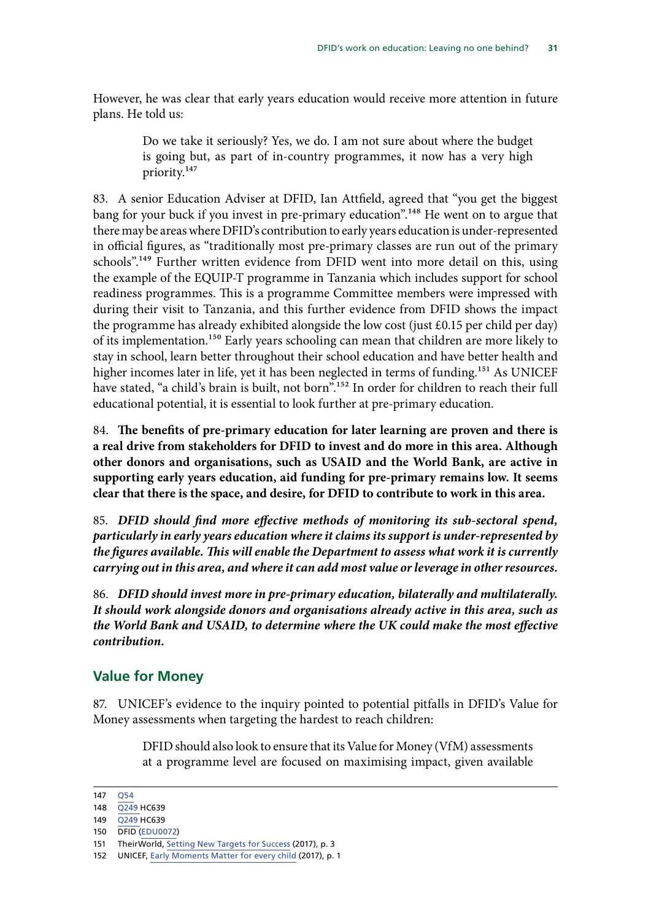However, he was clear that early years education would receive more attention in future plans. He told us:

> Do we take it seriously? Yes, we do. I am not sure about where the budget is going but, as part of in-country programmes, it now has a very high priority.[147]

83. A senior Education Adviser at DFID, Ian Attfield, agreed that "you get the biggest bang for your buck if you invest in pre-primary education".[148] He went on to argue that there may be areas where DFID's contribution to early years education is under-represented in official figures, as "traditionally most pre-primary classes are run out of the primary schools".[149] Further written evidence from DFID went into more detail on this, using the example of the EQUIP-T programme in Tanzania which includes support for school readiness programmes. This is a programme Committee members were impressed with during their visit to Tanzania, and this further evidence from DFID shows the impact the programme has already exhibited alongside the low cost (just £0.15 per child per day) of its implementation.[150] Early years schooling can mean that children are more likely to stay in school, learn better throughout their school education and have better health and higher incomes later in life, yet it has been neglected in terms of funding.[151] As UNICEF have stated, "a child's brain is built, not born".[152] In order for children to reach their full educational potential, it is essential to look further at pre-primary education.

84. **The benefits of pre-primary education for later learning are proven and there is a real drive from stakeholders for DFID to invest and do more in this area. Although other donors and organisations, such as USAID and the World Bank, are active in supporting early years education, aid funding for pre-primary remains low. It seems clear that there is the space, and desire, for DFID to contribute to work in this area.**

85. ***DFID should find more effective methods of monitoring its sub-sectoral spend, particularly in early years education where it claims its support is under-represented by the figures available. This will enable the Department to assess what work it is currently carrying out in this area, and where it can add most value or leverage in other resources.***

86. ***DFID should invest more in pre-primary education, bilaterally and multilaterally. It should work alongside donors and organisations already active in this area, such as the World Bank and USAID, to determine where the UK could make the most effective contribution.***

## Value for Money

87. UNICEF's evidence to the inquiry pointed to potential pitfalls in DFID's Value for Money assessments when targeting the hardest to reach children:

> DFID should also look to ensure that its Value for Money (VfM) assessments at a programme level are focused on maximising impact, given available

---

147 Q54

148 Q249 HC639

149 Q249 HC639

150 DFID (EDU0072)

151 TheirWorld, Setting New Targets for Success (2017), p. 3

152 UNICEF, Early Moments Matter for every child (2017), p. 1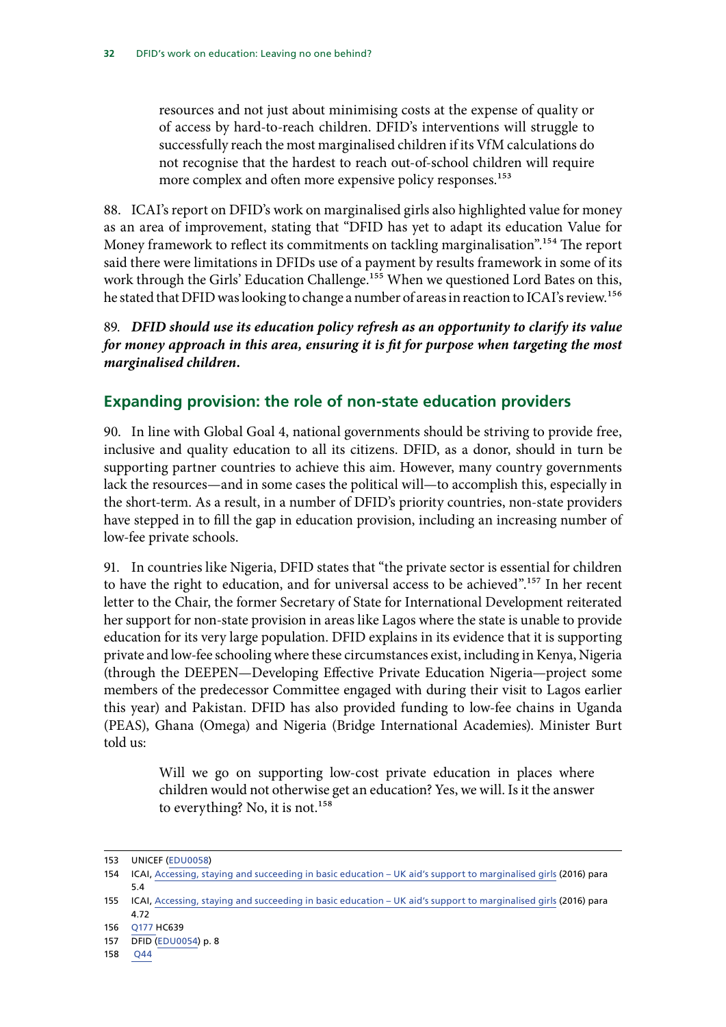> resources and not just about minimising costs at the expense of quality or of access by hard-to-reach children. DFID's interventions will struggle to successfully reach the most marginalised children if its VfM calculations do not recognise that the hardest to reach out-of-school children will require more complex and often more expensive policy responses.[153]

88. ICAI's report on DFID's work on marginalised girls also highlighted value for money as an area of improvement, stating that "DFID has yet to adapt its education Value for Money framework to reflect its commitments on tackling marginalisation".[154] The report said there were limitations in DFIDs use of a payment by results framework in some of its work through the Girls' Education Challenge.[155] When we questioned Lord Bates on this, he stated that DFID was looking to change a number of areas in reaction to ICAI's review.[156]

89. ***DFID should use its education policy refresh as an opportunity to clarify its value for money approach in this area, ensuring it is fit for purpose when targeting the most marginalised children.***

## Expanding provision: the role of non-state education providers

90. In line with Global Goal 4, national governments should be striving to provide free, inclusive and quality education to all its citizens. DFID, as a donor, should in turn be supporting partner countries to achieve this aim. However, many country governments lack the resources—and in some cases the political will—to accomplish this, especially in the short-term. As a result, in a number of DFID's priority countries, non-state providers have stepped in to fill the gap in education provision, including an increasing number of low-fee private schools.

91. In countries like Nigeria, DFID states that "the private sector is essential for children to have the right to education, and for universal access to be achieved".[157] In her recent letter to the Chair, the former Secretary of State for International Development reiterated her support for non-state provision in areas like Lagos where the state is unable to provide education for its very large population. DFID explains in its evidence that it is supporting private and low-fee schooling where these circumstances exist, including in Kenya, Nigeria (through the DEEPEN—Developing Effective Private Education Nigeria—project some members of the predecessor Committee engaged with during their visit to Lagos earlier this year) and Pakistan. DFID has also provided funding to low-fee chains in Uganda (PEAS), Ghana (Omega) and Nigeria (Bridge International Academies). Minister Burt told us:

> Will we go on supporting low-cost private education in places where children would not otherwise get an education? Yes, we will. Is it the answer to everything? No, it is not.[158]

---

153 UNICEF (EDU0058)

154 ICAI, Accessing, staying and succeeding in basic education – UK aid's support to marginalised girls (2016) para 5.4

155 ICAI, Accessing, staying and succeeding in basic education – UK aid's support to marginalised girls (2016) para 4.72

156 Q177 HC639

157 DFID (EDU0054) p. 8

158 Q44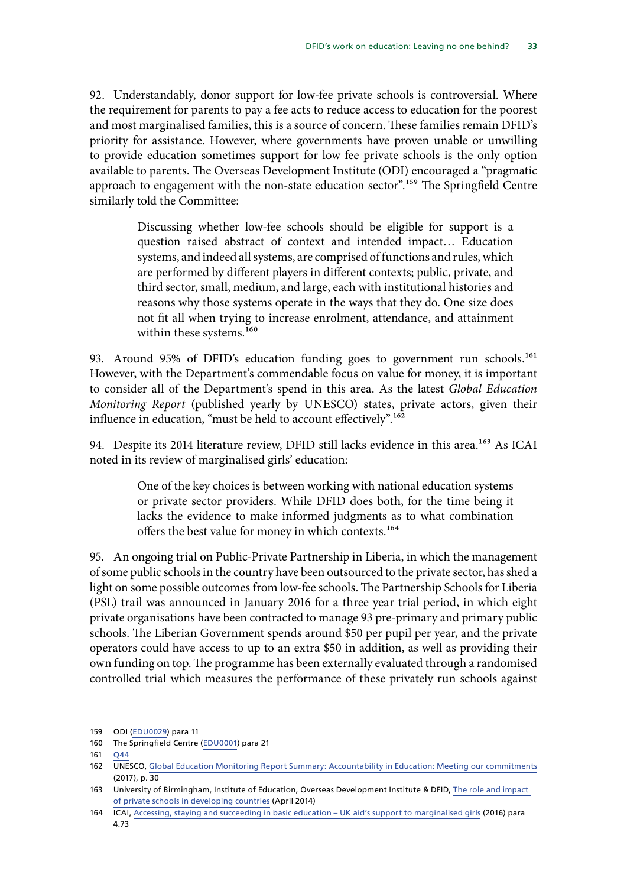92. Understandably, donor support for low-fee private schools is controversial. Where the requirement for parents to pay a fee acts to reduce access to education for the poorest and most marginalised families, this is a source of concern. These families remain DFID's priority for assistance. However, where governments have proven unable or unwilling to provide education sometimes support for low fee private schools is the only option available to parents. The Overseas Development Institute (ODI) encouraged a "pragmatic approach to engagement with the non-state education sector".[159] The Springfield Centre similarly told the Committee:

> Discussing whether low-fee schools should be eligible for support is a question raised abstract of context and intended impact… Education systems, and indeed all systems, are comprised of functions and rules, which are performed by different players in different contexts; public, private, and third sector, small, medium, and large, each with institutional histories and reasons why those systems operate in the ways that they do. One size does not fit all when trying to increase enrolment, attendance, and attainment within these systems.[160]

93. Around 95% of DFID's education funding goes to government run schools.[161] However, with the Department's commendable focus on value for money, it is important to consider all of the Department's spend in this area. As the latest *Global Education Monitoring Report* (published yearly by UNESCO) states, private actors, given their influence in education, "must be held to account effectively".[162]

94. Despite its 2014 literature review, DFID still lacks evidence in this area.[163] As ICAI noted in its review of marginalised girls' education:

> One of the key choices is between working with national education systems or private sector providers. While DFID does both, for the time being it lacks the evidence to make informed judgments as to what combination offers the best value for money in which contexts.[164]

95. An ongoing trial on Public-Private Partnership in Liberia, in which the management of some public schools in the country have been outsourced to the private sector, has shed a light on some possible outcomes from low-fee schools. The Partnership Schools for Liberia (PSL) trail was announced in January 2016 for a three year trial period, in which eight private organisations have been contracted to manage 93 pre-primary and primary public schools. The Liberian Government spends around $50 per pupil per year, and the private operators could have access to up to an extra $50 in addition, as well as providing their own funding on top. The programme has been externally evaluated through a randomised controlled trial which measures the performance of these privately run schools against

159 ODI (EDU0029) para 11

160 The Springfield Centre (EDU0001) para 21

161 Q44

162 UNESCO, Global Education Monitoring Report Summary: Accountability in Education: Meeting our commitments (2017), p. 30

163 University of Birmingham, Institute of Education, Overseas Development Institute & DFID, The role and impact of private schools in developing countries (April 2014)

164 ICAI, Accessing, staying and succeeding in basic education – UK aid's support to marginalised girls (2016) para 4.73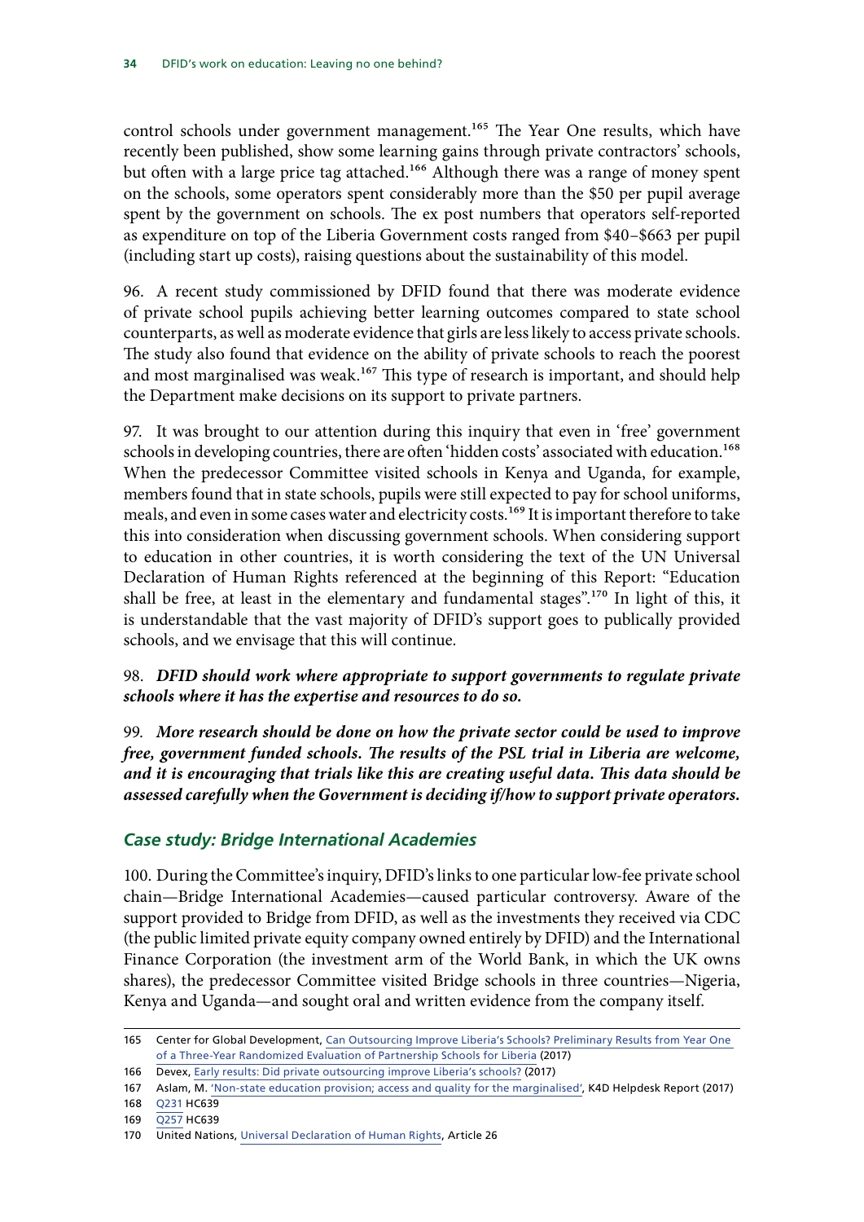control schools under government management.[165] The Year One results, which have recently been published, show some learning gains through private contractors' schools, but often with a large price tag attached.[166] Although there was a range of money spent on the schools, some operators spent considerably more than the $50 per pupil average spent by the government on schools. The ex post numbers that operators self-reported as expenditure on top of the Liberia Government costs ranged from $40–$663 per pupil (including start up costs), raising questions about the sustainability of this model.

96. A recent study commissioned by DFID found that there was moderate evidence of private school pupils achieving better learning outcomes compared to state school counterparts, as well as moderate evidence that girls are less likely to access private schools. The study also found that evidence on the ability of private schools to reach the poorest and most marginalised was weak.[167] This type of research is important, and should help the Department make decisions on its support to private partners.

97. It was brought to our attention during this inquiry that even in 'free' government schools in developing countries, there are often 'hidden costs' associated with education.[168] When the predecessor Committee visited schools in Kenya and Uganda, for example, members found that in state schools, pupils were still expected to pay for school uniforms, meals, and even in some cases water and electricity costs.[169] It is important therefore to take this into consideration when discussing government schools. When considering support to education in other countries, it is worth considering the text of the UN Universal Declaration of Human Rights referenced at the beginning of this Report: "Education shall be free, at least in the elementary and fundamental stages".[170] In light of this, it is understandable that the vast majority of DFID's support goes to publically provided schools, and we envisage that this will continue.

98. ***DFID should work where appropriate to support governments to regulate private schools where it has the expertise and resources to do so.***

99. ***More research should be done on how the private sector could be used to improve free, government funded schools. The results of the PSL trial in Liberia are welcome, and it is encouraging that trials like this are creating useful data. This data should be assessed carefully when the Government is deciding if/how to support private operators.***

### *Case study: Bridge International Academies*

100. During the Committee's inquiry, DFID's links to one particular low-fee private school chain—Bridge International Academies—caused particular controversy. Aware of the support provided to Bridge from DFID, as well as the investments they received via CDC (the public limited private equity company owned entirely by DFID) and the International Finance Corporation (the investment arm of the World Bank, in which the UK owns shares), the predecessor Committee visited Bridge schools in three countries—Nigeria, Kenya and Uganda—and sought oral and written evidence from the company itself.

---

165 Center for Global Development, Can Outsourcing Improve Liberia's Schools? Preliminary Results from Year One of a Three-Year Randomized Evaluation of Partnership Schools for Liberia (2017)

166 Devex, Early results: Did private outsourcing improve Liberia's schools? (2017)

167 Aslam, M. 'Non-state education provision; access and quality for the marginalised', K4D Helpdesk Report (2017)

168 Q231 HC639

169 Q257 HC639

170 United Nations, Universal Declaration of Human Rights, Article 26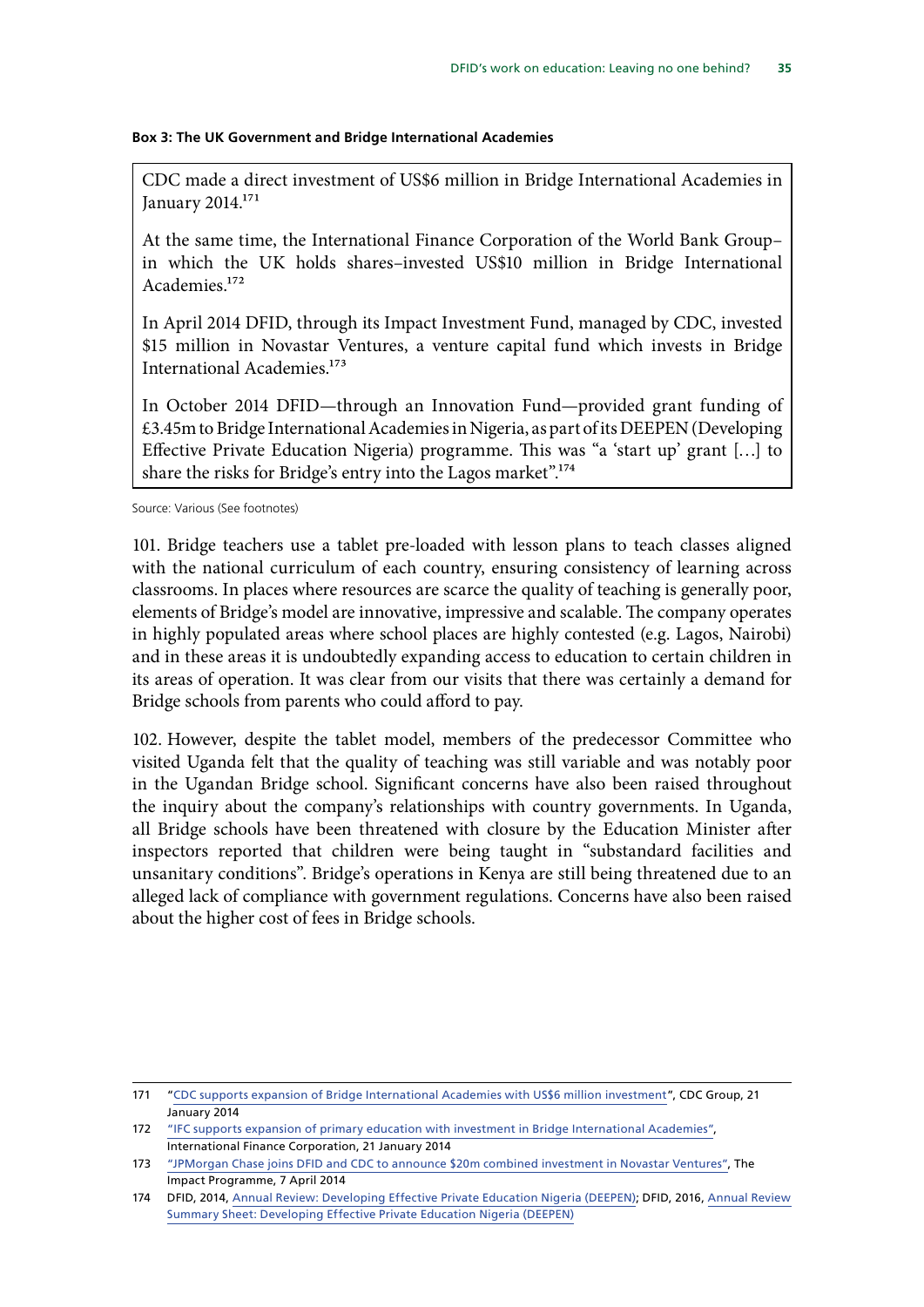**Box 3: The UK Government and Bridge International Academies**

CDC made a direct investment of US$6 million in Bridge International Academies in January 2014.[171]

At the same time, the International Finance Corporation of the World Bank Group–in which the UK holds shares–invested US$10 million in Bridge International Academies.[172]

In April 2014 DFID, through its Impact Investment Fund, managed by CDC, invested $15 million in Novastar Ventures, a venture capital fund which invests in Bridge International Academies.[173]

In October 2014 DFID—through an Innovation Fund—provided grant funding of £3.45m to Bridge International Academies in Nigeria, as part of its DEEPEN (Developing Effective Private Education Nigeria) programme. This was "a 'start up' grant […] to share the risks for Bridge's entry into the Lagos market".[174]

Source: Various (See footnotes)

101. Bridge teachers use a tablet pre-loaded with lesson plans to teach classes aligned with the national curriculum of each country, ensuring consistency of learning across classrooms. In places where resources are scarce the quality of teaching is generally poor, elements of Bridge's model are innovative, impressive and scalable. The company operates in highly populated areas where school places are highly contested (e.g. Lagos, Nairobi) and in these areas it is undoubtedly expanding access to education to certain children in its areas of operation. It was clear from our visits that there was certainly a demand for Bridge schools from parents who could afford to pay.

102. However, despite the tablet model, members of the predecessor Committee who visited Uganda felt that the quality of teaching was still variable and was notably poor in the Ugandan Bridge school. Significant concerns have also been raised throughout the inquiry about the company's relationships with country governments. In Uganda, all Bridge schools have been threatened with closure by the Education Minister after inspectors reported that children were being taught in "substandard facilities and unsanitary conditions". Bridge's operations in Kenya are still being threatened due to an alleged lack of compliance with government regulations. Concerns have also been raised about the higher cost of fees in Bridge schools.

---

171 "CDC supports expansion of Bridge International Academies with US$6 million investment", CDC Group, 21 January 2014

172 "IFC supports expansion of primary education with investment in Bridge International Academies", International Finance Corporation, 21 January 2014

173 "JPMorgan Chase joins DFID and CDC to announce $20m combined investment in Novastar Ventures", The Impact Programme, 7 April 2014

174 DFID, 2014, Annual Review: Developing Effective Private Education Nigeria (DEEPEN); DFID, 2016, Annual Review Summary Sheet: Developing Effective Private Education Nigeria (DEEPEN)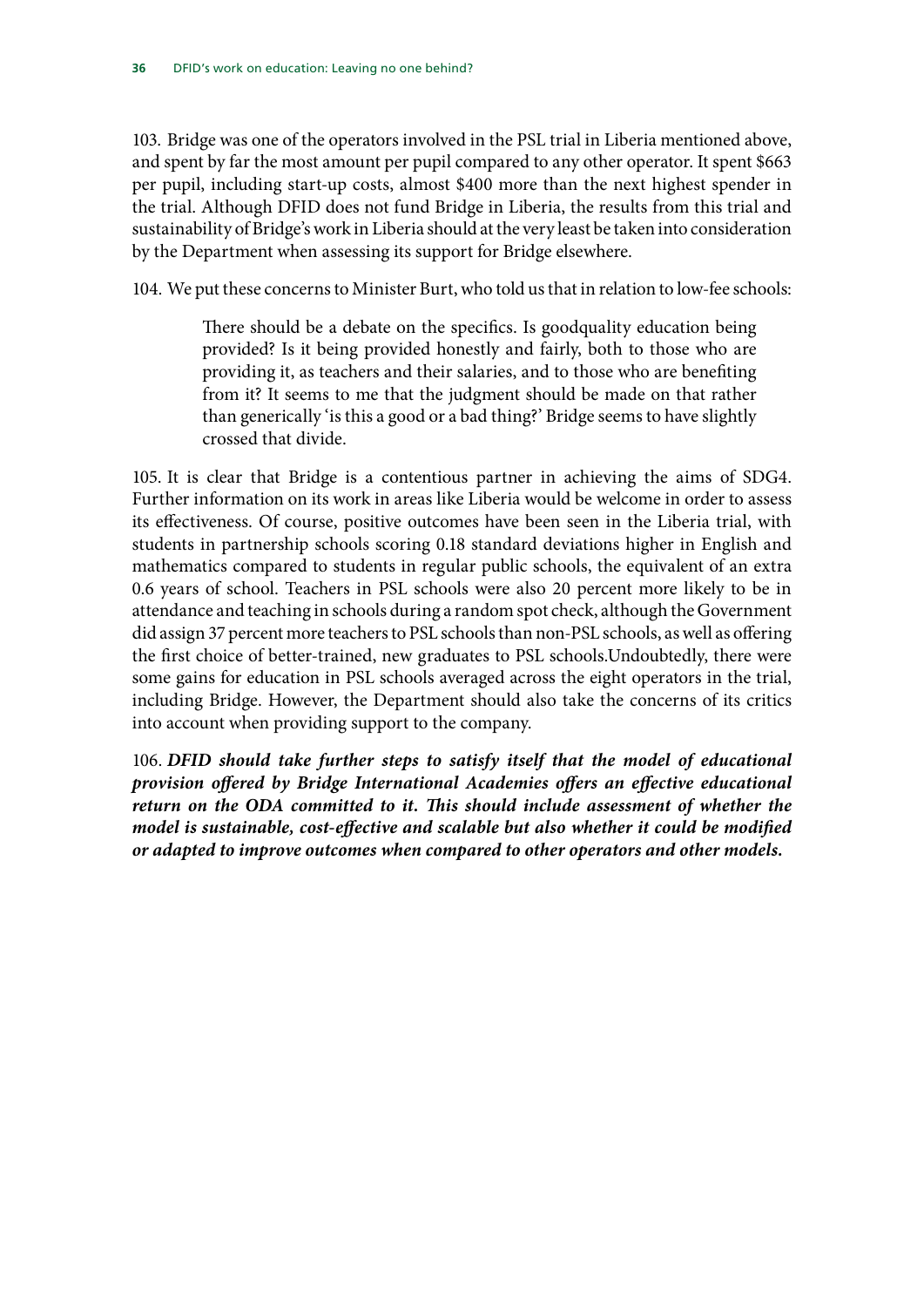103. Bridge was one of the operators involved in the PSL trial in Liberia mentioned above, and spent by far the most amount per pupil compared to any other operator. It spent $663 per pupil, including start-up costs, almost $400 more than the next highest spender in the trial. Although DFID does not fund Bridge in Liberia, the results from this trial and sustainability of Bridge's work in Liberia should at the very least be taken into consideration by the Department when assessing its support for Bridge elsewhere.

104. We put these concerns to Minister Burt, who told us that in relation to low-fee schools:

> There should be a debate on the specifics. Is goodquality education being provided? Is it being provided honestly and fairly, both to those who are providing it, as teachers and their salaries, and to those who are benefiting from it? It seems to me that the judgment should be made on that rather than generically 'is this a good or a bad thing?' Bridge seems to have slightly crossed that divide.

105. It is clear that Bridge is a contentious partner in achieving the aims of SDG4. Further information on its work in areas like Liberia would be welcome in order to assess its effectiveness. Of course, positive outcomes have been seen in the Liberia trial, with students in partnership schools scoring 0.18 standard deviations higher in English and mathematics compared to students in regular public schools, the equivalent of an extra 0.6 years of school. Teachers in PSL schools were also 20 percent more likely to be in attendance and teaching in schools during a random spot check, although the Government did assign 37 percent more teachers to PSL schools than non-PSL schools, as well as offering the first choice of better-trained, new graduates to PSL schools.Undoubtedly, there were some gains for education in PSL schools averaged across the eight operators in the trial, including Bridge. However, the Department should also take the concerns of its critics into account when providing support to the company.

106. ***DFID should take further steps to satisfy itself that the model of educational provision offered by Bridge International Academies offers an effective educational return on the ODA committed to it. This should include assessment of whether the model is sustainable, cost-effective and scalable but also whether it could be modified or adapted to improve outcomes when compared to other operators and other models.***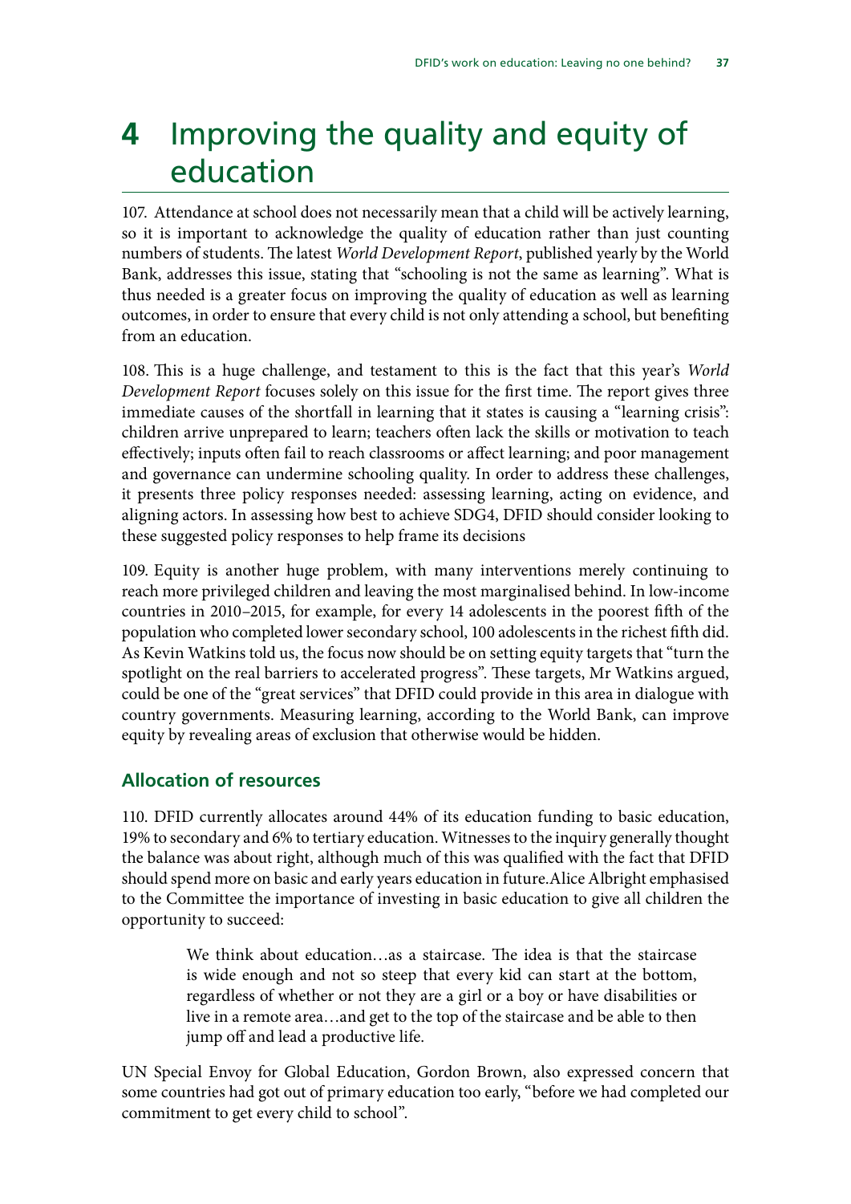# 4 Improving the quality and equity of education

107. Attendance at school does not necessarily mean that a child will be actively learning, so it is important to acknowledge the quality of education rather than just counting numbers of students. The latest *World Development Report*, published yearly by the World Bank, addresses this issue, stating that "schooling is not the same as learning". What is thus needed is a greater focus on improving the quality of education as well as learning outcomes, in order to ensure that every child is not only attending a school, but benefiting from an education.

108. This is a huge challenge, and testament to this is the fact that this year's *World Development Report* focuses solely on this issue for the first time. The report gives three immediate causes of the shortfall in learning that it states is causing a "learning crisis": children arrive unprepared to learn; teachers often lack the skills or motivation to teach effectively; inputs often fail to reach classrooms or affect learning; and poor management and governance can undermine schooling quality. In order to address these challenges, it presents three policy responses needed: assessing learning, acting on evidence, and aligning actors. In assessing how best to achieve SDG4, DFID should consider looking to these suggested policy responses to help frame its decisions

109. Equity is another huge problem, with many interventions merely continuing to reach more privileged children and leaving the most marginalised behind. In low-income countries in 2010–2015, for example, for every 14 adolescents in the poorest fifth of the population who completed lower secondary school, 100 adolescents in the richest fifth did. As Kevin Watkins told us, the focus now should be on setting equity targets that "turn the spotlight on the real barriers to accelerated progress". These targets, Mr Watkins argued, could be one of the "great services" that DFID could provide in this area in dialogue with country governments. Measuring learning, according to the World Bank, can improve equity by revealing areas of exclusion that otherwise would be hidden.

## Allocation of resources

110. DFID currently allocates around 44% of its education funding to basic education, 19% to secondary and 6% to tertiary education. Witnesses to the inquiry generally thought the balance was about right, although much of this was qualified with the fact that DFID should spend more on basic and early years education in future.Alice Albright emphasised to the Committee the importance of investing in basic education to give all children the opportunity to succeed:

> We think about education…as a staircase. The idea is that the staircase is wide enough and not so steep that every kid can start at the bottom, regardless of whether or not they are a girl or a boy or have disabilities or live in a remote area…and get to the top of the staircase and be able to then jump off and lead a productive life.

UN Special Envoy for Global Education, Gordon Brown, also expressed concern that some countries had got out of primary education too early, "before we had completed our commitment to get every child to school".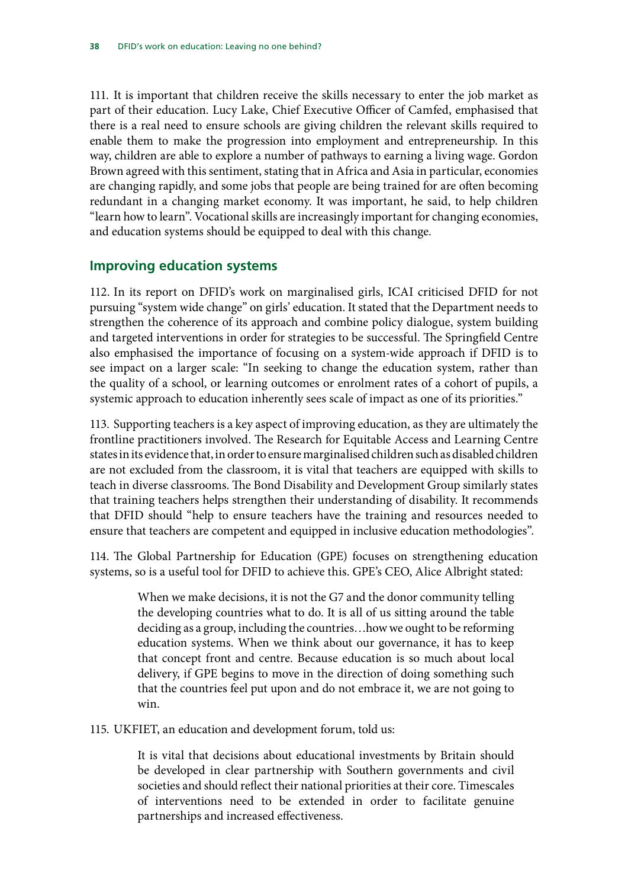111. It is important that children receive the skills necessary to enter the job market as part of their education. Lucy Lake, Chief Executive Officer of Camfed, emphasised that there is a real need to ensure schools are giving children the relevant skills required to enable them to make the progression into employment and entrepreneurship. In this way, children are able to explore a number of pathways to earning a living wage. Gordon Brown agreed with this sentiment, stating that in Africa and Asia in particular, economies are changing rapidly, and some jobs that people are being trained for are often becoming redundant in a changing market economy. It was important, he said, to help children "learn how to learn". Vocational skills are increasingly important for changing economies, and education systems should be equipped to deal with this change.

## Improving education systems

112. In its report on DFID's work on marginalised girls, ICAI criticised DFID for not pursuing "system wide change" on girls' education. It stated that the Department needs to strengthen the coherence of its approach and combine policy dialogue, system building and targeted interventions in order for strategies to be successful. The Springfield Centre also emphasised the importance of focusing on a system-wide approach if DFID is to see impact on a larger scale: "In seeking to change the education system, rather than the quality of a school, or learning outcomes or enrolment rates of a cohort of pupils, a systemic approach to education inherently sees scale of impact as one of its priorities."

113. Supporting teachers is a key aspect of improving education, as they are ultimately the frontline practitioners involved. The Research for Equitable Access and Learning Centre states in its evidence that, in order to ensure marginalised children such as disabled children are not excluded from the classroom, it is vital that teachers are equipped with skills to teach in diverse classrooms. The Bond Disability and Development Group similarly states that training teachers helps strengthen their understanding of disability. It recommends that DFID should "help to ensure teachers have the training and resources needed to ensure that teachers are competent and equipped in inclusive education methodologies".

114. The Global Partnership for Education (GPE) focuses on strengthening education systems, so is a useful tool for DFID to achieve this. GPE's CEO, Alice Albright stated:

> When we make decisions, it is not the G7 and the donor community telling the developing countries what to do. It is all of us sitting around the table deciding as a group, including the countries…how we ought to be reforming education systems. When we think about our governance, it has to keep that concept front and centre. Because education is so much about local delivery, if GPE begins to move in the direction of doing something such that the countries feel put upon and do not embrace it, we are not going to win.

115. UKFIET, an education and development forum, told us:

> It is vital that decisions about educational investments by Britain should be developed in clear partnership with Southern governments and civil societies and should reflect their national priorities at their core. Timescales of interventions need to be extended in order to facilitate genuine partnerships and increased effectiveness.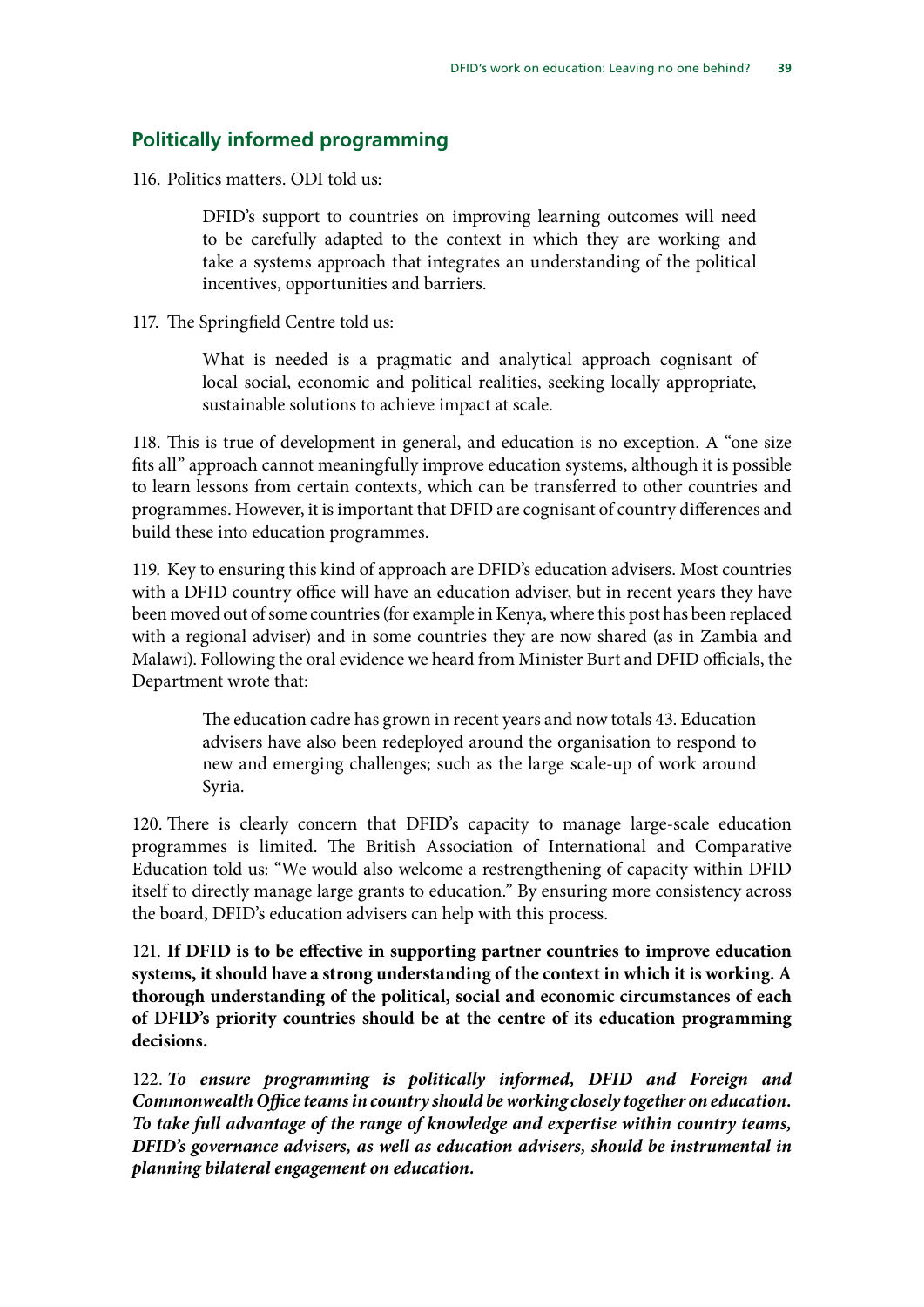## Politically informed programming

116. Politics matters. ODI told us:

> DFID's support to countries on improving learning outcomes will need to be carefully adapted to the context in which they are working and take a systems approach that integrates an understanding of the political incentives, opportunities and barriers.

117. The Springfield Centre told us:

> What is needed is a pragmatic and analytical approach cognisant of local social, economic and political realities, seeking locally appropriate, sustainable solutions to achieve impact at scale.

118. This is true of development in general, and education is no exception. A "one size fits all" approach cannot meaningfully improve education systems, although it is possible to learn lessons from certain contexts, which can be transferred to other countries and programmes. However, it is important that DFID are cognisant of country differences and build these into education programmes.

119. Key to ensuring this kind of approach are DFID's education advisers. Most countries with a DFID country office will have an education adviser, but in recent years they have been moved out of some countries (for example in Kenya, where this post has been replaced with a regional adviser) and in some countries they are now shared (as in Zambia and Malawi). Following the oral evidence we heard from Minister Burt and DFID officials, the Department wrote that:

> The education cadre has grown in recent years and now totals 43. Education advisers have also been redeployed around the organisation to respond to new and emerging challenges; such as the large scale-up of work around Syria.

120. There is clearly concern that DFID's capacity to manage large-scale education programmes is limited. The British Association of International and Comparative Education told us: "We would also welcome a restrengthening of capacity within DFID itself to directly manage large grants to education." By ensuring more consistency across the board, DFID's education advisers can help with this process.

121. **If DFID is to be effective in supporting partner countries to improve education systems, it should have a strong understanding of the context in which it is working. A thorough understanding of the political, social and economic circumstances of each of DFID's priority countries should be at the centre of its education programming decisions.**

122. ***To ensure programming is politically informed, DFID and Foreign and Commonwealth Office teams in country should be working closely together on education. To take full advantage of the range of knowledge and expertise within country teams, DFID's governance advisers, as well as education advisers, should be instrumental in planning bilateral engagement on education.***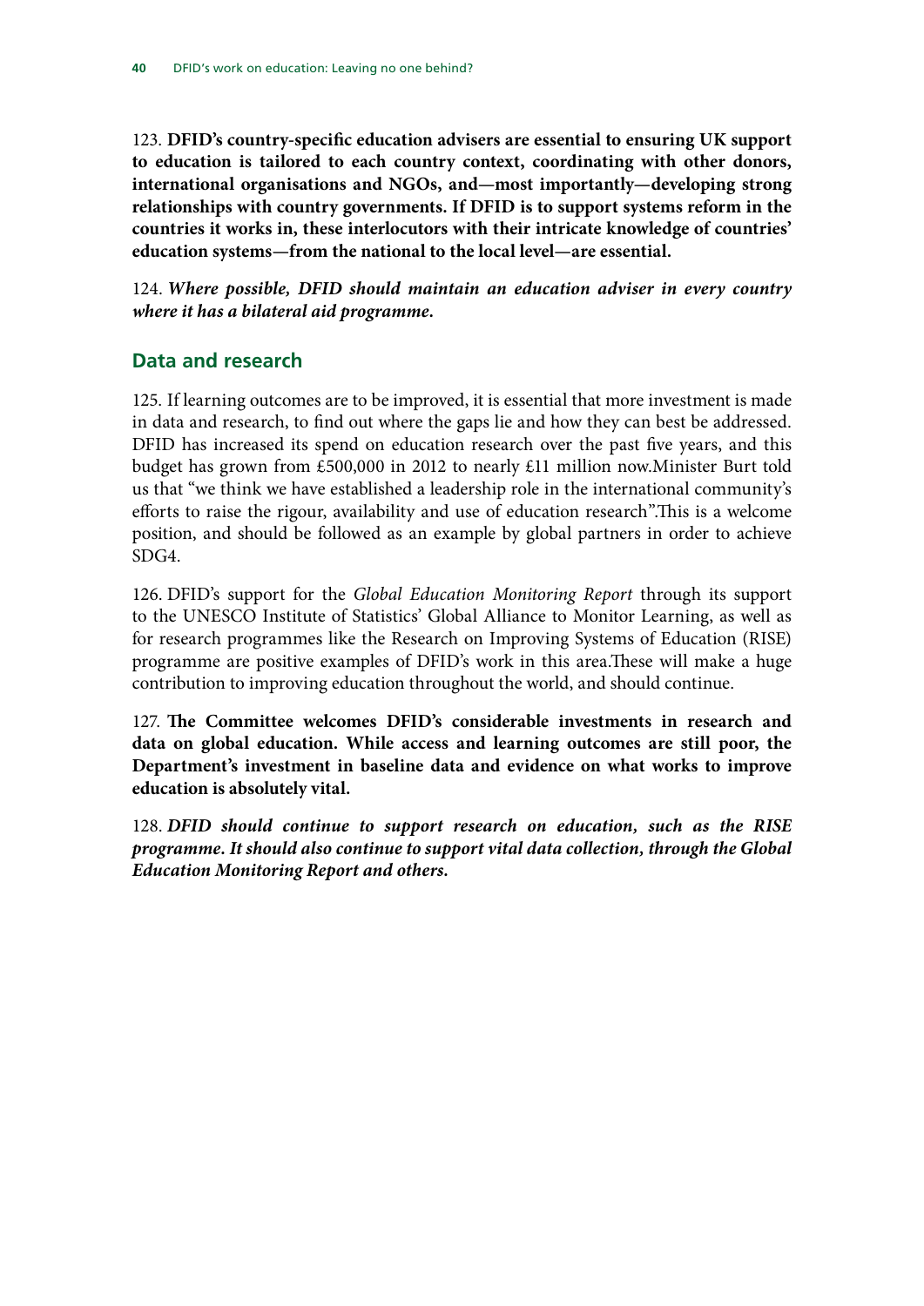123. **DFID's country-specific education advisers are essential to ensuring UK support to education is tailored to each country context, coordinating with other donors, international organisations and NGOs, and—most importantly—developing strong relationships with country governments. If DFID is to support systems reform in the countries it works in, these interlocutors with their intricate knowledge of countries' education systems—from the national to the local level—are essential.**

124. ***Where possible, DFID should maintain an education adviser in every country where it has a bilateral aid programme.***

## Data and research

125. If learning outcomes are to be improved, it is essential that more investment is made in data and research, to find out where the gaps lie and how they can best be addressed. DFID has increased its spend on education research over the past five years, and this budget has grown from £500,000 in 2012 to nearly £11 million now.Minister Burt told us that "we think we have established a leadership role in the international community's efforts to raise the rigour, availability and use of education research".This is a welcome position, and should be followed as an example by global partners in order to achieve SDG4.

126. DFID's support for the *Global Education Monitoring Report* through its support to the UNESCO Institute of Statistics' Global Alliance to Monitor Learning, as well as for research programmes like the Research on Improving Systems of Education (RISE) programme are positive examples of DFID's work in this area.These will make a huge contribution to improving education throughout the world, and should continue.

127. **The Committee welcomes DFID's considerable investments in research and data on global education. While access and learning outcomes are still poor, the Department's investment in baseline data and evidence on what works to improve education is absolutely vital.**

128. ***DFID should continue to support research on education, such as the RISE programme. It should also continue to support vital data collection, through the Global Education Monitoring Report and others.***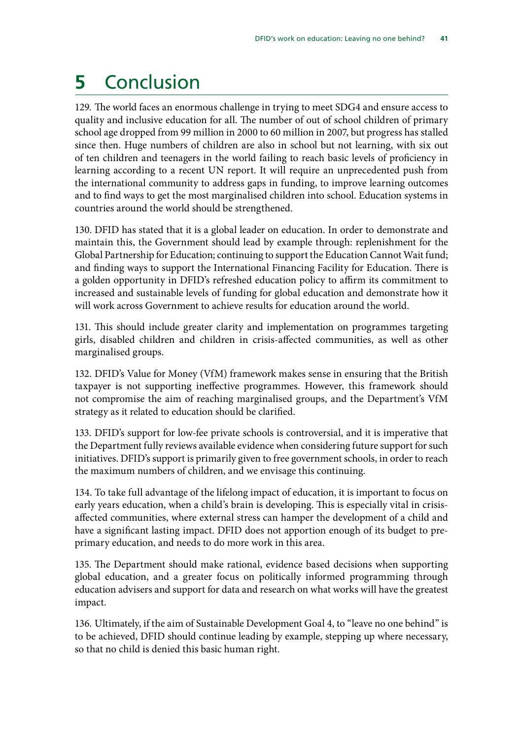# 5 Conclusion

129. The world faces an enormous challenge in trying to meet SDG4 and ensure access to quality and inclusive education for all. The number of out of school children of primary school age dropped from 99 million in 2000 to 60 million in 2007, but progress has stalled since then. Huge numbers of children are also in school but not learning, with six out of ten children and teenagers in the world failing to reach basic levels of proficiency in learning according to a recent UN report. It will require an unprecedented push from the international community to address gaps in funding, to improve learning outcomes and to find ways to get the most marginalised children into school. Education systems in countries around the world should be strengthened.

130. DFID has stated that it is a global leader on education. In order to demonstrate and maintain this, the Government should lead by example through: replenishment for the Global Partnership for Education; continuing to support the Education Cannot Wait fund; and finding ways to support the International Financing Facility for Education. There is a golden opportunity in DFID's refreshed education policy to affirm its commitment to increased and sustainable levels of funding for global education and demonstrate how it will work across Government to achieve results for education around the world.

131. This should include greater clarity and implementation on programmes targeting girls, disabled children and children in crisis-affected communities, as well as other marginalised groups.

132. DFID's Value for Money (VfM) framework makes sense in ensuring that the British taxpayer is not supporting ineffective programmes. However, this framework should not compromise the aim of reaching marginalised groups, and the Department's VfM strategy as it related to education should be clarified.

133. DFID's support for low-fee private schools is controversial, and it is imperative that the Department fully reviews available evidence when considering future support for such initiatives. DFID's support is primarily given to free government schools, in order to reach the maximum numbers of children, and we envisage this continuing.

134. To take full advantage of the lifelong impact of education, it is important to focus on early years education, when a child's brain is developing. This is especially vital in crisis-affected communities, where external stress can hamper the development of a child and have a significant lasting impact. DFID does not apportion enough of its budget to pre-primary education, and needs to do more work in this area.

135. The Department should make rational, evidence based decisions when supporting global education, and a greater focus on politically informed programming through education advisers and support for data and research on what works will have the greatest impact.

136. Ultimately, if the aim of Sustainable Development Goal 4, to "leave no one behind" is to be achieved, DFID should continue leading by example, stepping up where necessary, so that no child is denied this basic human right.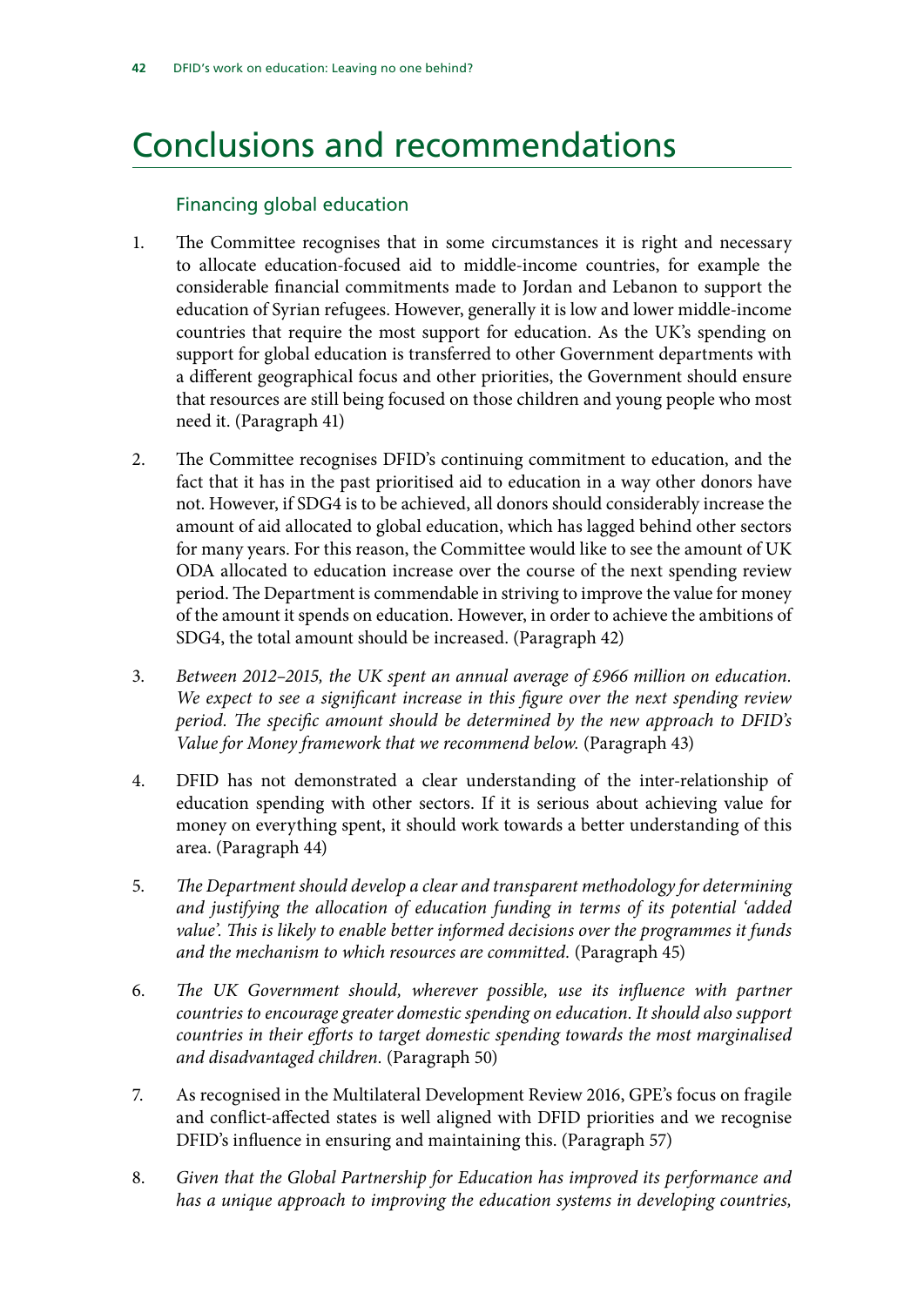# Conclusions and recommendations

## Financing global education

1. The Committee recognises that in some circumstances it is right and necessary to allocate education-focused aid to middle-income countries, for example the considerable financial commitments made to Jordan and Lebanon to support the education of Syrian refugees. However, generally it is low and lower middle-income countries that require the most support for education. As the UK's spending on support for global education is transferred to other Government departments with a different geographical focus and other priorities, the Government should ensure that resources are still being focused on those children and young people who most need it. (Paragraph 41)

2. The Committee recognises DFID's continuing commitment to education, and the fact that it has in the past prioritised aid to education in a way other donors have not. However, if SDG4 is to be achieved, all donors should considerably increase the amount of aid allocated to global education, which has lagged behind other sectors for many years. For this reason, the Committee would like to see the amount of UK ODA allocated to education increase over the course of the next spending review period. The Department is commendable in striving to improve the value for money of the amount it spends on education. However, in order to achieve the ambitions of SDG4, the total amount should be increased. (Paragraph 42)

3. *Between 2012–2015, the UK spent an annual average of £966 million on education. We expect to see a significant increase in this figure over the next spending review period. The specific amount should be determined by the new approach to DFID's Value for Money framework that we recommend below.* (Paragraph 43)

4. DFID has not demonstrated a clear understanding of the inter-relationship of education spending with other sectors. If it is serious about achieving value for money on everything spent, it should work towards a better understanding of this area. (Paragraph 44)

5. *The Department should develop a clear and transparent methodology for determining and justifying the allocation of education funding in terms of its potential 'added value'. This is likely to enable better informed decisions over the programmes it funds and the mechanism to which resources are committed.* (Paragraph 45)

6. *The UK Government should, wherever possible, use its influence with partner countries to encourage greater domestic spending on education. It should also support countries in their efforts to target domestic spending towards the most marginalised and disadvantaged children.* (Paragraph 50)

7. As recognised in the Multilateral Development Review 2016, GPE's focus on fragile and conflict-affected states is well aligned with DFID priorities and we recognise DFID's influence in ensuring and maintaining this. (Paragraph 57)

8. *Given that the Global Partnership for Education has improved its performance and has a unique approach to improving the education systems in developing countries,*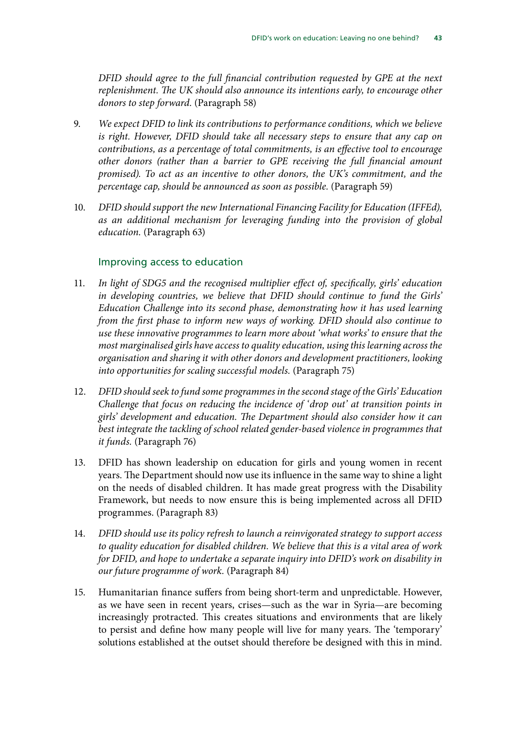*DFID should agree to the full financial contribution requested by GPE at the next replenishment. The UK should also announce its intentions early, to encourage other donors to step forward.* (Paragraph 58)

9. *We expect DFID to link its contributions to performance conditions, which we believe is right. However, DFID should take all necessary steps to ensure that any cap on contributions, as a percentage of total commitments, is an effective tool to encourage other donors (rather than a barrier to GPE receiving the full financial amount promised). To act as an incentive to other donors, the UK's commitment, and the percentage cap, should be announced as soon as possible.* (Paragraph 59)

10. *DFID should support the new International Financing Facility for Education (IFFEd), as an additional mechanism for leveraging funding into the provision of global education.* (Paragraph 63)

### Improving access to education

11. *In light of SDG5 and the recognised multiplier effect of, specifically, girls' education in developing countries, we believe that DFID should continue to fund the Girls' Education Challenge into its second phase, demonstrating how it has used learning from the first phase to inform new ways of working. DFID should also continue to use these innovative programmes to learn more about 'what works' to ensure that the most marginalised girls have access to quality education, using this learning across the organisation and sharing it with other donors and development practitioners, looking into opportunities for scaling successful models.* (Paragraph 75)

12. *DFID should seek to fund some programmes in the second stage of the Girls' Education Challenge that focus on reducing the incidence of 'drop out' at transition points in girls' development and education. The Department should also consider how it can best integrate the tackling of school related gender-based violence in programmes that it funds.* (Paragraph 76)

13. DFID has shown leadership on education for girls and young women in recent years. The Department should now use its influence in the same way to shine a light on the needs of disabled children. It has made great progress with the Disability Framework, but needs to now ensure this is being implemented across all DFID programmes. (Paragraph 83)

14. *DFID should use its policy refresh to launch a reinvigorated strategy to support access to quality education for disabled children. We believe that this is a vital area of work for DFID, and hope to undertake a separate inquiry into DFID's work on disability in our future programme of work.* (Paragraph 84)

15. Humanitarian finance suffers from being short-term and unpredictable. However, as we have seen in recent years, crises—such as the war in Syria—are becoming increasingly protracted. This creates situations and environments that are likely to persist and define how many people will live for many years. The 'temporary' solutions established at the outset should therefore be designed with this in mind.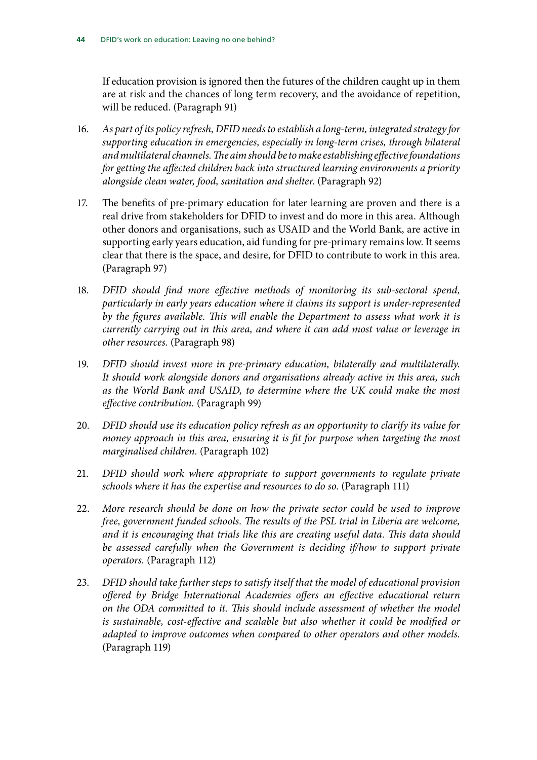If education provision is ignored then the futures of the children caught up in them are at risk and the chances of long term recovery, and the avoidance of repetition, will be reduced. (Paragraph 91)

16. *As part of its policy refresh, DFID needs to establish a long-term, integrated strategy for supporting education in emergencies, especially in long-term crises, through bilateral and multilateral channels. The aim should be to make establishing effective foundations for getting the affected children back into structured learning environments a priority alongside clean water, food, sanitation and shelter.* (Paragraph 92)

17. The benefits of pre-primary education for later learning are proven and there is a real drive from stakeholders for DFID to invest and do more in this area. Although other donors and organisations, such as USAID and the World Bank, are active in supporting early years education, aid funding for pre-primary remains low. It seems clear that there is the space, and desire, for DFID to contribute to work in this area. (Paragraph 97)

18. *DFID should find more effective methods of monitoring its sub-sectoral spend, particularly in early years education where it claims its support is under-represented by the figures available. This will enable the Department to assess what work it is currently carrying out in this area, and where it can add most value or leverage in other resources.* (Paragraph 98)

19. *DFID should invest more in pre-primary education, bilaterally and multilaterally. It should work alongside donors and organisations already active in this area, such as the World Bank and USAID, to determine where the UK could make the most effective contribution.* (Paragraph 99)

20. *DFID should use its education policy refresh as an opportunity to clarify its value for money approach in this area, ensuring it is fit for purpose when targeting the most marginalised children.* (Paragraph 102)

21. *DFID should work where appropriate to support governments to regulate private schools where it has the expertise and resources to do so.* (Paragraph 111)

22. *More research should be done on how the private sector could be used to improve free, government funded schools. The results of the PSL trial in Liberia are welcome, and it is encouraging that trials like this are creating useful data. This data should be assessed carefully when the Government is deciding if/how to support private operators.* (Paragraph 112)

23. *DFID should take further steps to satisfy itself that the model of educational provision offered by Bridge International Academies offers an effective educational return on the ODA committed to it. This should include assessment of whether the model is sustainable, cost-effective and scalable but also whether it could be modified or adapted to improve outcomes when compared to other operators and other models.* (Paragraph 119)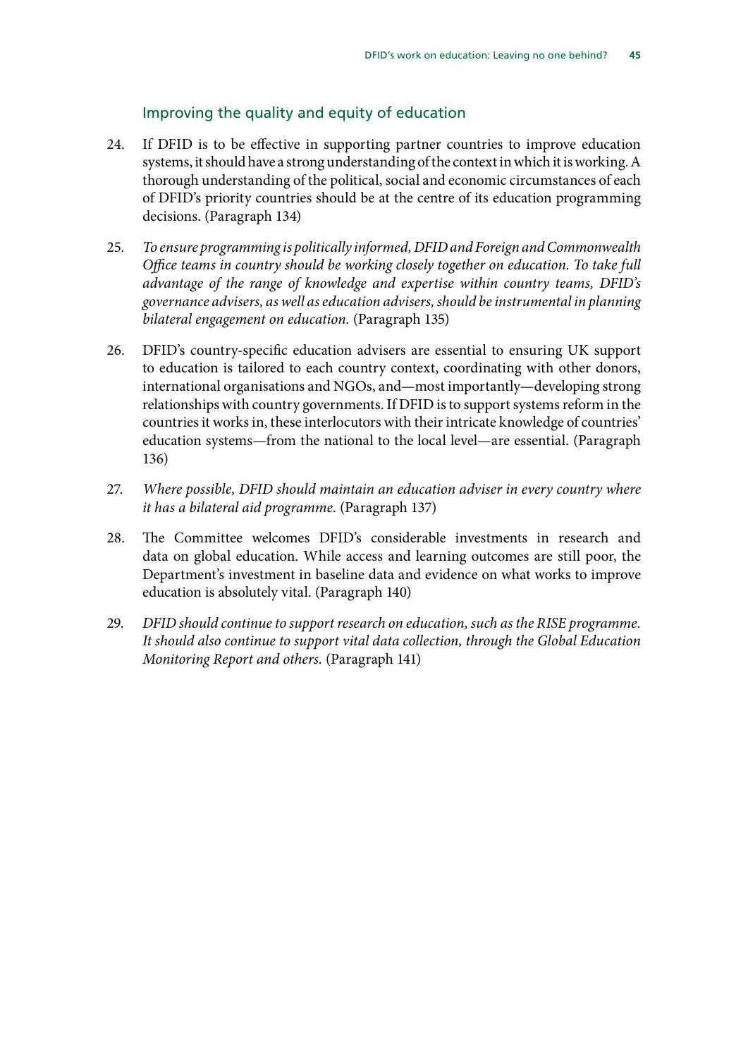### Improving the quality and equity of education

24. If DFID is to be effective in supporting partner countries to improve education systems, it should have a strong understanding of the context in which it is working. A thorough understanding of the political, social and economic circumstances of each of DFID's priority countries should be at the centre of its education programming decisions. (Paragraph 134)

25. *To ensure programming is politically informed, DFID and Foreign and Commonwealth Office teams in country should be working closely together on education. To take full advantage of the range of knowledge and expertise within country teams, DFID's governance advisers, as well as education advisers, should be instrumental in planning bilateral engagement on education.* (Paragraph 135)

26. DFID's country-specific education advisers are essential to ensuring UK support to education is tailored to each country context, coordinating with other donors, international organisations and NGOs, and—most importantly—developing strong relationships with country governments. If DFID is to support systems reform in the countries it works in, these interlocutors with their intricate knowledge of countries' education systems—from the national to the local level—are essential. (Paragraph 136)

27. *Where possible, DFID should maintain an education adviser in every country where it has a bilateral aid programme.* (Paragraph 137)

28. The Committee welcomes DFID's considerable investments in research and data on global education. While access and learning outcomes are still poor, the Department's investment in baseline data and evidence on what works to improve education is absolutely vital. (Paragraph 140)

29. *DFID should continue to support research on education, such as the RISE programme. It should also continue to support vital data collection, through the Global Education Monitoring Report and others.* (Paragraph 141)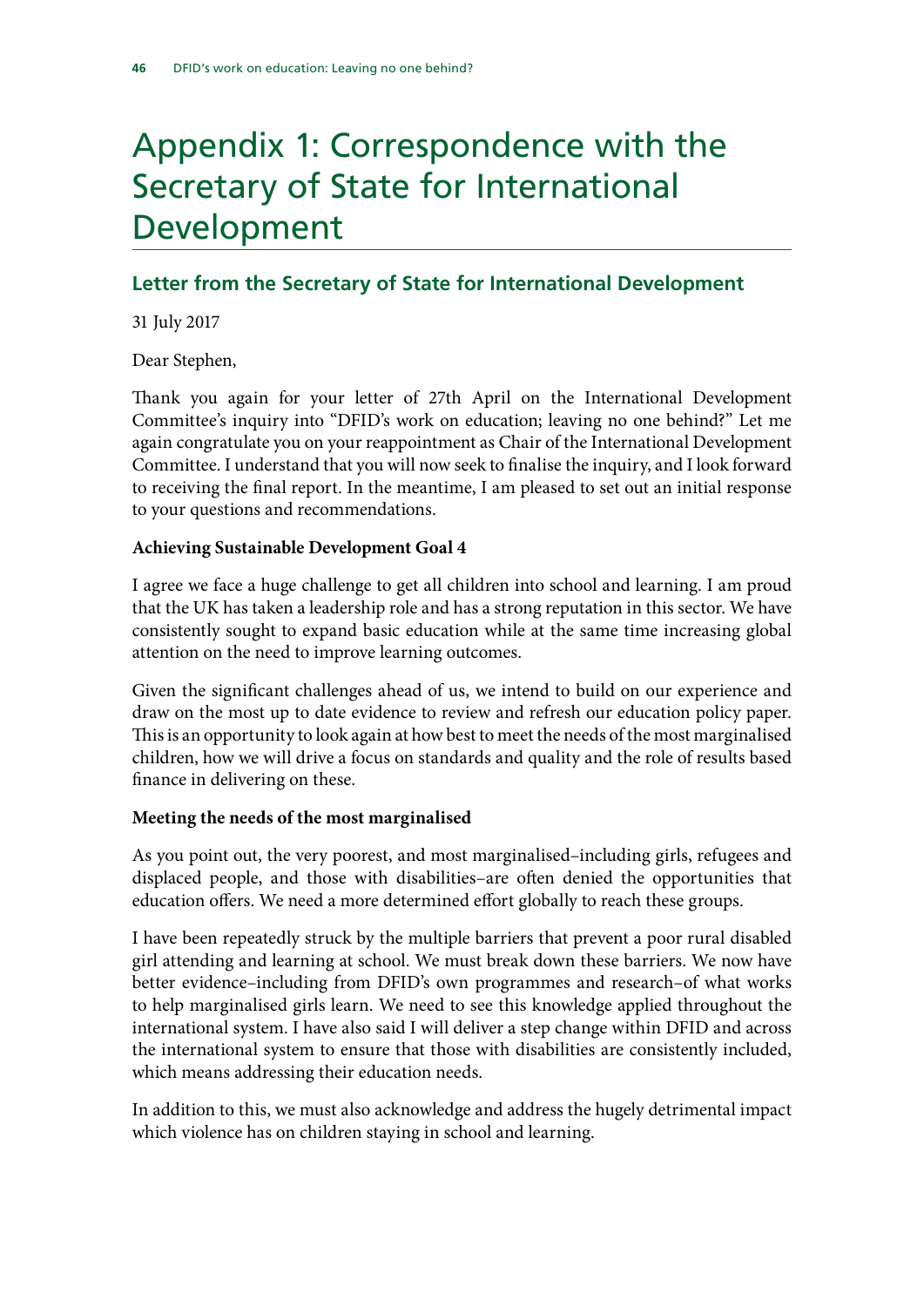# Appendix 1: Correspondence with the Secretary of State for International Development

## Letter from the Secretary of State for International Development

31 July 2017

Dear Stephen,

Thank you again for your letter of 27th April on the International Development Committee's inquiry into "DFID's work on education; leaving no one behind?" Let me again congratulate you on your reappointment as Chair of the International Development Committee. I understand that you will now seek to finalise the inquiry, and I look forward to receiving the final report. In the meantime, I am pleased to set out an initial response to your questions and recommendations.

**Achieving Sustainable Development Goal 4**

I agree we face a huge challenge to get all children into school and learning. I am proud that the UK has taken a leadership role and has a strong reputation in this sector. We have consistently sought to expand basic education while at the same time increasing global attention on the need to improve learning outcomes.

Given the significant challenges ahead of us, we intend to build on our experience and draw on the most up to date evidence to review and refresh our education policy paper. This is an opportunity to look again at how best to meet the needs of the most marginalised children, how we will drive a focus on standards and quality and the role of results based finance in delivering on these.

**Meeting the needs of the most marginalised**

As you point out, the very poorest, and most marginalised–including girls, refugees and displaced people, and those with disabilities–are often denied the opportunities that education offers. We need a more determined effort globally to reach these groups.

I have been repeatedly struck by the multiple barriers that prevent a poor rural disabled girl attending and learning at school. We must break down these barriers. We now have better evidence–including from DFID's own programmes and research–of what works to help marginalised girls learn. We need to see this knowledge applied throughout the international system. I have also said I will deliver a step change within DFID and across the international system to ensure that those with disabilities are consistently included, which means addressing their education needs.

In addition to this, we must also acknowledge and address the hugely detrimental impact which violence has on children staying in school and learning.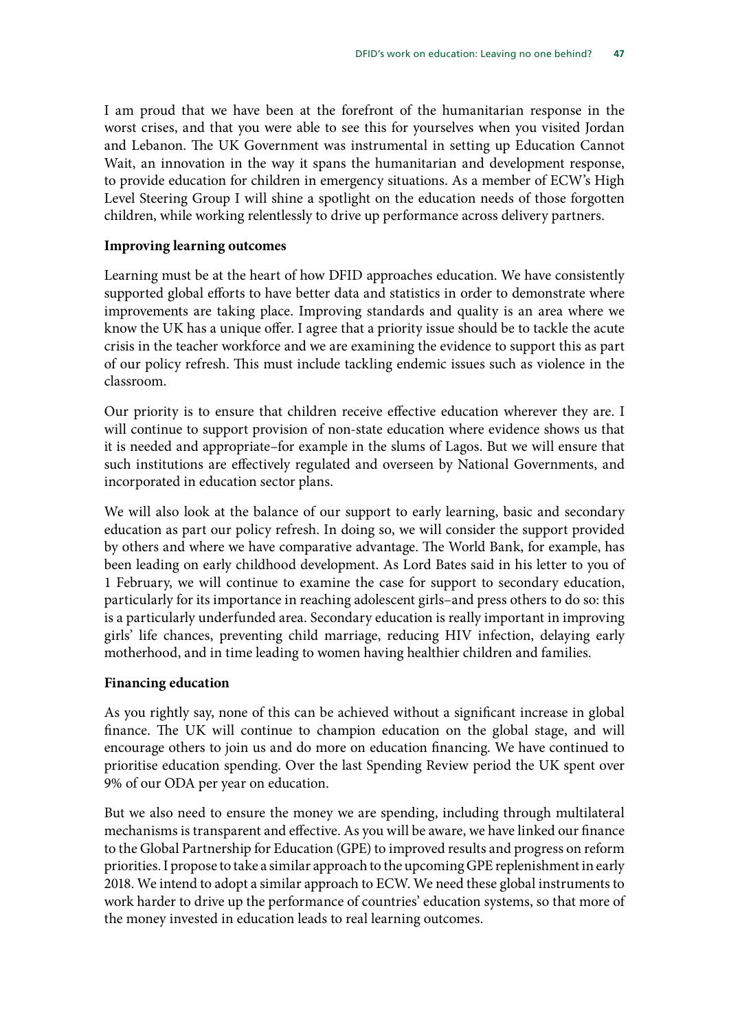I am proud that we have been at the forefront of the humanitarian response in the worst crises, and that you were able to see this for yourselves when you visited Jordan and Lebanon. The UK Government was instrumental in setting up Education Cannot Wait, an innovation in the way it spans the humanitarian and development response, to provide education for children in emergency situations. As a member of ECW's High Level Steering Group I will shine a spotlight on the education needs of those forgotten children, while working relentlessly to drive up performance across delivery partners.

**Improving learning outcomes**

Learning must be at the heart of how DFID approaches education. We have consistently supported global efforts to have better data and statistics in order to demonstrate where improvements are taking place. Improving standards and quality is an area where we know the UK has a unique offer. I agree that a priority issue should be to tackle the acute crisis in the teacher workforce and we are examining the evidence to support this as part of our policy refresh. This must include tackling endemic issues such as violence in the classroom.

Our priority is to ensure that children receive effective education wherever they are. I will continue to support provision of non-state education where evidence shows us that it is needed and appropriate–for example in the slums of Lagos. But we will ensure that such institutions are effectively regulated and overseen by National Governments, and incorporated in education sector plans.

We will also look at the balance of our support to early learning, basic and secondary education as part our policy refresh. In doing so, we will consider the support provided by others and where we have comparative advantage. The World Bank, for example, has been leading on early childhood development. As Lord Bates said in his letter to you of 1 February, we will continue to examine the case for support to secondary education, particularly for its importance in reaching adolescent girls–and press others to do so: this is a particularly underfunded area. Secondary education is really important in improving girls' life chances, preventing child marriage, reducing HIV infection, delaying early motherhood, and in time leading to women having healthier children and families.

**Financing education**

As you rightly say, none of this can be achieved without a significant increase in global finance. The UK will continue to champion education on the global stage, and will encourage others to join us and do more on education financing. We have continued to prioritise education spending. Over the last Spending Review period the UK spent over 9% of our ODA per year on education.

But we also need to ensure the money we are spending, including through multilateral mechanisms is transparent and effective. As you will be aware, we have linked our finance to the Global Partnership for Education (GPE) to improved results and progress on reform priorities. I propose to take a similar approach to the upcoming GPE replenishment in early 2018. We intend to adopt a similar approach to ECW. We need these global instruments to work harder to drive up the performance of countries' education systems, so that more of the money invested in education leads to real learning outcomes.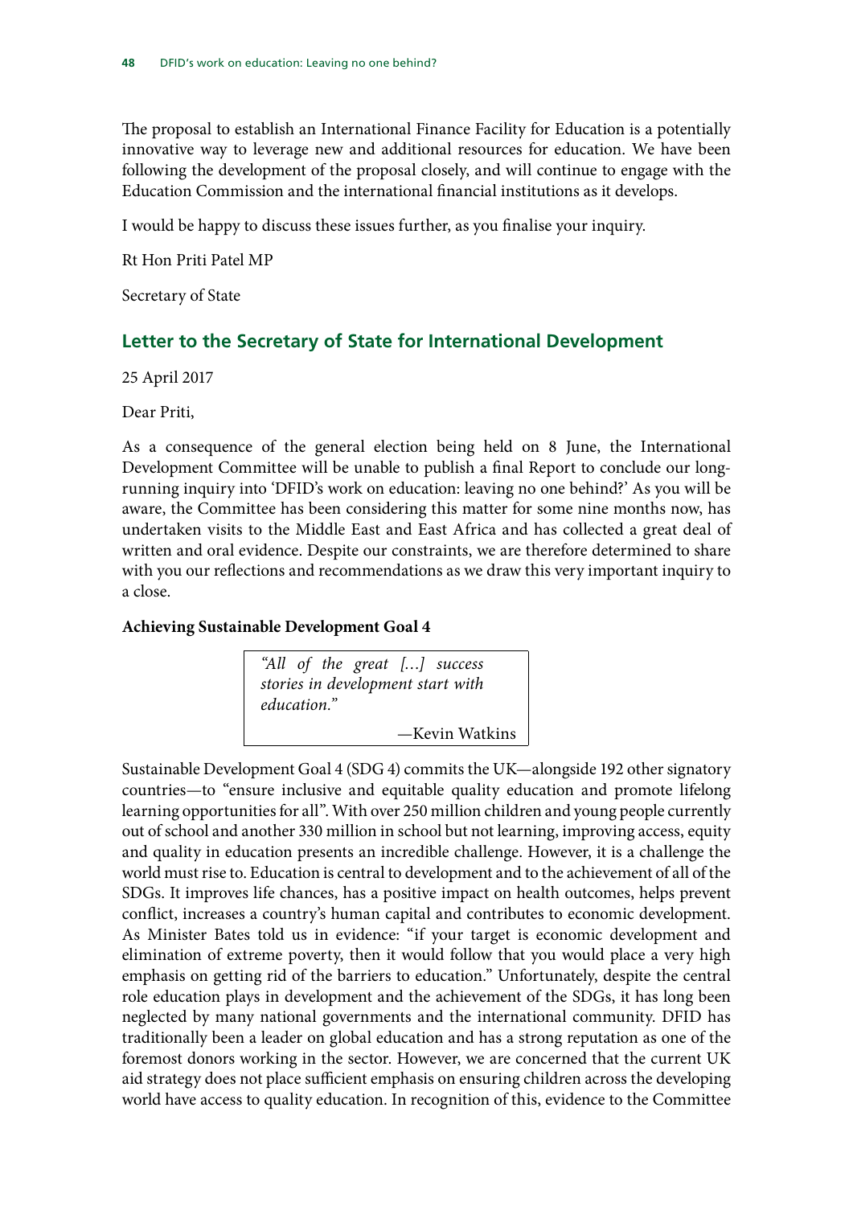The proposal to establish an International Finance Facility for Education is a potentially innovative way to leverage new and additional resources for education. We have been following the development of the proposal closely, and will continue to engage with the Education Commission and the international financial institutions as it develops.

I would be happy to discuss these issues further, as you finalise your inquiry.

Rt Hon Priti Patel MP

Secretary of State

## Letter to the Secretary of State for International Development

25 April 2017

Dear Priti,

As a consequence of the general election being held on 8 June, the International Development Committee will be unable to publish a final Report to conclude our long-running inquiry into 'DFID's work on education: leaving no one behind?' As you will be aware, the Committee has been considering this matter for some nine months now, has undertaken visits to the Middle East and East Africa and has collected a great deal of written and oral evidence. Despite our constraints, we are therefore determined to share with you our reflections and recommendations as we draw this very important inquiry to a close.

**Achieving Sustainable Development Goal 4**

> *"All of the great […] success stories in development start with education."*
>
> —Kevin Watkins

Sustainable Development Goal 4 (SDG 4) commits the UK—alongside 192 other signatory countries—to "ensure inclusive and equitable quality education and promote lifelong learning opportunities for all". With over 250 million children and young people currently out of school and another 330 million in school but not learning, improving access, equity and quality in education presents an incredible challenge. However, it is a challenge the world must rise to. Education is central to development and to the achievement of all of the SDGs. It improves life chances, has a positive impact on health outcomes, helps prevent conflict, increases a country's human capital and contributes to economic development. As Minister Bates told us in evidence: "if your target is economic development and elimination of extreme poverty, then it would follow that you would place a very high emphasis on getting rid of the barriers to education." Unfortunately, despite the central role education plays in development and the achievement of the SDGs, it has long been neglected by many national governments and the international community. DFID has traditionally been a leader on global education and has a strong reputation as one of the foremost donors working in the sector. However, we are concerned that the current UK aid strategy does not place sufficient emphasis on ensuring children across the developing world have access to quality education. In recognition of this, evidence to the Committee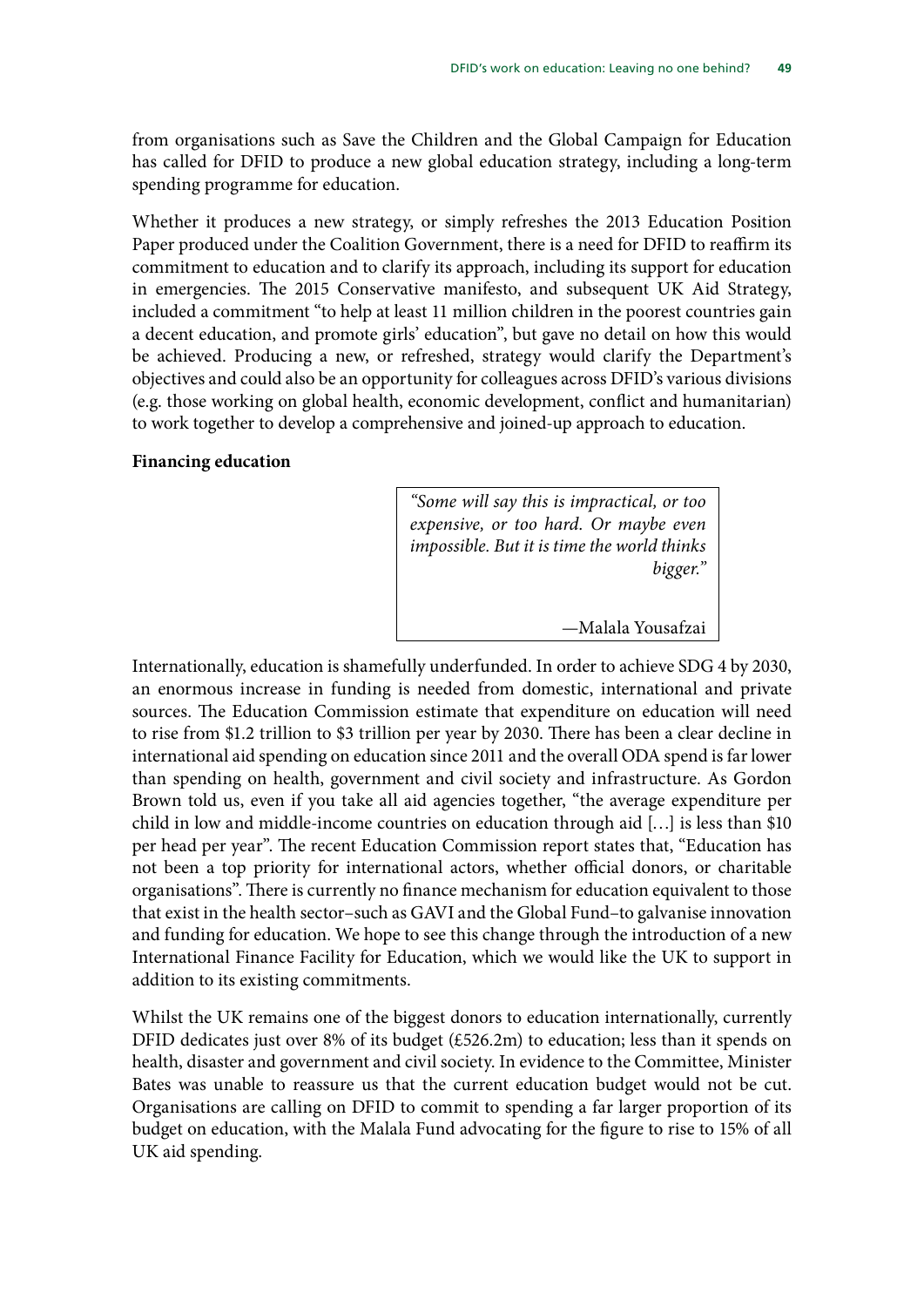from organisations such as Save the Children and the Global Campaign for Education has called for DFID to produce a new global education strategy, including a long-term spending programme for education.

Whether it produces a new strategy, or simply refreshes the 2013 Education Position Paper produced under the Coalition Government, there is a need for DFID to reaffirm its commitment to education and to clarify its approach, including its support for education in emergencies. The 2015 Conservative manifesto, and subsequent UK Aid Strategy, included a commitment "to help at least 11 million children in the poorest countries gain a decent education, and promote girls' education", but gave no detail on how this would be achieved. Producing a new, or refreshed, strategy would clarify the Department's objectives and could also be an opportunity for colleagues across DFID's various divisions (e.g. those working on global health, economic development, conflict and humanitarian) to work together to develop a comprehensive and joined-up approach to education.

**Financing education**

> *"Some will say this is impractical, or too expensive, or too hard. Or maybe even impossible. But it is time the world thinks bigger."*
>
> —Malala Yousafzai

Internationally, education is shamefully underfunded. In order to achieve SDG 4 by 2030, an enormous increase in funding is needed from domestic, international and private sources. The Education Commission estimate that expenditure on education will need to rise from $1.2 trillion to $3 trillion per year by 2030. There has been a clear decline in international aid spending on education since 2011 and the overall ODA spend is far lower than spending on health, government and civil society and infrastructure. As Gordon Brown told us, even if you take all aid agencies together, "the average expenditure per child in low and middle-income countries on education through aid […] is less than $10 per head per year". The recent Education Commission report states that, "Education has not been a top priority for international actors, whether official donors, or charitable organisations". There is currently no finance mechanism for education equivalent to those that exist in the health sector–such as GAVI and the Global Fund–to galvanise innovation and funding for education. We hope to see this change through the introduction of a new International Finance Facility for Education, which we would like the UK to support in addition to its existing commitments.

Whilst the UK remains one of the biggest donors to education internationally, currently DFID dedicates just over 8% of its budget (£526.2m) to education; less than it spends on health, disaster and government and civil society. In evidence to the Committee, Minister Bates was unable to reassure us that the current education budget would not be cut. Organisations are calling on DFID to commit to spending a far larger proportion of its budget on education, with the Malala Fund advocating for the figure to rise to 15% of all UK aid spending.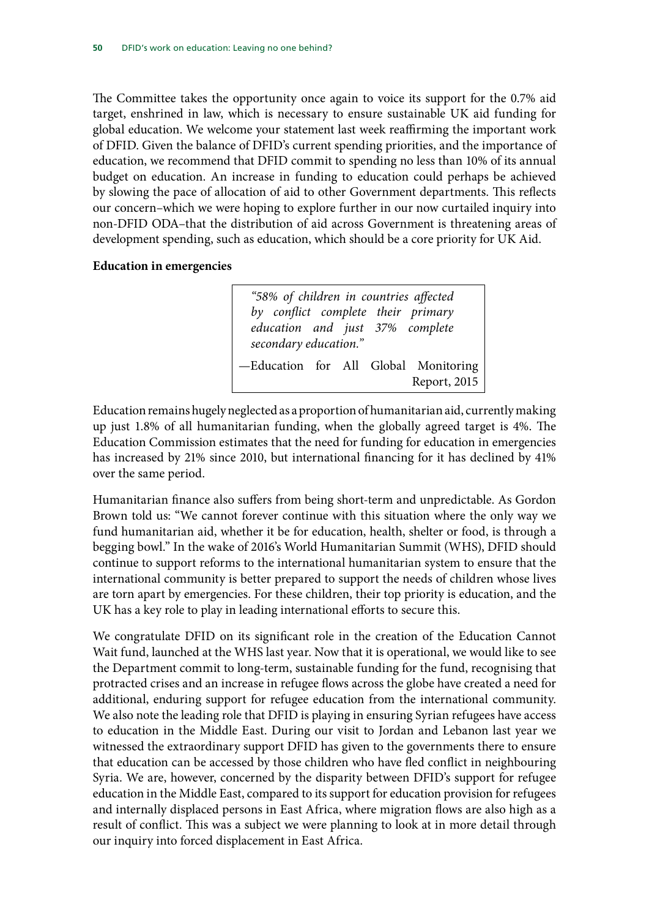The Committee takes the opportunity once again to voice its support for the 0.7% aid target, enshrined in law, which is necessary to ensure sustainable UK aid funding for global education. We welcome your statement last week reaffirming the important work of DFID. Given the balance of DFID's current spending priorities, and the importance of education, we recommend that DFID commit to spending no less than 10% of its annual budget on education. An increase in funding to education could perhaps be achieved by slowing the pace of allocation of aid to other Government departments. This reflects our concern–which we were hoping to explore further in our now curtailed inquiry into non-DFID ODA–that the distribution of aid across Government is threatening areas of development spending, such as education, which should be a core priority for UK Aid.

**Education in emergencies**

> *"58% of children in countries affected by conflict complete their primary education and just 37% complete secondary education."*
>
> —Education for All Global Monitoring Report, 2015

Education remains hugely neglected as a proportion of humanitarian aid, currently making up just 1.8% of all humanitarian funding, when the globally agreed target is 4%. The Education Commission estimates that the need for funding for education in emergencies has increased by 21% since 2010, but international financing for it has declined by 41% over the same period.

Humanitarian finance also suffers from being short-term and unpredictable. As Gordon Brown told us: "We cannot forever continue with this situation where the only way we fund humanitarian aid, whether it be for education, health, shelter or food, is through a begging bowl." In the wake of 2016's World Humanitarian Summit (WHS), DFID should continue to support reforms to the international humanitarian system to ensure that the international community is better prepared to support the needs of children whose lives are torn apart by emergencies. For these children, their top priority is education, and the UK has a key role to play in leading international efforts to secure this.

We congratulate DFID on its significant role in the creation of the Education Cannot Wait fund, launched at the WHS last year. Now that it is operational, we would like to see the Department commit to long-term, sustainable funding for the fund, recognising that protracted crises and an increase in refugee flows across the globe have created a need for additional, enduring support for refugee education from the international community. We also note the leading role that DFID is playing in ensuring Syrian refugees have access to education in the Middle East. During our visit to Jordan and Lebanon last year we witnessed the extraordinary support DFID has given to the governments there to ensure that education can be accessed by those children who have fled conflict in neighbouring Syria. We are, however, concerned by the disparity between DFID's support for refugee education in the Middle East, compared to its support for education provision for refugees and internally displaced persons in East Africa, where migration flows are also high as a result of conflict. This was a subject we were planning to look at in more detail through our inquiry into forced displacement in East Africa.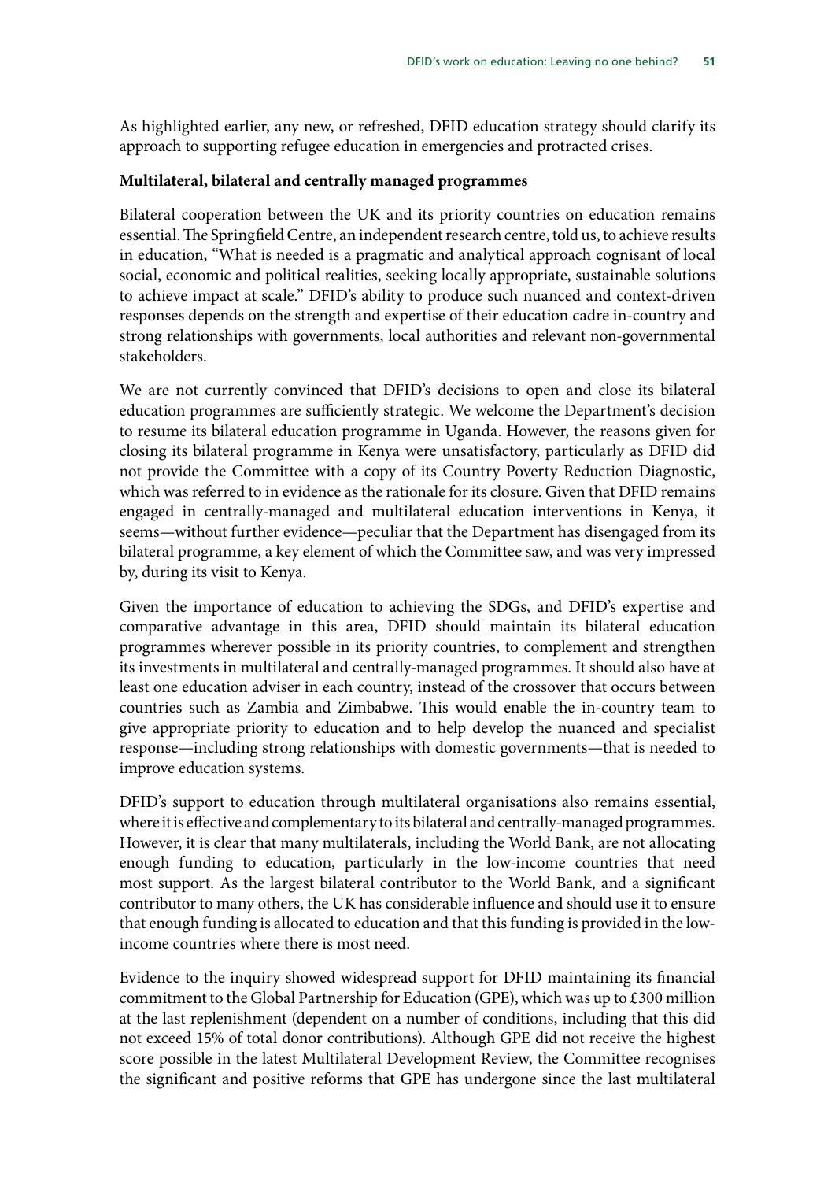As highlighted earlier, any new, or refreshed, DFID education strategy should clarify its approach to supporting refugee education in emergencies and protracted crises.

**Multilateral, bilateral and centrally managed programmes**

Bilateral cooperation between the UK and its priority countries on education remains essential. The Springfield Centre, an independent research centre, told us, to achieve results in education, "What is needed is a pragmatic and analytical approach cognisant of local social, economic and political realities, seeking locally appropriate, sustainable solutions to achieve impact at scale." DFID's ability to produce such nuanced and context-driven responses depends on the strength and expertise of their education cadre in-country and strong relationships with governments, local authorities and relevant non-governmental stakeholders.

We are not currently convinced that DFID's decisions to open and close its bilateral education programmes are sufficiently strategic. We welcome the Department's decision to resume its bilateral education programme in Uganda. However, the reasons given for closing its bilateral programme in Kenya were unsatisfactory, particularly as DFID did not provide the Committee with a copy of its Country Poverty Reduction Diagnostic, which was referred to in evidence as the rationale for its closure. Given that DFID remains engaged in centrally-managed and multilateral education interventions in Kenya, it seems—without further evidence—peculiar that the Department has disengaged from its bilateral programme, a key element of which the Committee saw, and was very impressed by, during its visit to Kenya.

Given the importance of education to achieving the SDGs, and DFID's expertise and comparative advantage in this area, DFID should maintain its bilateral education programmes wherever possible in its priority countries, to complement and strengthen its investments in multilateral and centrally-managed programmes. It should also have at least one education adviser in each country, instead of the crossover that occurs between countries such as Zambia and Zimbabwe. This would enable the in-country team to give appropriate priority to education and to help develop the nuanced and specialist response—including strong relationships with domestic governments—that is needed to improve education systems.

DFID's support to education through multilateral organisations also remains essential, where it is effective and complementary to its bilateral and centrally-managed programmes. However, it is clear that many multilaterals, including the World Bank, are not allocating enough funding to education, particularly in the low-income countries that need most support. As the largest bilateral contributor to the World Bank, and a significant contributor to many others, the UK has considerable influence and should use it to ensure that enough funding is allocated to education and that this funding is provided in the low-income countries where there is most need.

Evidence to the inquiry showed widespread support for DFID maintaining its financial commitment to the Global Partnership for Education (GPE), which was up to £300 million at the last replenishment (dependent on a number of conditions, including that this did not exceed 15% of total donor contributions). Although GPE did not receive the highest score possible in the latest Multilateral Development Review, the Committee recognises the significant and positive reforms that GPE has undergone since the last multilateral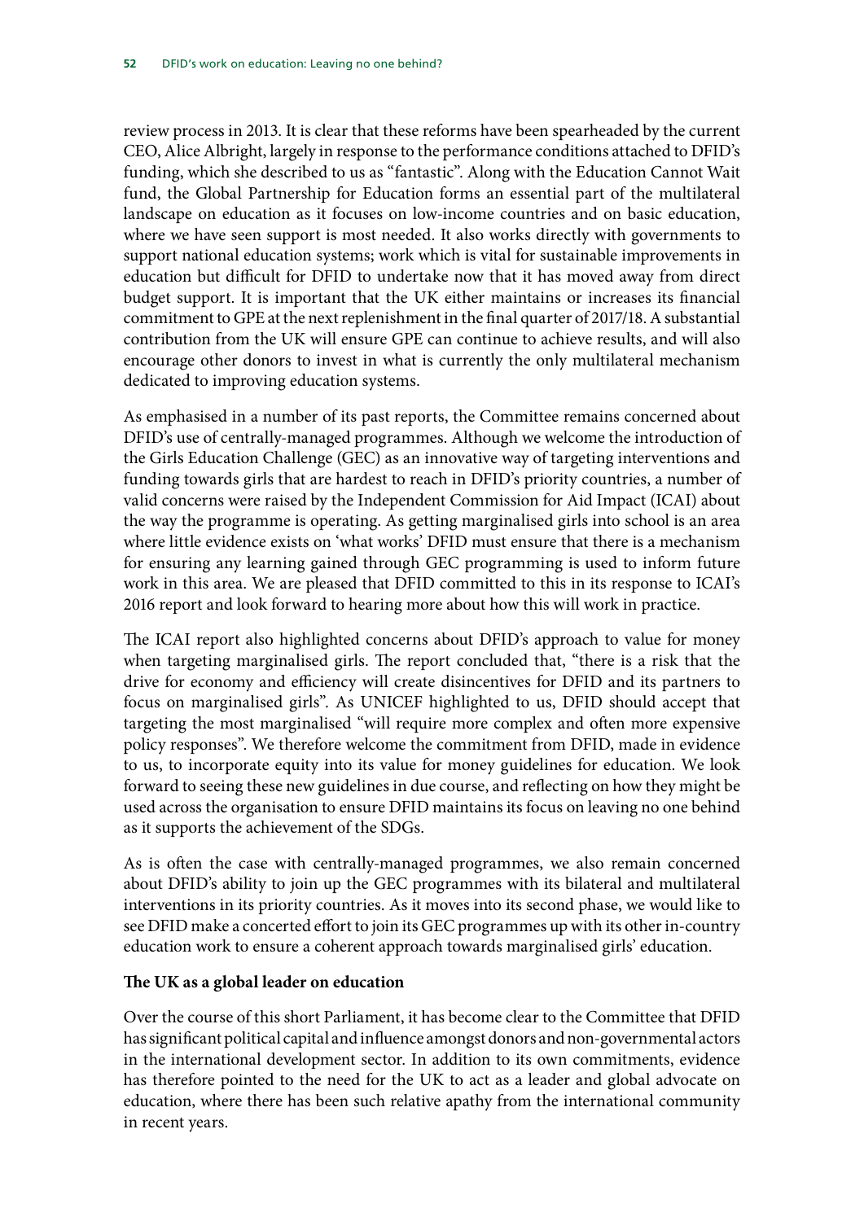review process in 2013. It is clear that these reforms have been spearheaded by the current CEO, Alice Albright, largely in response to the performance conditions attached to DFID's funding, which she described to us as "fantastic". Along with the Education Cannot Wait fund, the Global Partnership for Education forms an essential part of the multilateral landscape on education as it focuses on low-income countries and on basic education, where we have seen support is most needed. It also works directly with governments to support national education systems; work which is vital for sustainable improvements in education but difficult for DFID to undertake now that it has moved away from direct budget support. It is important that the UK either maintains or increases its financial commitment to GPE at the next replenishment in the final quarter of 2017/18. A substantial contribution from the UK will ensure GPE can continue to achieve results, and will also encourage other donors to invest in what is currently the only multilateral mechanism dedicated to improving education systems.

As emphasised in a number of its past reports, the Committee remains concerned about DFID's use of centrally-managed programmes. Although we welcome the introduction of the Girls Education Challenge (GEC) as an innovative way of targeting interventions and funding towards girls that are hardest to reach in DFID's priority countries, a number of valid concerns were raised by the Independent Commission for Aid Impact (ICAI) about the way the programme is operating. As getting marginalised girls into school is an area where little evidence exists on 'what works' DFID must ensure that there is a mechanism for ensuring any learning gained through GEC programming is used to inform future work in this area. We are pleased that DFID committed to this in its response to ICAI's 2016 report and look forward to hearing more about how this will work in practice.

The ICAI report also highlighted concerns about DFID's approach to value for money when targeting marginalised girls. The report concluded that, "there is a risk that the drive for economy and efficiency will create disincentives for DFID and its partners to focus on marginalised girls". As UNICEF highlighted to us, DFID should accept that targeting the most marginalised "will require more complex and often more expensive policy responses". We therefore welcome the commitment from DFID, made in evidence to us, to incorporate equity into its value for money guidelines for education. We look forward to seeing these new guidelines in due course, and reflecting on how they might be used across the organisation to ensure DFID maintains its focus on leaving no one behind as it supports the achievement of the SDGs.

As is often the case with centrally-managed programmes, we also remain concerned about DFID's ability to join up the GEC programmes with its bilateral and multilateral interventions in its priority countries. As it moves into its second phase, we would like to see DFID make a concerted effort to join its GEC programmes up with its other in-country education work to ensure a coherent approach towards marginalised girls' education.

**The UK as a global leader on education**

Over the course of this short Parliament, it has become clear to the Committee that DFID has significant political capital and influence amongst donors and non-governmental actors in the international development sector. In addition to its own commitments, evidence has therefore pointed to the need for the UK to act as a leader and global advocate on education, where there has been such relative apathy from the international community in recent years.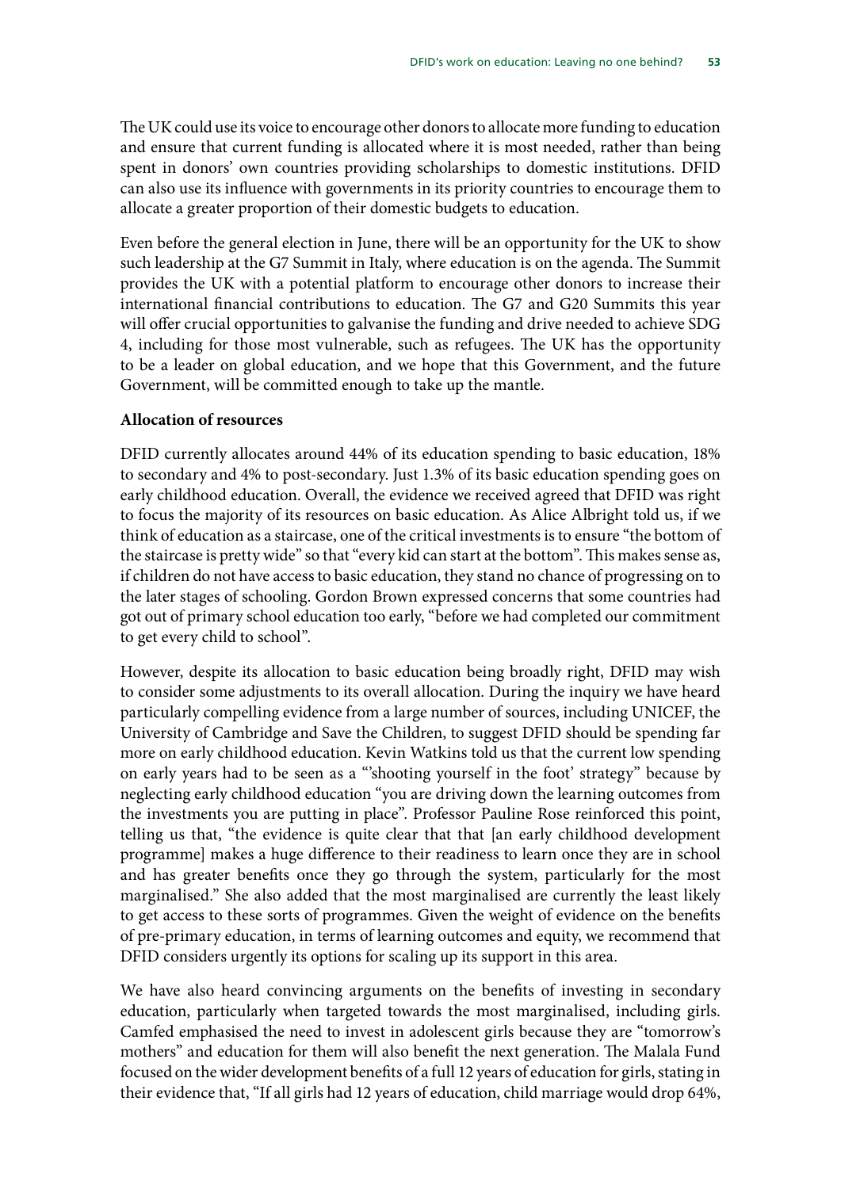The UK could use its voice to encourage other donors to allocate more funding to education and ensure that current funding is allocated where it is most needed, rather than being spent in donors' own countries providing scholarships to domestic institutions. DFID can also use its influence with governments in its priority countries to encourage them to allocate a greater proportion of their domestic budgets to education.

Even before the general election in June, there will be an opportunity for the UK to show such leadership at the G7 Summit in Italy, where education is on the agenda. The Summit provides the UK with a potential platform to encourage other donors to increase their international financial contributions to education. The G7 and G20 Summits this year will offer crucial opportunities to galvanise the funding and drive needed to achieve SDG 4, including for those most vulnerable, such as refugees. The UK has the opportunity to be a leader on global education, and we hope that this Government, and the future Government, will be committed enough to take up the mantle.

**Allocation of resources**

DFID currently allocates around 44% of its education spending to basic education, 18% to secondary and 4% to post-secondary. Just 1.3% of its basic education spending goes on early childhood education. Overall, the evidence we received agreed that DFID was right to focus the majority of its resources on basic education. As Alice Albright told us, if we think of education as a staircase, one of the critical investments is to ensure "the bottom of the staircase is pretty wide" so that "every kid can start at the bottom". This makes sense as, if children do not have access to basic education, they stand no chance of progressing on to the later stages of schooling. Gordon Brown expressed concerns that some countries had got out of primary school education too early, "before we had completed our commitment to get every child to school".

However, despite its allocation to basic education being broadly right, DFID may wish to consider some adjustments to its overall allocation. During the inquiry we have heard particularly compelling evidence from a large number of sources, including UNICEF, the University of Cambridge and Save the Children, to suggest DFID should be spending far more on early childhood education. Kevin Watkins told us that the current low spending on early years had to be seen as a "'shooting yourself in the foot' strategy" because by neglecting early childhood education "you are driving down the learning outcomes from the investments you are putting in place". Professor Pauline Rose reinforced this point, telling us that, "the evidence is quite clear that that [an early childhood development programme] makes a huge difference to their readiness to learn once they are in school and has greater benefits once they go through the system, particularly for the most marginalised." She also added that the most marginalised are currently the least likely to get access to these sorts of programmes. Given the weight of evidence on the benefits of pre-primary education, in terms of learning outcomes and equity, we recommend that DFID considers urgently its options for scaling up its support in this area.

We have also heard convincing arguments on the benefits of investing in secondary education, particularly when targeted towards the most marginalised, including girls. Camfed emphasised the need to invest in adolescent girls because they are "tomorrow's mothers" and education for them will also benefit the next generation. The Malala Fund focused on the wider development benefits of a full 12 years of education for girls, stating in their evidence that, "If all girls had 12 years of education, child marriage would drop 64%,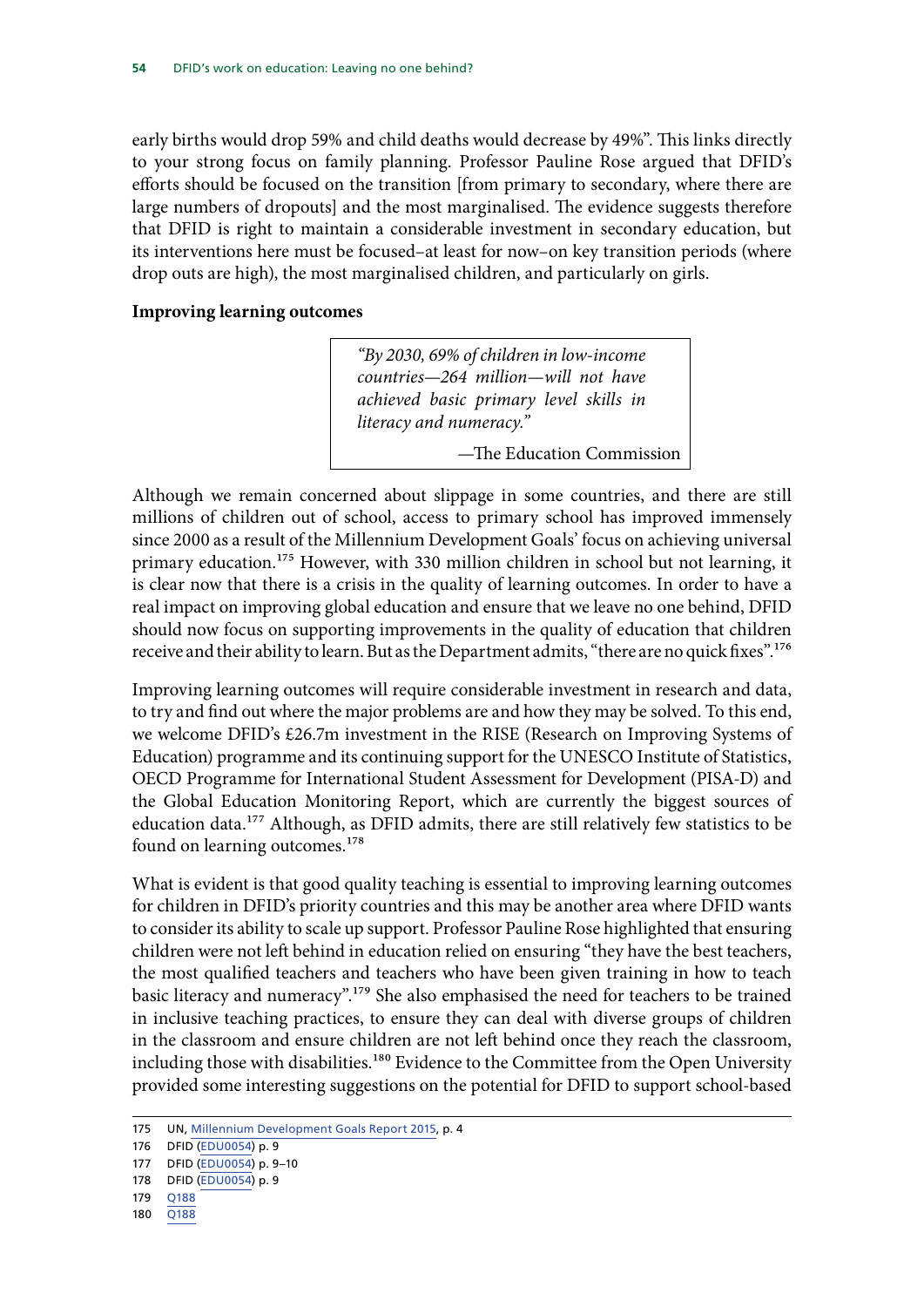early births would drop 59% and child deaths would decrease by 49%". This links directly to your strong focus on family planning. Professor Pauline Rose argued that DFID's efforts should be focused on the transition [from primary to secondary, where there are large numbers of dropouts] and the most marginalised. The evidence suggests therefore that DFID is right to maintain a considerable investment in secondary education, but its interventions here must be focused–at least for now–on key transition periods (where drop outs are high), the most marginalised children, and particularly on girls.

**Improving learning outcomes**

> *"By 2030, 69% of children in low-income countries—264 million—will not have achieved basic primary level skills in literacy and numeracy."*
>
> —The Education Commission

Although we remain concerned about slippage in some countries, and there are still millions of children out of school, access to primary school has improved immensely since 2000 as a result of the Millennium Development Goals' focus on achieving universal primary education.[175] However, with 330 million children in school but not learning, it is clear now that there is a crisis in the quality of learning outcomes. In order to have a real impact on improving global education and ensure that we leave no one behind, DFID should now focus on supporting improvements in the quality of education that children receive and their ability to learn. But as the Department admits, "there are no quick fixes".[176]

Improving learning outcomes will require considerable investment in research and data, to try and find out where the major problems are and how they may be solved. To this end, we welcome DFID's £26.7m investment in the RISE (Research on Improving Systems of Education) programme and its continuing support for the UNESCO Institute of Statistics, OECD Programme for International Student Assessment for Development (PISA-D) and the Global Education Monitoring Report, which are currently the biggest sources of education data.[177] Although, as DFID admits, there are still relatively few statistics to be found on learning outcomes.[178]

What is evident is that good quality teaching is essential to improving learning outcomes for children in DFID's priority countries and this may be another area where DFID wants to consider its ability to scale up support. Professor Pauline Rose highlighted that ensuring children were not left behind in education relied on ensuring "they have the best teachers, the most qualified teachers and teachers who have been given training in how to teach basic literacy and numeracy".[179] She also emphasised the need for teachers to be trained in inclusive teaching practices, to ensure they can deal with diverse groups of children in the classroom and ensure children are not left behind once they reach the classroom, including those with disabilities.[180] Evidence to the Committee from the Open University provided some interesting suggestions on the potential for DFID to support school-based

175 UN, Millennium Development Goals Report 2015, p. 4

176 DFID (EDU0054) p. 9

177 DFID (EDU0054) p. 9–10

178 DFID (EDU0054) p. 9

179 Q188

180 Q188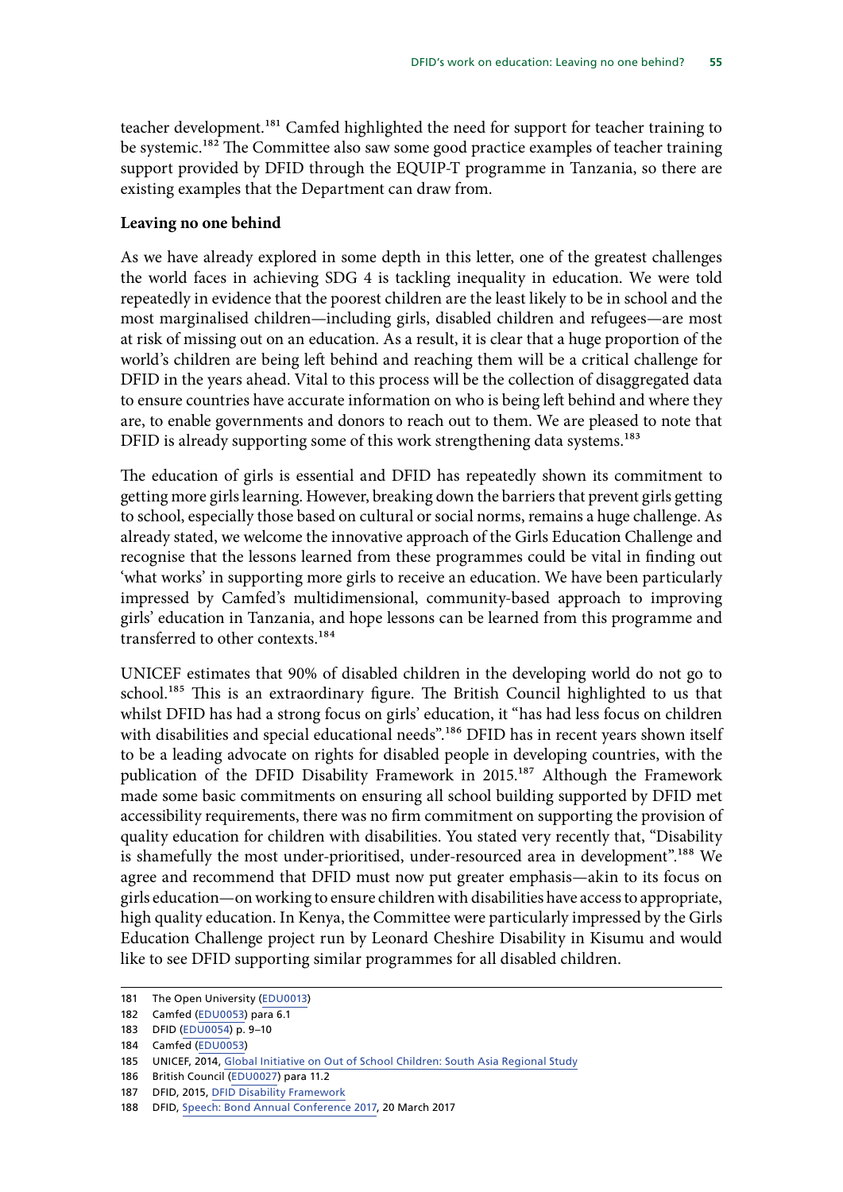teacher development.[181] Camfed highlighted the need for support for teacher training to be systemic.[182] The Committee also saw some good practice examples of teacher training support provided by DFID through the EQUIP-T programme in Tanzania, so there are existing examples that the Department can draw from.

**Leaving no one behind**

As we have already explored in some depth in this letter, one of the greatest challenges the world faces in achieving SDG 4 is tackling inequality in education. We were told repeatedly in evidence that the poorest children are the least likely to be in school and the most marginalised children—including girls, disabled children and refugees—are most at risk of missing out on an education. As a result, it is clear that a huge proportion of the world's children are being left behind and reaching them will be a critical challenge for DFID in the years ahead. Vital to this process will be the collection of disaggregated data to ensure countries have accurate information on who is being left behind and where they are, to enable governments and donors to reach out to them. We are pleased to note that DFID is already supporting some of this work strengthening data systems.[183]

The education of girls is essential and DFID has repeatedly shown its commitment to getting more girls learning. However, breaking down the barriers that prevent girls getting to school, especially those based on cultural or social norms, remains a huge challenge. As already stated, we welcome the innovative approach of the Girls Education Challenge and recognise that the lessons learned from these programmes could be vital in finding out 'what works' in supporting more girls to receive an education. We have been particularly impressed by Camfed's multidimensional, community-based approach to improving girls' education in Tanzania, and hope lessons can be learned from this programme and transferred to other contexts.[184]

UNICEF estimates that 90% of disabled children in the developing world do not go to school.[185] This is an extraordinary figure. The British Council highlighted to us that whilst DFID has had a strong focus on girls' education, it "has had less focus on children with disabilities and special educational needs".[186] DFID has in recent years shown itself to be a leading advocate on rights for disabled people in developing countries, with the publication of the DFID Disability Framework in 2015.[187] Although the Framework made some basic commitments on ensuring all school building supported by DFID met accessibility requirements, there was no firm commitment on supporting the provision of quality education for children with disabilities. You stated very recently that, "Disability is shamefully the most under-prioritised, under-resourced area in development".[188] We agree and recommend that DFID must now put greater emphasis—akin to its focus on girls education—on working to ensure children with disabilities have access to appropriate, high quality education. In Kenya, the Committee were particularly impressed by the Girls Education Challenge project run by Leonard Cheshire Disability in Kisumu and would like to see DFID supporting similar programmes for all disabled children.

---

181 The Open University (EDU0013)

182 Camfed (EDU0053) para 6.1

183 DFID (EDU0054) p. 9–10

184 Camfed (EDU0053)

185 UNICEF, 2014, Global Initiative on Out of School Children: South Asia Regional Study

186 British Council (EDU0027) para 11.2

187 DFID, 2015, DFID Disability Framework

188 DFID, Speech: Bond Annual Conference 2017, 20 March 2017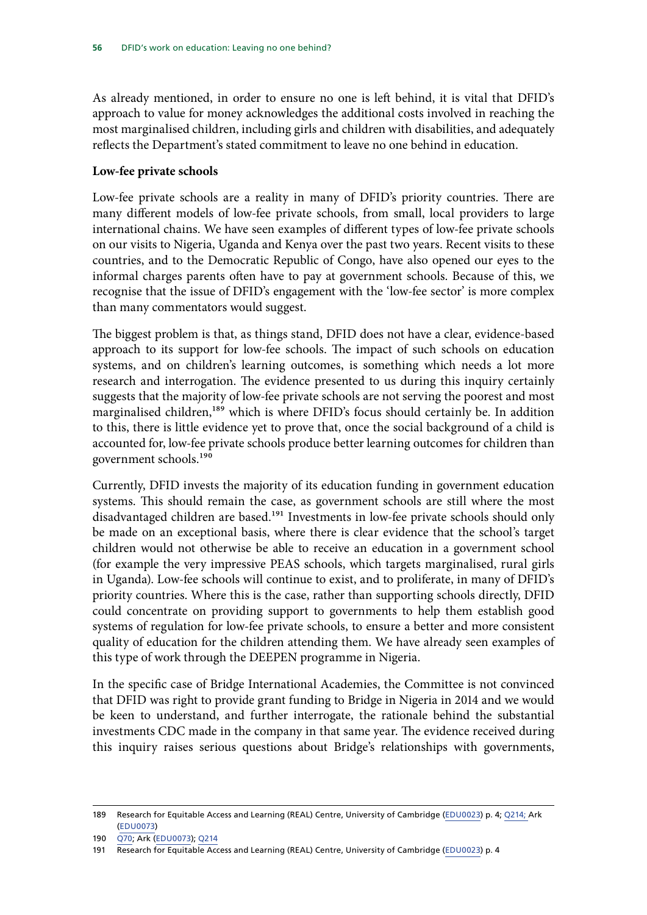As already mentioned, in order to ensure no one is left behind, it is vital that DFID's approach to value for money acknowledges the additional costs involved in reaching the most marginalised children, including girls and children with disabilities, and adequately reflects the Department's stated commitment to leave no one behind in education.

**Low-fee private schools**

Low-fee private schools are a reality in many of DFID's priority countries. There are many different models of low-fee private schools, from small, local providers to large international chains. We have seen examples of different types of low-fee private schools on our visits to Nigeria, Uganda and Kenya over the past two years. Recent visits to these countries, and to the Democratic Republic of Congo, have also opened our eyes to the informal charges parents often have to pay at government schools. Because of this, we recognise that the issue of DFID's engagement with the 'low-fee sector' is more complex than many commentators would suggest.

The biggest problem is that, as things stand, DFID does not have a clear, evidence-based approach to its support for low-fee schools. The impact of such schools on education systems, and on children's learning outcomes, is something which needs a lot more research and interrogation. The evidence presented to us during this inquiry certainly suggests that the majority of low-fee private schools are not serving the poorest and most marginalised children,[189] which is where DFID's focus should certainly be. In addition to this, there is little evidence yet to prove that, once the social background of a child is accounted for, low-fee private schools produce better learning outcomes for children than government schools.[190]

Currently, DFID invests the majority of its education funding in government education systems. This should remain the case, as government schools are still where the most disadvantaged children are based.[191] Investments in low-fee private schools should only be made on an exceptional basis, where there is clear evidence that the school's target children would not otherwise be able to receive an education in a government school (for example the very impressive PEAS schools, which targets marginalised, rural girls in Uganda). Low-fee schools will continue to exist, and to proliferate, in many of DFID's priority countries. Where this is the case, rather than supporting schools directly, DFID could concentrate on providing support to governments to help them establish good systems of regulation for low-fee private schools, to ensure a better and more consistent quality of education for the children attending them. We have already seen examples of this type of work through the DEEPEN programme in Nigeria.

In the specific case of Bridge International Academies, the Committee is not convinced that DFID was right to provide grant funding to Bridge in Nigeria in 2014 and we would be keen to understand, and further interrogate, the rationale behind the substantial investments CDC made in the company in that same year. The evidence received during this inquiry raises serious questions about Bridge's relationships with governments,

---

189 Research for Equitable Access and Learning (REAL) Centre, University of Cambridge (EDU0023) p. 4; Q214; Ark (EDU0073)

190 Q70; Ark (EDU0073); Q214

191 Research for Equitable Access and Learning (REAL) Centre, University of Cambridge (EDU0023) p. 4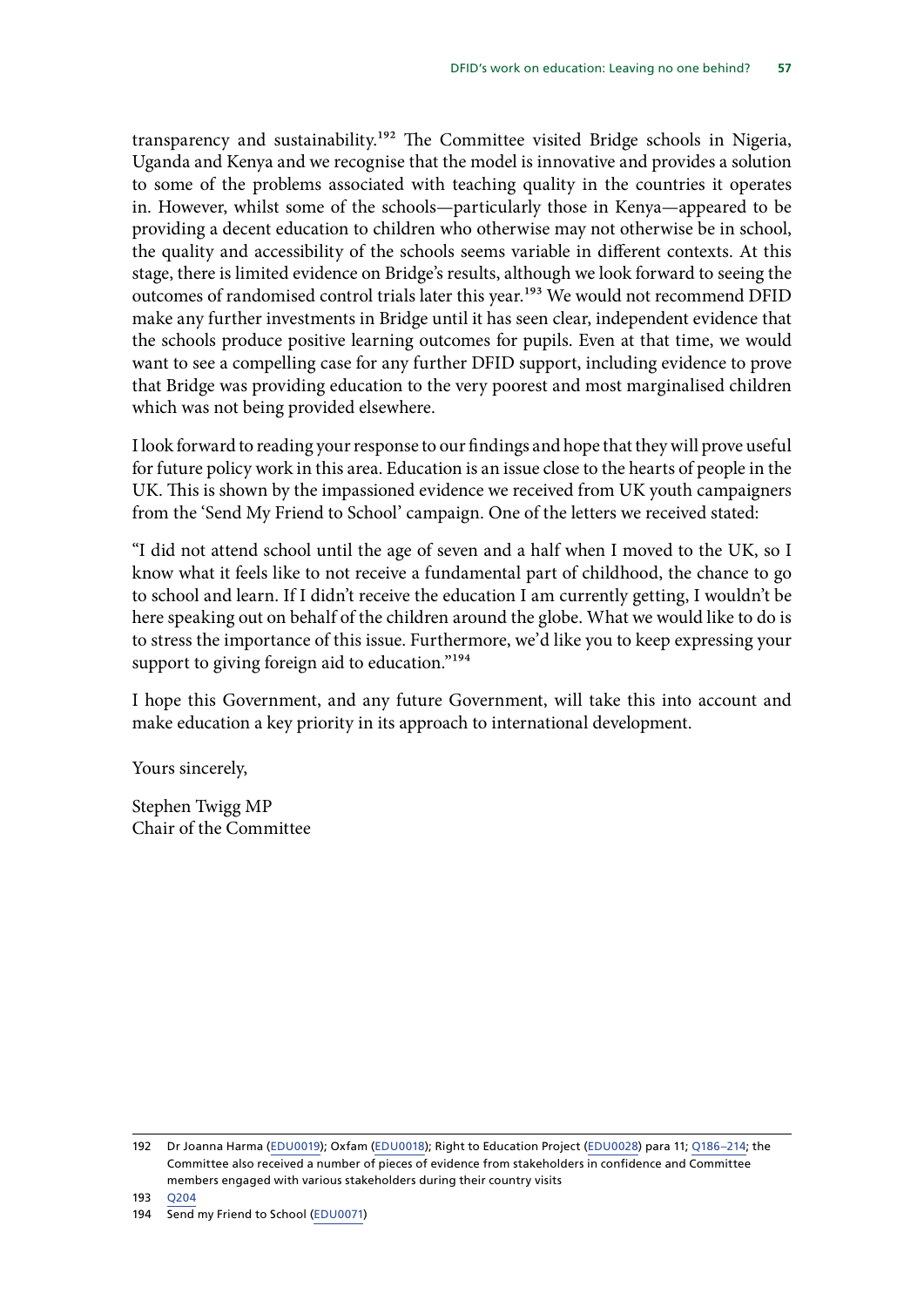transparency and sustainability.[192] The Committee visited Bridge schools in Nigeria, Uganda and Kenya and we recognise that the model is innovative and provides a solution to some of the problems associated with teaching quality in the countries it operates in. However, whilst some of the schools—particularly those in Kenya—appeared to be providing a decent education to children who otherwise may not otherwise be in school, the quality and accessibility of the schools seems variable in different contexts. At this stage, there is limited evidence on Bridge's results, although we look forward to seeing the outcomes of randomised control trials later this year.[193] We would not recommend DFID make any further investments in Bridge until it has seen clear, independent evidence that the schools produce positive learning outcomes for pupils. Even at that time, we would want to see a compelling case for any further DFID support, including evidence to prove that Bridge was providing education to the very poorest and most marginalised children which was not being provided elsewhere.

I look forward to reading your response to our findings and hope that they will prove useful for future policy work in this area. Education is an issue close to the hearts of people in the UK. This is shown by the impassioned evidence we received from UK youth campaigners from the 'Send My Friend to School' campaign. One of the letters we received stated:

"I did not attend school until the age of seven and a half when I moved to the UK, so I know what it feels like to not receive a fundamental part of childhood, the chance to go to school and learn. If I didn't receive the education I am currently getting, I wouldn't be here speaking out on behalf of the children around the globe. What we would like to do is to stress the importance of this issue. Furthermore, we'd like you to keep expressing your support to giving foreign aid to education."[194]

I hope this Government, and any future Government, will take this into account and make education a key priority in its approach to international development.

Yours sincerely,

Stephen Twigg MP
Chair of the Committee

---

192 Dr Joanna Harma (EDU0019); Oxfam (EDU0018); Right to Education Project (EDU0028) para 11; Q186–214; the Committee also received a number of pieces of evidence from stakeholders in confidence and Committee members engaged with various stakeholders during their country visits

193 Q204

194 Send my Friend to School (EDU0071)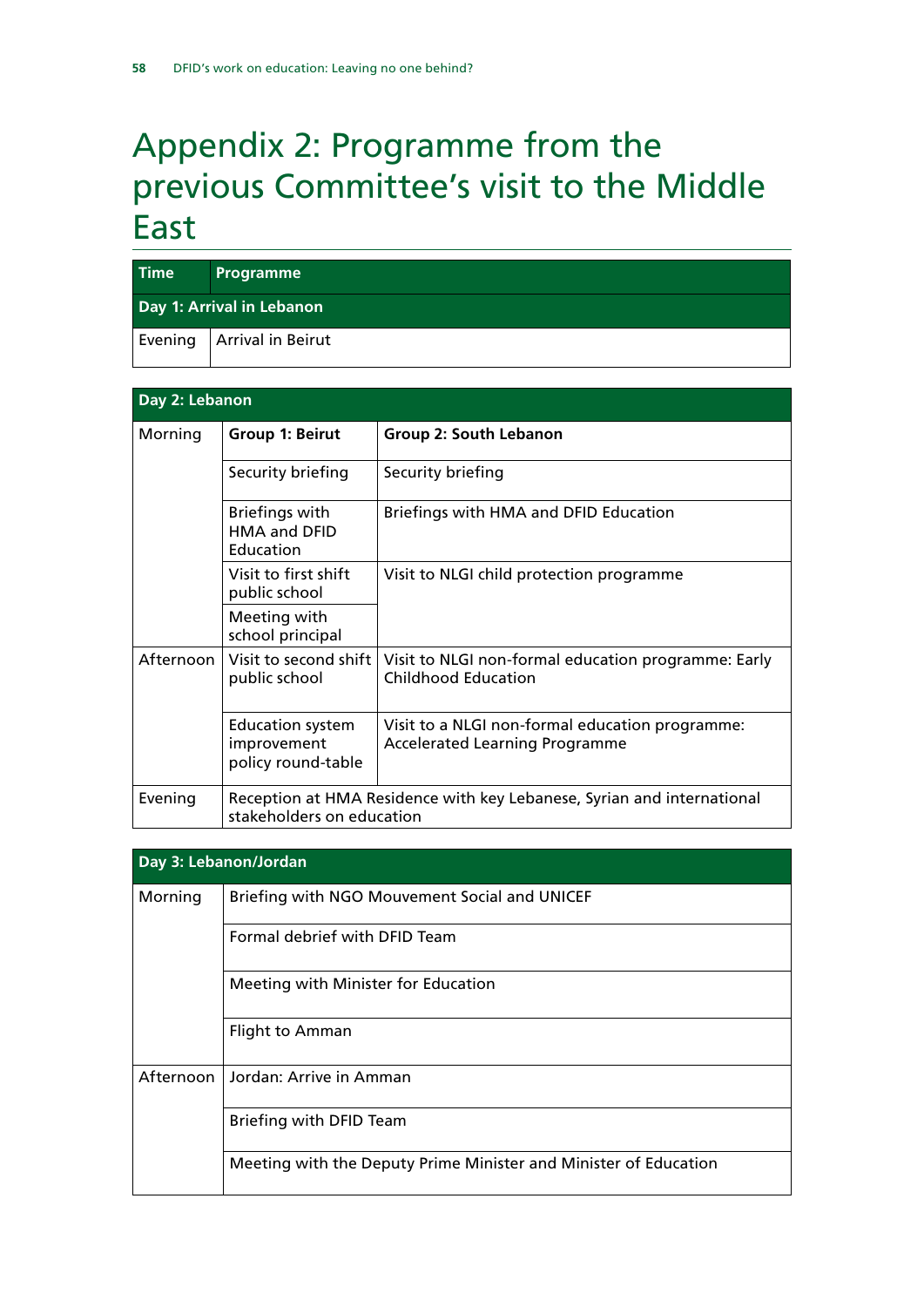# Appendix 2: Programme from the previous Committee's visit to the Middle East

| Time | Programme |
|---|---|
| **Day 1: Arrival in Lebanon** | |
| Evening | Arrival in Beirut |

| **Day 2: Lebanon** | | |
|---|---|---|
| Morning | **Group 1: Beirut** | **Group 2: South Lebanon** |
| | Security briefing | Security briefing |
| | Briefings with HMA and DFID Education | Briefings with HMA and DFID Education |
| | Visit to first shift public school | Visit to NLGI child protection programme |
| | Meeting with school principal | |
| Afternoon | Visit to second shift public school | Visit to NLGI non-formal education programme: Early Childhood Education |
| | Education system improvement policy round-table | Visit to a NLGI non-formal education programme: Accelerated Learning Programme |
| Evening | Reception at HMA Residence with key Lebanese, Syrian and international stakeholders on education | |

| **Day 3: Lebanon/Jordan** | |
|---|---|
| Morning | Briefing with NGO Mouvement Social and UNICEF |
| | Formal debrief with DFID Team |
| | Meeting with Minister for Education |
| | Flight to Amman |
| Afternoon | Jordan: Arrive in Amman |
| | Briefing with DFID Team |
| | Meeting with the Deputy Prime Minister and Minister of Education |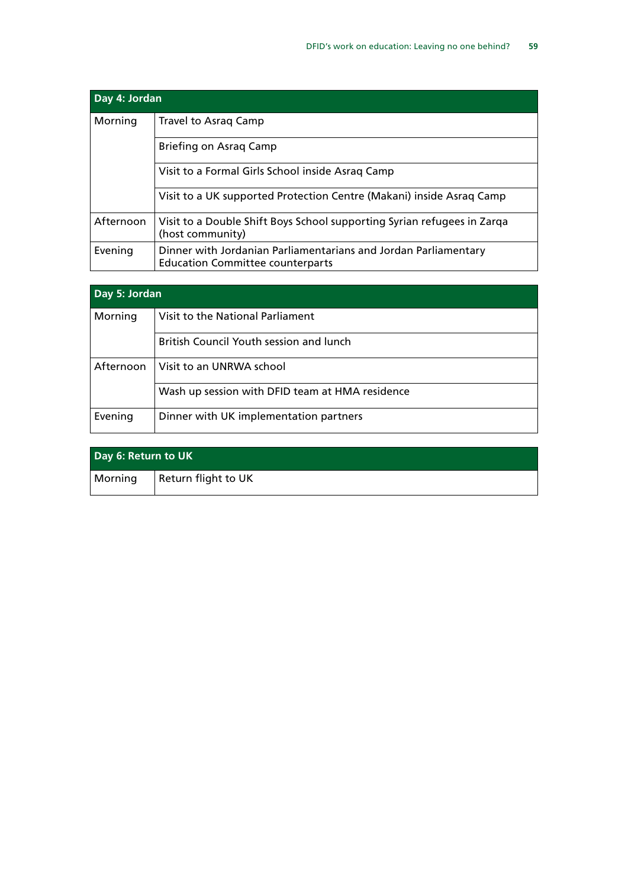| Day 4: Jordan | |
|---|---|
| Morning | Travel to Asraq Camp |
| | Briefing on Asraq Camp |
| | Visit to a Formal Girls School inside Asraq Camp |
| | Visit to a UK supported Protection Centre (Makani) inside Asraq Camp |
| Afternoon | Visit to a Double Shift Boys School supporting Syrian refugees in Zarqa (host community) |
| Evening | Dinner with Jordanian Parliamentarians and Jordan Parliamentary Education Committee counterparts |

| Day 5: Jordan | |
|---|---|
| Morning | Visit to the National Parliament |
| | British Council Youth session and lunch |
| Afternoon | Visit to an UNRWA school |
| | Wash up session with DFID team at HMA residence |
| Evening | Dinner with UK implementation partners |

| Day 6: Return to UK | |
|---|---|
| Morning | Return flight to UK |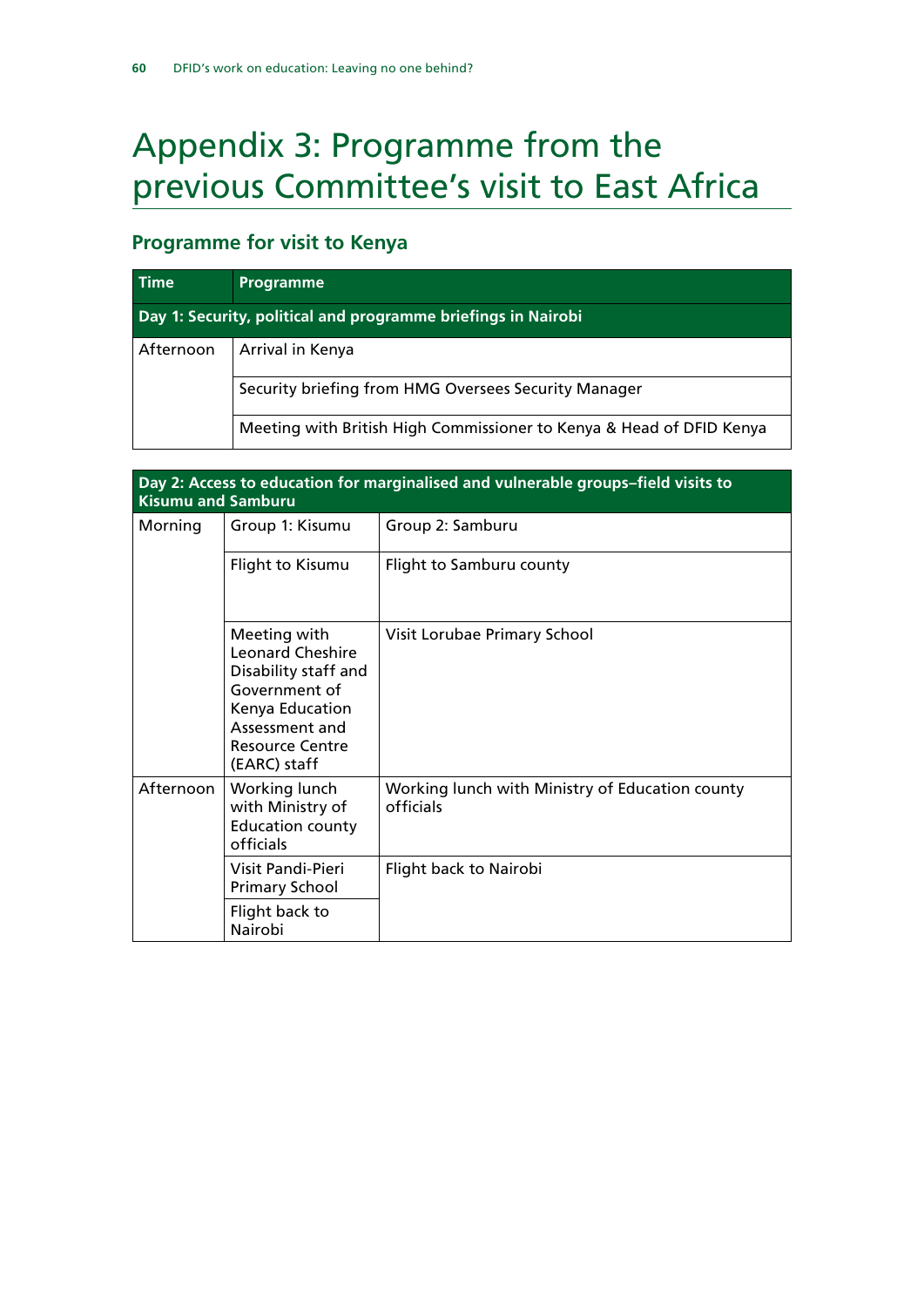# Appendix 3: Programme from the previous Committee's visit to East Africa

## Programme for visit to Kenya

| Time | Programme |
|---|---|
| **Day 1: Security, political and programme briefings in Nairobi** | |
| Afternoon | Arrival in Kenya |
| | Security briefing from HMG Oversees Security Manager |
| | Meeting with British High Commissioner to Kenya & Head of DFID Kenya |

| **Day 2: Access to education for marginalised and vulnerable groups–field visits to Kisumu and Samburu** | | |
|---|---|---|
| Morning | Group 1: Kisumu | Group 2: Samburu |
| | Flight to Kisumu | Flight to Samburu county |
| | Meeting with Leonard Cheshire Disability staff and Government of Kenya Education Assessment and Resource Centre (EARC) staff | Visit Lorubae Primary School |
| Afternoon | Working lunch with Ministry of Education county officials | Working lunch with Ministry of Education county officials |
| | Visit Pandi-Pieri Primary School | Flight back to Nairobi |
| | Flight back to Nairobi | |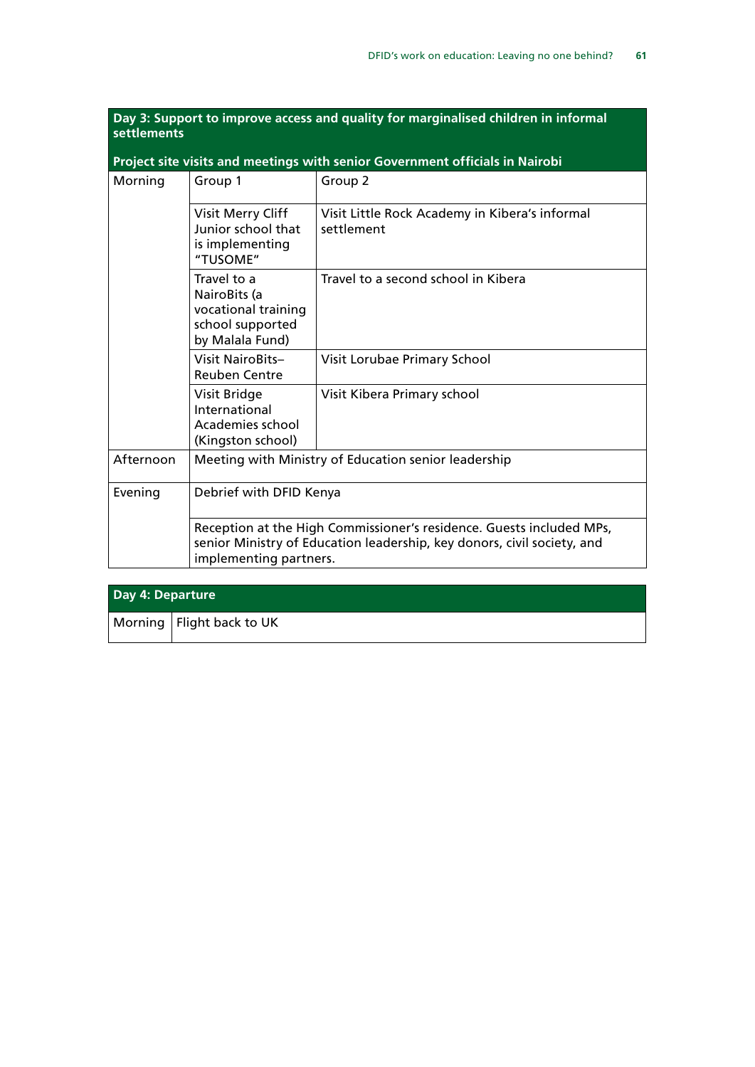| Day 3: Support to improve access and quality for marginalised children in informal settlements<br><br>Project site visits and meetings with senior Government officials in Nairobi | | |
|---|---|---|
| Morning | Group 1 | Group 2 |
| | Visit Merry Cliff Junior school that is implementing "TUSOME" | Visit Little Rock Academy in Kibera's informal settlement |
| | Travel to a NairoBits (a vocational training school supported by Malala Fund) | Travel to a second school in Kibera |
| | Visit NairoBits–Reuben Centre | Visit Lorubae Primary School |
| | Visit Bridge International Academies school (Kingston school) | Visit Kibera Primary school |
| Afternoon | Meeting with Ministry of Education senior leadership | |
| Evening | Debrief with DFID Kenya | |
| | Reception at the High Commissioner's residence. Guests included MPs, senior Ministry of Education leadership, key donors, civil society, and implementing partners. | |

| Day 4: Departure | |
|---|---|
| Morning | Flight back to UK |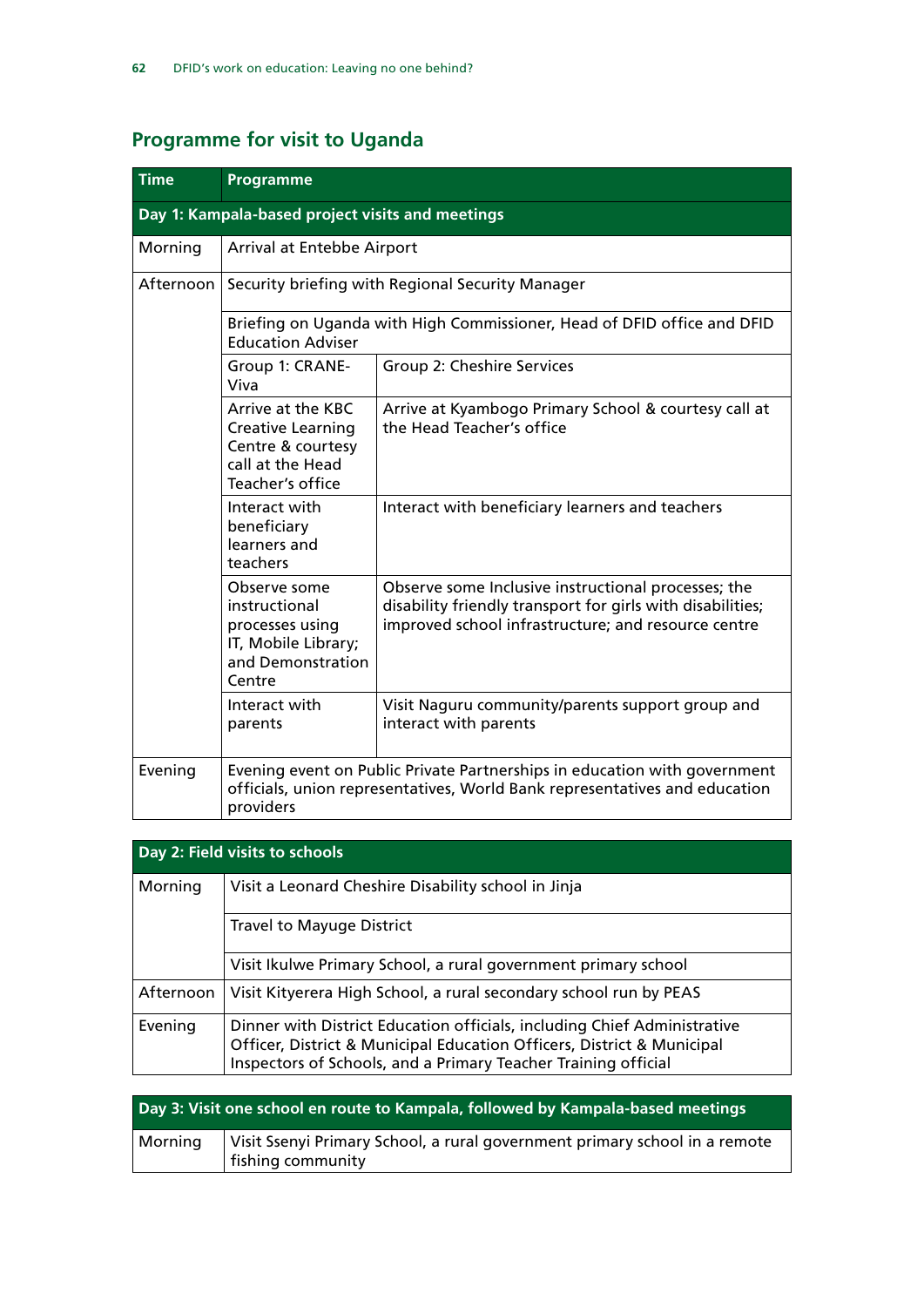## Programme for visit to Uganda

| Time | Programme | |
|---|---|---|
| **Day 1: Kampala-based project visits and meetings** | | |
| Morning | Arrival at Entebbe Airport | |
| Afternoon | Security briefing with Regional Security Manager | |
| | Briefing on Uganda with High Commissioner, Head of DFID office and DFID Education Adviser | |
| | Group 1: CRANE-Viva | Group 2: Cheshire Services |
| | Arrive at the KBC Creative Learning Centre & courtesy call at the Head Teacher's office | Arrive at Kyambogo Primary School & courtesy call at the Head Teacher's office |
| | Interact with beneficiary learners and teachers | Interact with beneficiary learners and teachers |
| | Observe some instructional processes using IT, Mobile Library; and Demonstration Centre | Observe some Inclusive instructional processes; the disability friendly transport for girls with disabilities; improved school infrastructure; and resource centre |
| | Interact with parents | Visit Naguru community/parents support group and interact with parents |
| Evening | Evening event on Public Private Partnerships in education with government officials, union representatives, World Bank representatives and education providers | |

| Time | Programme |
|---|---|
| **Day 2: Field visits to schools** | |
| Morning | Visit a Leonard Cheshire Disability school in Jinja |
| | Travel to Mayuge District |
| | Visit Ikulwe Primary School, a rural government primary school |
| Afternoon | Visit Kityerera High School, a rural secondary school run by PEAS |
| Evening | Dinner with District Education officials, including Chief Administrative Officer, District & Municipal Education Officers, District & Municipal Inspectors of Schools, and a Primary Teacher Training official |

| Time | Programme |
|---|---|
| **Day 3: Visit one school en route to Kampala, followed by Kampala-based meetings** | |
| Morning | Visit Ssenyi Primary School, a rural government primary school in a remote fishing community |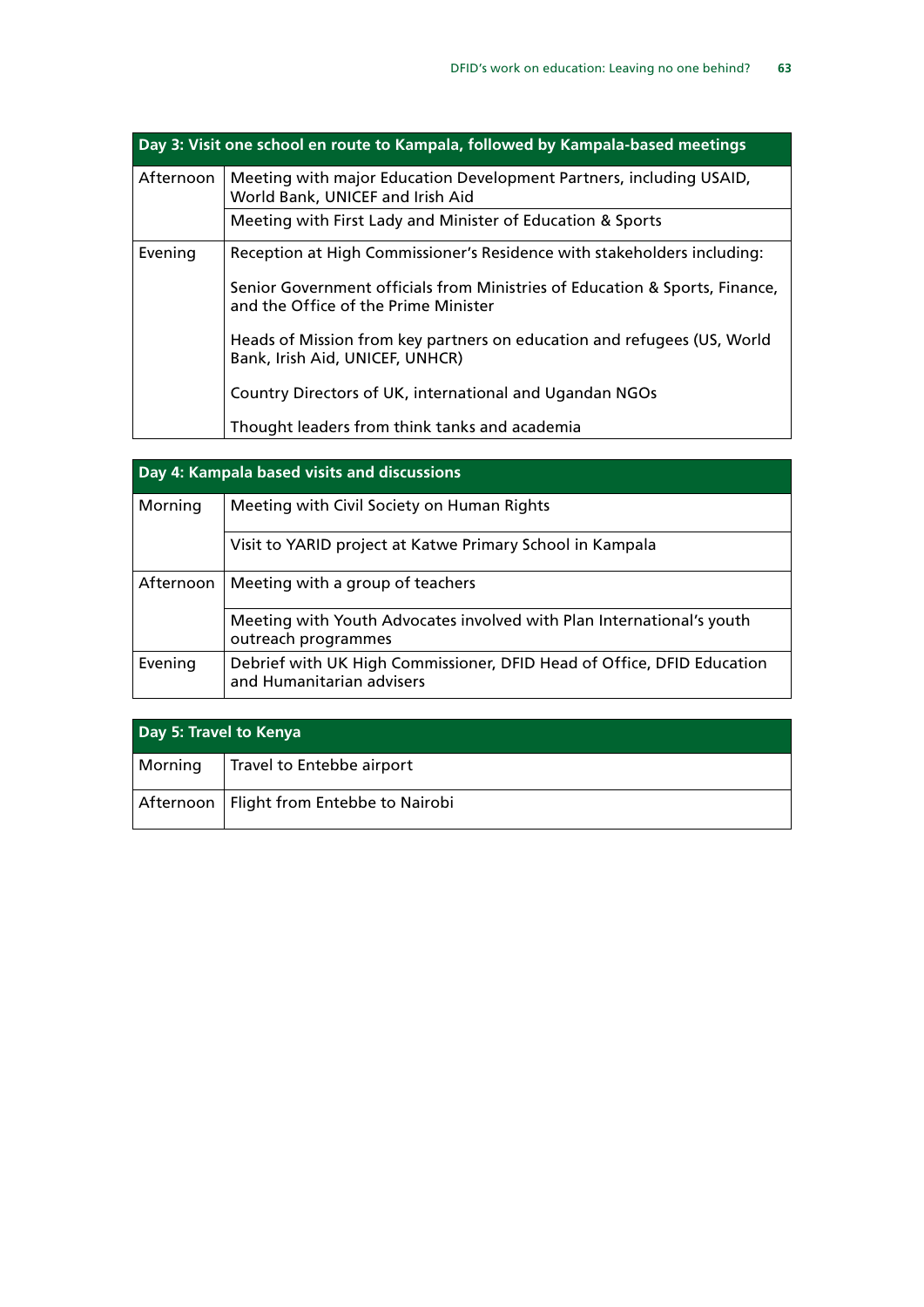| Day 3: Visit one school en route to Kampala, followed by Kampala-based meetings | |
|---|---|
| Afternoon | Meeting with major Education Development Partners, including USAID, World Bank, UNICEF and Irish Aid |
| | Meeting with First Lady and Minister of Education & Sports |
| Evening | Reception at High Commissioner's Residence with stakeholders including:<br><br>Senior Government officials from Ministries of Education & Sports, Finance, and the Office of the Prime Minister<br><br>Heads of Mission from key partners on education and refugees (US, World Bank, Irish Aid, UNICEF, UNHCR)<br><br>Country Directors of UK, international and Ugandan NGOs<br><br>Thought leaders from think tanks and academia |

| Day 4: Kampala based visits and discussions | |
|---|---|
| Morning | Meeting with Civil Society on Human Rights |
| | Visit to YARID project at Katwe Primary School in Kampala |
| Afternoon | Meeting with a group of teachers |
| | Meeting with Youth Advocates involved with Plan International's youth outreach programmes |
| Evening | Debrief with UK High Commissioner, DFID Head of Office, DFID Education and Humanitarian advisers |

| Day 5: Travel to Kenya | |
|---|---|
| Morning | Travel to Entebbe airport |
| Afternoon | Flight from Entebbe to Nairobi |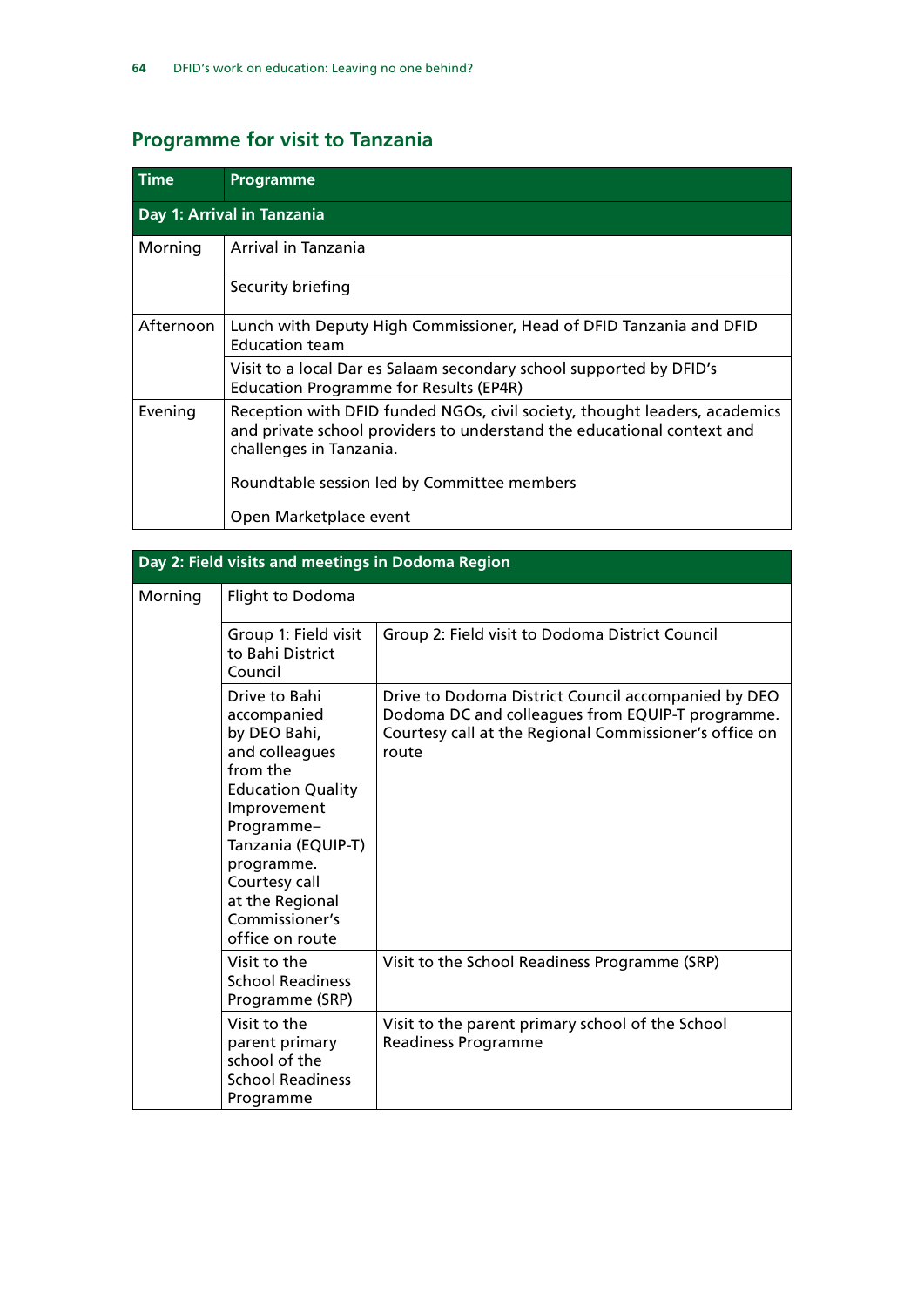## Programme for visit to Tanzania

| Time | Programme |
|---|---|
| **Day 1: Arrival in Tanzania** | |
| Morning | Arrival in Tanzania |
| | Security briefing |
| Afternoon | Lunch with Deputy High Commissioner, Head of DFID Tanzania and DFID Education team |
| | Visit to a local Dar es Salaam secondary school supported by DFID's Education Programme for Results (EP4R) |
| Evening | Reception with DFID funded NGOs, civil society, thought leaders, academics and private school providers to understand the educational context and challenges in Tanzania.<br><br>Roundtable session led by Committee members<br><br>Open Marketplace event |

| **Day 2: Field visits and meetings in Dodoma Region** | | |
|---|---|---|
| Morning | Flight to Dodoma | |
| | Group 1: Field visit to Bahi District Council | Group 2: Field visit to Dodoma District Council |
| | Drive to Bahi accompanied by DEO Bahi, and colleagues from the Education Quality Improvement Programme–Tanzania (EQUIP-T) programme. Courtesy call at the Regional Commissioner's office on route | Drive to Dodoma District Council accompanied by DEO Dodoma DC and colleagues from EQUIP-T programme. Courtesy call at the Regional Commissioner's office on route |
| | Visit to the School Readiness Programme (SRP) | Visit to the School Readiness Programme (SRP) |
| | Visit to the parent primary school of the School Readiness Programme | Visit to the parent primary school of the School Readiness Programme |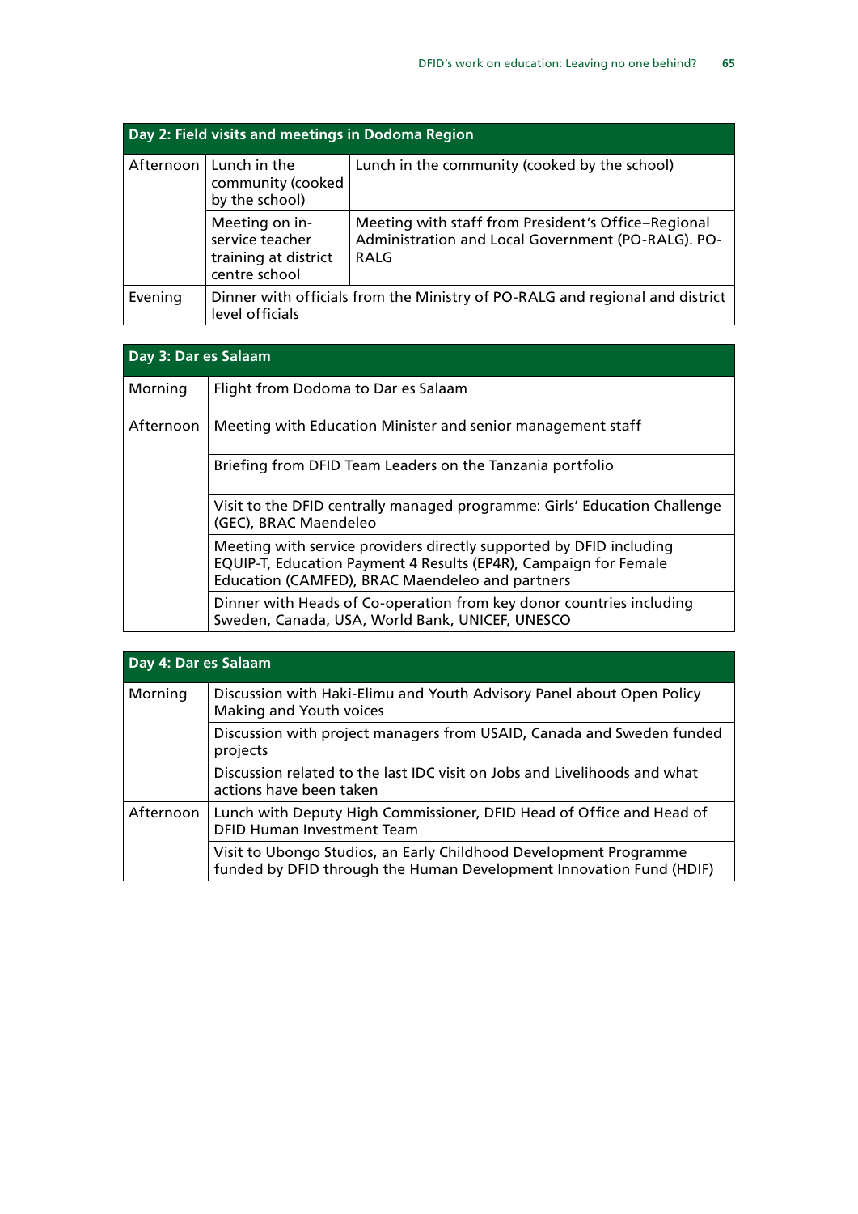| Day 2: Field visits and meetings in Dodoma Region | | |
|---|---|---|
| Afternoon | Lunch in the community (cooked by the school) | Lunch in the community (cooked by the school) |
| | Meeting on in-service teacher training at district centre school | Meeting with staff from President's Office–Regional Administration and Local Government (PO-RALG). PO-RALG |
| Evening | Dinner with officials from the Ministry of PO-RALG and regional and district level officials | |

| Day 3: Dar es Salaam | |
|---|---|
| Morning | Flight from Dodoma to Dar es Salaam |
| Afternoon | Meeting with Education Minister and senior management staff |
| | Briefing from DFID Team Leaders on the Tanzania portfolio |
| | Visit to the DFID centrally managed programme: Girls' Education Challenge (GEC), BRAC Maendeleo |
| | Meeting with service providers directly supported by DFID including EQUIP-T, Education Payment 4 Results (EP4R), Campaign for Female Education (CAMFED), BRAC Maendeleo and partners |
| | Dinner with Heads of Co-operation from key donor countries including Sweden, Canada, USA, World Bank, UNICEF, UNESCO |

| Day 4: Dar es Salaam | |
|---|---|
| Morning | Discussion with Haki-Elimu and Youth Advisory Panel about Open Policy Making and Youth voices |
| | Discussion with project managers from USAID, Canada and Sweden funded projects |
| | Discussion related to the last IDC visit on Jobs and Livelihoods and what actions have been taken |
| Afternoon | Lunch with Deputy High Commissioner, DFID Head of Office and Head of DFID Human Investment Team |
| | Visit to Ubongo Studios, an Early Childhood Development Programme funded by DFID through the Human Development Innovation Fund (HDIF) |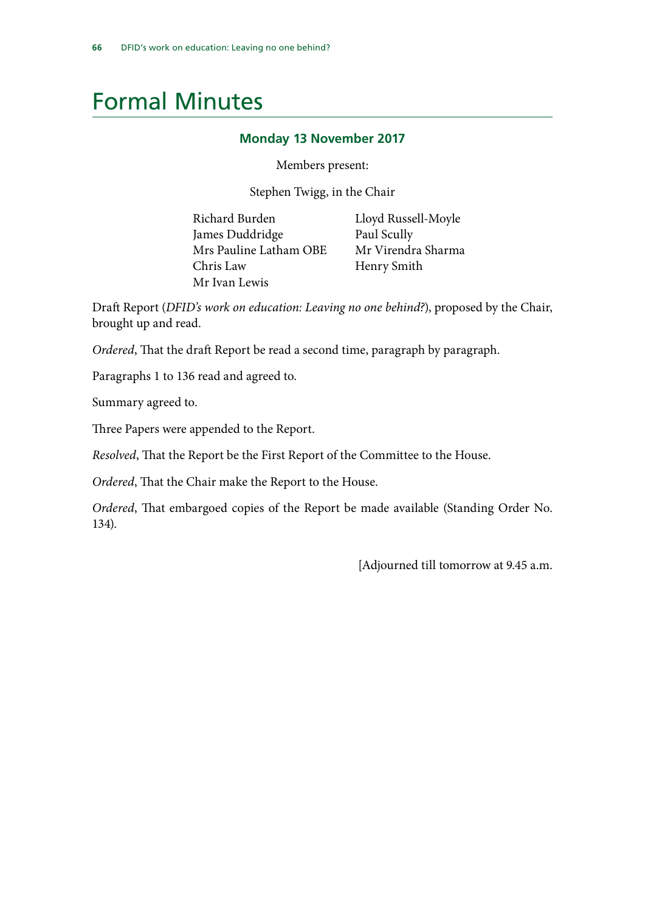# Formal Minutes

### Monday 13 November 2017

Members present:

Stephen Twigg, in the Chair

Richard Burden
James Duddridge
Mrs Pauline Latham OBE
Chris Law
Mr Ivan Lewis
Lloyd Russell-Moyle
Paul Scully
Mr Virendra Sharma
Henry Smith

Draft Report (*DFID's work on education: Leaving no one behind?*), proposed by the Chair, brought up and read.

*Ordered*, That the draft Report be read a second time, paragraph by paragraph.

Paragraphs 1 to 136 read and agreed to.

Summary agreed to.

Three Papers were appended to the Report.

*Resolved*, That the Report be the First Report of the Committee to the House.

*Ordered*, That the Chair make the Report to the House.

*Ordered*, That embargoed copies of the Report be made available (Standing Order No. 134).

[Adjourned till tomorrow at 9.45 a.m.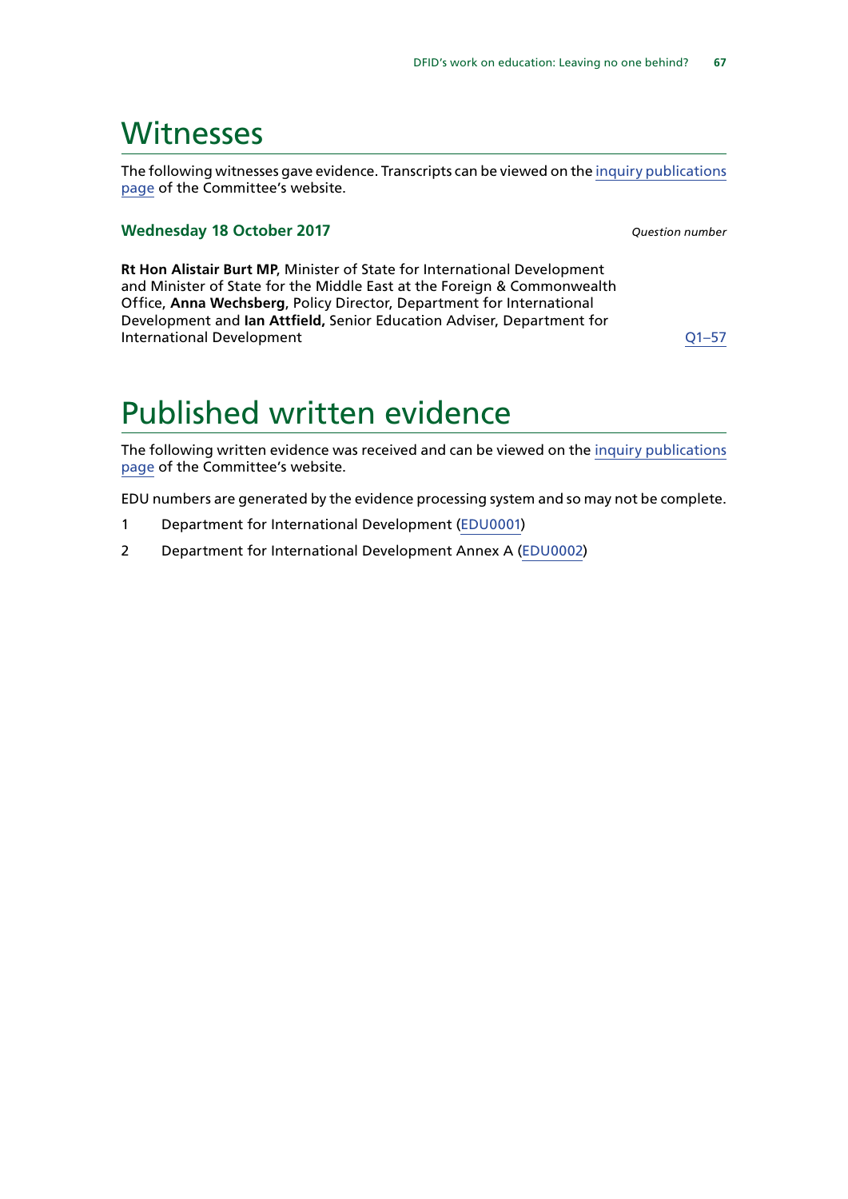# Witnesses

The following witnesses gave evidence. Transcripts can be viewed on the inquiry publications page of the Committee's website.

### Wednesday 18 October 2017

*Question number*

**Rt Hon Alistair Burt MP**, Minister of State for International Development and Minister of State for the Middle East at the Foreign & Commonwealth Office, **Anna Wechsberg**, Policy Director, Department for International Development and **Ian Attfield,** Senior Education Adviser, Department for International Development — Q1–57

# Published written evidence

The following written evidence was received and can be viewed on the inquiry publications page of the Committee's website.

EDU numbers are generated by the evidence processing system and so may not be complete.

1. Department for International Development (EDU0001)
2. Department for International Development Annex A (EDU0002)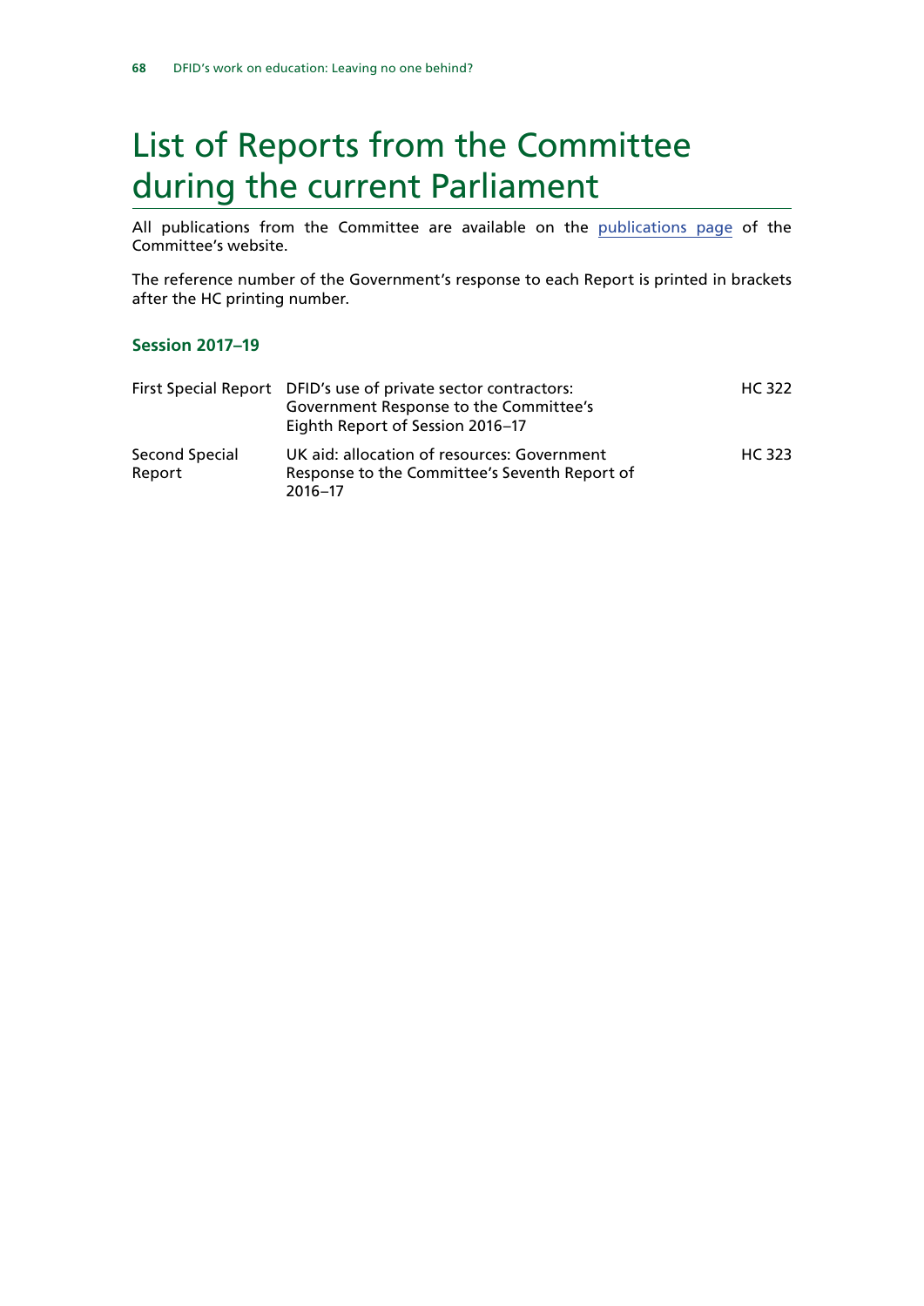# List of Reports from the Committee during the current Parliament

All publications from the Committee are available on the publications page of the Committee's website.

The reference number of the Government's response to each Report is printed in brackets after the HC printing number.

### Session 2017–19

| | | |
|---|---|---|
| First Special Report | DFID's use of private sector contractors: Government Response to the Committee's Eighth Report of Session 2016–17 | HC 322 |
| Second Special Report | UK aid: allocation of resources: Government Response to the Committee's Seventh Report of 2016–17 | HC 323 |